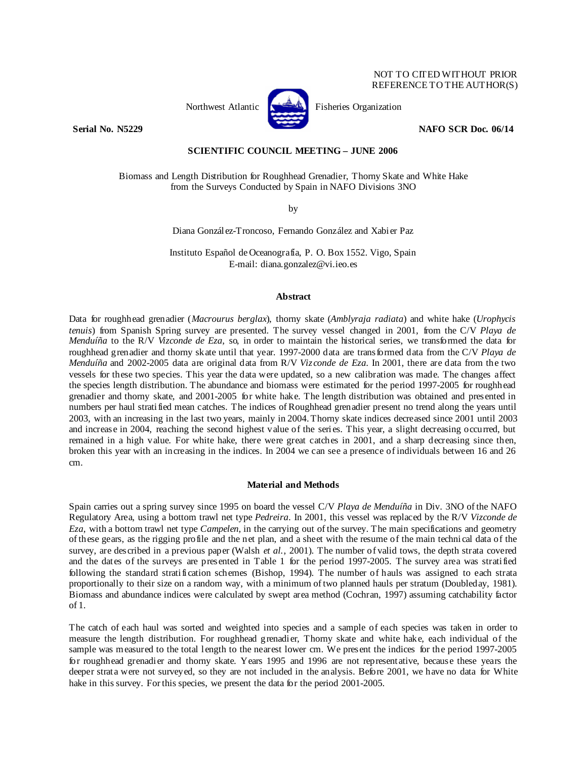NOT TO CITED WITHOUT PRIOR
REFERENCE TO THE AUTHOR(S)

Northwest Atlantic Fisheries Organization

**Serial No. N5229** **NAFO SCR Doc. 06/14**

**SCIENTIFIC COUNCIL MEETING – JUNE 2006**

Biomass and Length Distribution for Roughhead Grenadier, Thorny Skate and White Hake from the Surveys Conducted by Spain in NAFO Divisions 3NO

by

Diana González-Troncoso, Fernando González and Xabier Paz

Instituto Español de Oceanografía, P. O. Box 1552. Vigo, Spain
E-mail: diana.gonzalez@vi.ieo.es

## Abstract

Data for roughhead grenadier (*Macrourus berglax*), thorny skate (*Amblyraja radiata*) and white hake (*Urophycis tenuis*) from Spanish Spring survey are presented. The survey vessel changed in 2001, from the C/V *Playa de Menduíña* to the R/V *Vizconde de Eza*, so, in order to maintain the historical series, we transformed the data for roughhead grenadier and thorny skate until that year. 1997-2000 data are transformed data from the C/V *Playa de Menduíña* and 2002-2005 data are original data from R/V *Vizconde de Eza*. In 2001, there are data from the two vessels for these two species. This year the data were updated, so a new calibration was made. The changes affect the species length distribution. The abundance and biomass were estimated for the period 1997-2005 for roughhead grenadier and thorny skate, and 2001-2005 for white hake. The length distribution was obtained and presented in numbers per haul stratified mean catches. The indices of Roughhead grenadier present no trend along the years until 2003, with an increasing in the last two years, mainly in 2004. Thorny skate indices decreased since 2001 until 2003 and increase in 2004, reaching the second highest value of the series. This year, a slight decreasing occurred, but remained in a high value. For white hake, there were great catches in 2001, and a sharp decreasing since then, broken this year with an increasing in the indices. In 2004 we can see a presence of individuals between 16 and 26 cm.

## Material and Methods

Spain carries out a spring survey since 1995 on board the vessel C/V *Playa de Menduíña* in Div. 3NO of the NAFO Regulatory Area, using a bottom trawl net type *Pedreira*. In 2001, this vessel was replaced by the R/V *Vizconde de Eza*, with a bottom trawl net type *Campelen*, in the carrying out of the survey. The main specifications and geometry of these gears, as the rigging profile and the net plan, and a sheet with the resume of the main technical data of the survey, are described in a previous paper (Walsh *et al.*, 2001). The number of valid tows, the depth strata covered and the dates of the surveys are presented in Table 1 for the period 1997-2005. The survey area was stratified following the standard stratification schemes (Bishop, 1994). The number of hauls was assigned to each strata proportionally to their size on a random way, with a minimum of two planned hauls per stratum (Doubleday, 1981). Biomass and abundance indices were calculated by swept area method (Cochran, 1997) assuming catchability factor of 1.

The catch of each haul was sorted and weighted into species and a sample of each species was taken in order to measure the length distribution. For roughhead grenadier, Thorny skate and white hake, each individual of the sample was measured to the total length to the nearest lower cm. We present the indices for the period 1997-2005 for roughhead grenadier and thorny skate. Years 1995 and 1996 are not representative, because these years the deeper strata were not surveyed, so they are not included in the analysis. Before 2001, we have no data for White hake in this survey. For this species, we present the data for the period 2001-2005.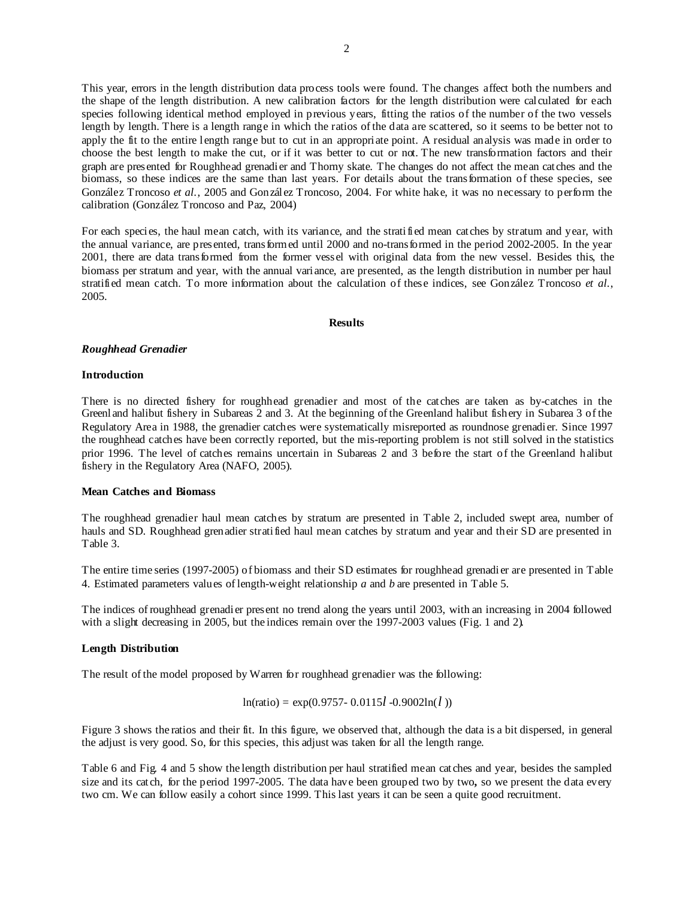This year, errors in the length distribution data process tools were found. The changes affect both the numbers and the shape of the length distribution. A new calibration factors for the length distribution were calculated for each species following identical method employed in previous years, fitting the ratios of the number of the two vessels length by length. There is a length range in which the ratios of the data are scattered, so it seems to be better not to apply the fit to the entire length range but to cut in an appropriate point. A residual analysis was made in order to choose the best length to make the cut, or if it was better to cut or not. The new transformation factors and their graph are presented for Roughhead grenadier and Thorny skate. The changes do not affect the mean catches and the biomass, so these indices are the same than last years. For details about the transformation of these species, see González Troncoso *et al.*, 2005 and González Troncoso, 2004. For white hake, it was no necessary to perform the calibration (González Troncoso and Paz, 2004)

For each species, the haul mean catch, with its variance, and the stratified mean catches by stratum and year, with the annual variance, are presented, transformed until 2000 and no-transformed in the period 2002-2005. In the year 2001, there are data transformed from the former vessel with original data from the new vessel. Besides this, the biomass per stratum and year, with the annual variance, are presented, as the length distribution in number per haul stratified mean catch. To more information about the calculation of these indices, see González Troncoso *et al.*, 2005.

## Results

### *Roughhead Grenadier*

#### Introduction

There is no directed fishery for roughhead grenadier and most of the catches are taken as by-catches in the Greenland halibut fishery in Subareas 2 and 3. At the beginning of the Greenland halibut fishery in Subarea 3 of the Regulatory Area in 1988, the grenadier catches were systematically misreported as roundnose grenadier. Since 1997 the roughhead catches have been correctly reported, but the mis-reporting problem is not still solved in the statistics prior 1996. The level of catches remains uncertain in Subareas 2 and 3 before the start of the Greenland halibut fishery in the Regulatory Area (NAFO, 2005).

#### Mean Catches and Biomass

The roughhead grenadier haul mean catches by stratum are presented in Table 2, included swept area, number of hauls and SD. Roughhead grenadier stratified haul mean catches by stratum and year and their SD are presented in Table 3.

The entire time series (1997-2005) of biomass and their SD estimates for roughhead grenadier are presented in Table 4. Estimated parameters values of length-weight relationship *a* and *b* are presented in Table 5.

The indices of roughhead grenadier present no trend along the years until 2003, with an increasing in 2004 followed with a slight decreasing in 2005, but the indices remain over the 1997-2003 values (Fig. 1 and 2).

#### Length Distribution

The result of the model proposed by Warren for roughhead grenadier was the following:

$$\ln(\text{ratio}) = \exp(0.9757 - 0.0115l - 0.9002\ln(l))$$

Figure 3 shows the ratios and their fit. In this figure, we observed that, although the data is a bit dispersed, in general the adjust is very good. So, for this species, this adjust was taken for all the length range.

Table 6 and Fig. 4 and 5 show the length distribution per haul stratified mean catches and year, besides the sampled size and its catch, for the period 1997-2005. The data have been grouped two by two**,** so we present the data every two cm. We can follow easily a cohort since 1999. This last years it can be seen a quite good recruitment.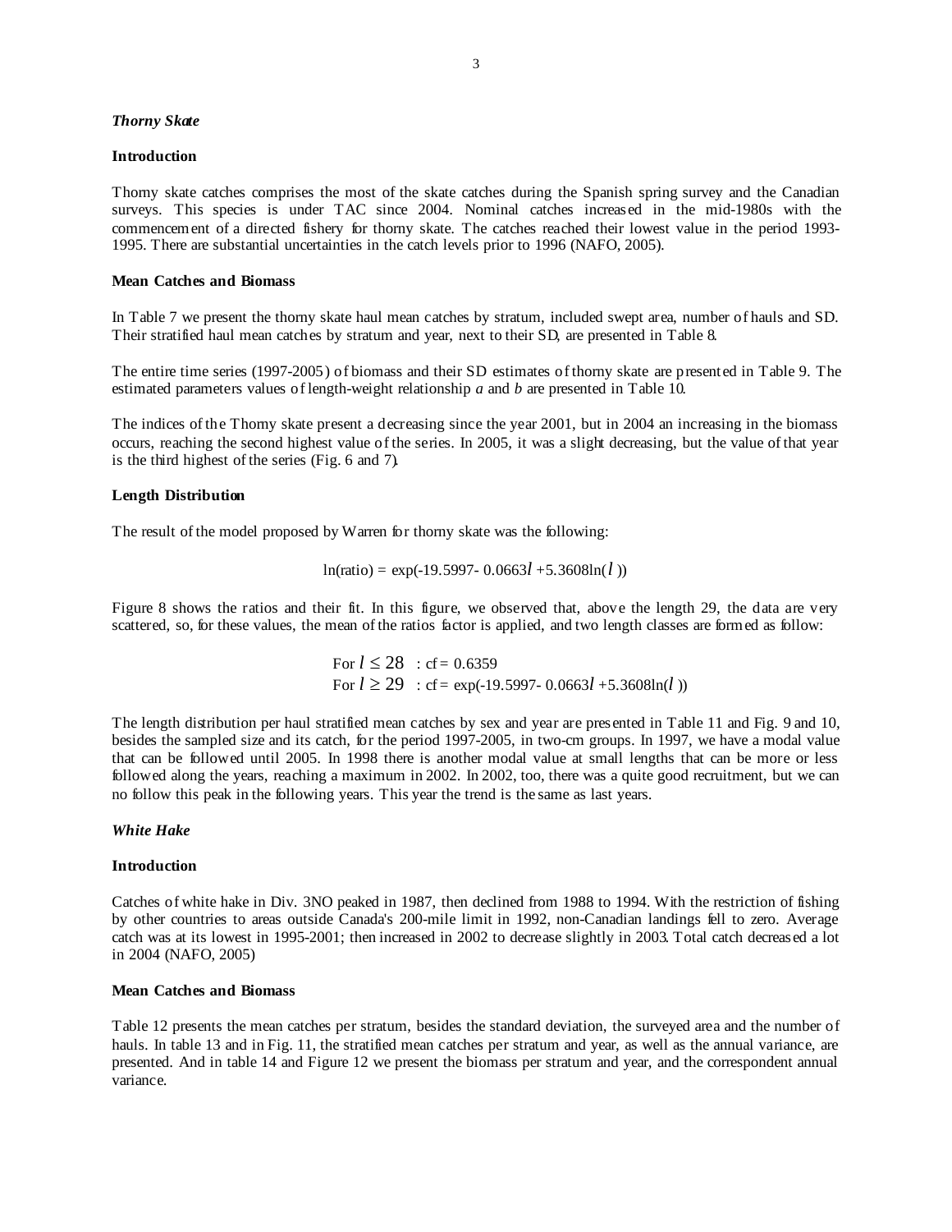### *Thorny Skate*

#### Introduction

Thorny skate catches comprises the most of the skate catches during the Spanish spring survey and the Canadian surveys. This species is under TAC since 2004. Nominal catches increased in the mid-1980s with the commencement of a directed fishery for thorny skate. The catches reached their lowest value in the period 1993-1995. There are substantial uncertainties in the catch levels prior to 1996 (NAFO, 2005).

#### Mean Catches and Biomass

In Table 7 we present the thorny skate haul mean catches by stratum, included swept area, number of hauls and SD. Their stratified haul mean catches by stratum and year, next to their SD, are presented in Table 8.

The entire time series (1997-2005) of biomass and their SD estimates of thorny skate are presented in Table 9. The estimated parameters values of length-weight relationship *a* and *b* are presented in Table 10.

The indices of the Thorny skate present a decreasing since the year 2001, but in 2004 an increasing in the biomass occurs, reaching the second highest value of the series. In 2005, it was a slight decreasing, but the value of that year is the third highest of the series (Fig. 6 and 7).

#### Length Distribution

The result of the model proposed by Warren for thorny skate was the following:

$$\ln(\text{ratio}) = \exp(-19.5997 - 0.0663l + 5.3608\ln(l))$$

Figure 8 shows the ratios and their fit. In this figure, we observed that, above the length 29, the data are very scattered, so, for these values, the mean of the ratios factor is applied, and two length classes are formed as follow:

For $l \leq 28$ : cf = 0.6359
For $l \geq 29$ : cf = $\exp(-19.5997 - 0.0663l + 5.3608\ln(l))$

The length distribution per haul stratified mean catches by sex and year are presented in Table 11 and Fig. 9 and 10, besides the sampled size and its catch, for the period 1997-2005, in two-cm groups. In 1997, we have a modal value that can be followed until 2005. In 1998 there is another modal value at small lengths that can be more or less followed along the years, reaching a maximum in 2002. In 2002, too, there was a quite good recruitment, but we can no follow this peak in the following years. This year the trend is the same as last years.

### *White Hake*

#### Introduction

Catches of white hake in Div. 3NO peaked in 1987, then declined from 1988 to 1994. With the restriction of fishing by other countries to areas outside Canada's 200-mile limit in 1992, non-Canadian landings fell to zero. Average catch was at its lowest in 1995-2001; then increased in 2002 to decrease slightly in 2003. Total catch decreased a lot in 2004 (NAFO, 2005)

#### Mean Catches and Biomass

Table 12 presents the mean catches per stratum, besides the standard deviation, the surveyed area and the number of hauls. In table 13 and in Fig. 11, the stratified mean catches per stratum and year, as well as the annual variance, are presented. And in table 14 and Figure 12 we present the biomass per stratum and year, and the correspondent annual variance.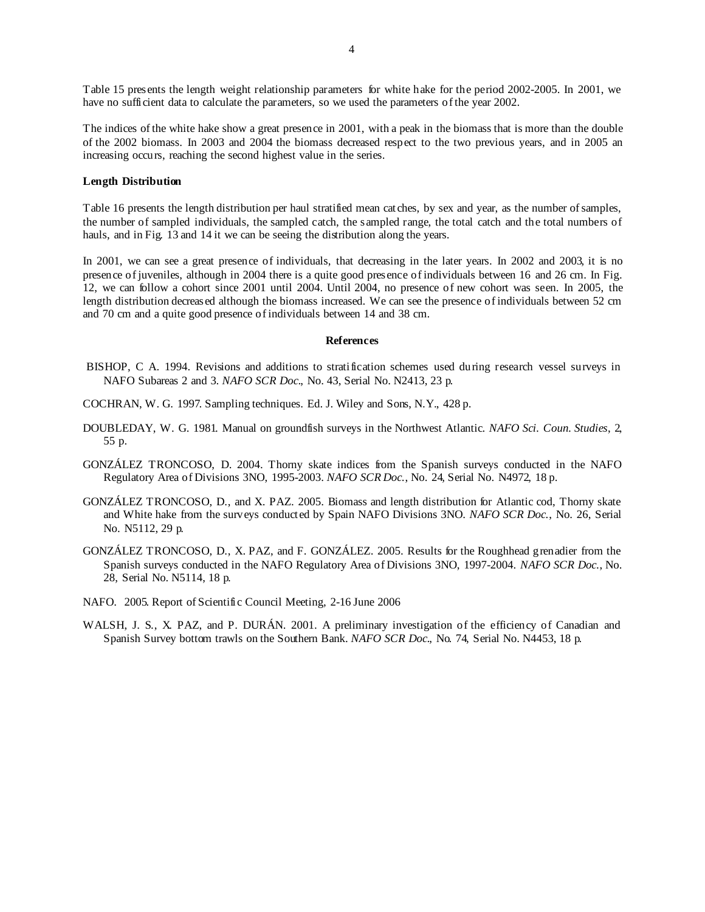Table 15 presents the length weight relationship parameters for white hake for the period 2002-2005. In 2001, we have no sufficient data to calculate the parameters, so we used the parameters of the year 2002.

The indices of the white hake show a great presence in 2001, with a peak in the biomass that is more than the double of the 2002 biomass. In 2003 and 2004 the biomass decreased respect to the two previous years, and in 2005 an increasing occurs, reaching the second highest value in the series.

**Length Distribution**

Table 16 presents the length distribution per haul stratified mean catches, by sex and year, as the number of samples, the number of sampled individuals, the sampled catch, the sampled range, the total catch and the total numbers of hauls, and in Fig. 13 and 14 it we can be seeing the distribution along the years.

In 2001, we can see a great presence of individuals, that decreasing in the later years. In 2002 and 2003, it is no presence of juveniles, although in 2004 there is a quite good presence of individuals between 16 and 26 cm. In Fig. 12, we can follow a cohort since 2001 until 2004. Until 2004, no presence of new cohort was seen. In 2005, the length distribution decreased although the biomass increased. We can see the presence of individuals between 52 cm and 70 cm and a quite good presence of individuals between 14 and 38 cm.

## References

BISHOP, C A. 1994. Revisions and additions to stratification schemes used during research vessel surveys in NAFO Subareas 2 and 3. *NAFO SCR Doc.*, No. 43, Serial No. N2413, 23 p.

COCHRAN, W. G. 1997. Sampling techniques. Ed. J. Wiley and Sons, N.Y., 428 p.

DOUBLEDAY, W. G. 1981. Manual on groundfish surveys in the Northwest Atlantic. *NAFO Sci. Coun. Studies*, 2, 55 p.

GONZÁLEZ TRONCOSO, D. 2004. Thorny skate indices from the Spanish surveys conducted in the NAFO Regulatory Area of Divisions 3NO, 1995-2003. *NAFO SCR Doc.*, No. 24, Serial No. N4972, 18 p.

GONZÁLEZ TRONCOSO, D., and X. PAZ. 2005. Biomass and length distribution for Atlantic cod, Thorny skate and White hake from the surveys conducted by Spain NAFO Divisions 3NO. *NAFO SCR Doc.*, No. 26, Serial No. N5112, 29 p.

GONZÁLEZ TRONCOSO, D., X. PAZ, and F. GONZÁLEZ. 2005. Results for the Roughhead grenadier from the Spanish surveys conducted in the NAFO Regulatory Area of Divisions 3NO, 1997-2004. *NAFO SCR Doc.*, No. 28, Serial No. N5114, 18 p.

NAFO. 2005. Report of Scientific Council Meeting, 2-16 June 2006

WALSH, J. S., X. PAZ, and P. DURÁN. 2001. A preliminary investigation of the efficiency of Canadian and Spanish Survey bottom trawls on the Southern Bank. *NAFO SCR Doc.*, No. 74, Serial No. N4453, 18 p.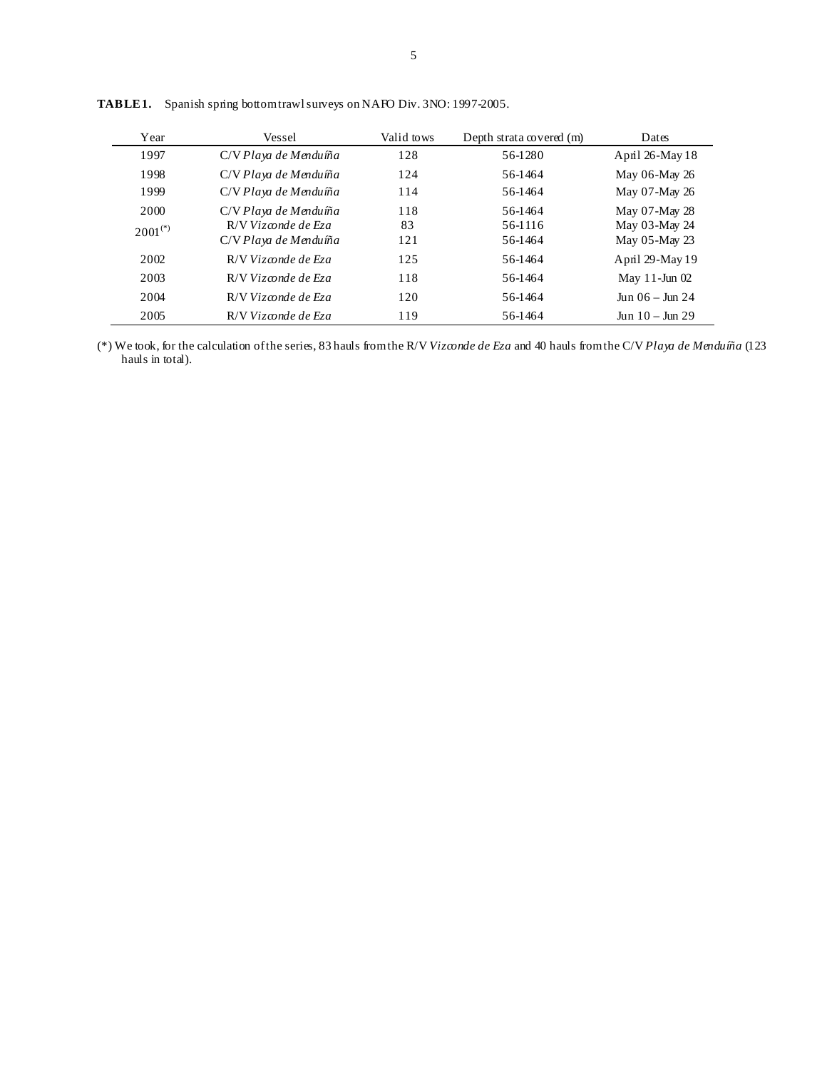**TABLE 1.** Spanish spring bottom trawl surveys on NAFO Div. 3NO: 1997-2005.

| Year | Vessel | Valid tows | Depth strata covered (m) | Dates |
|---|---|---|---|---|
| 1997 | C/V *Playa de Menduíña* | 128 | 56-1280 | April 26-May 18 |
| 1998 | C/V *Playa de Menduíña* | 124 | 56-1464 | May 06-May 26 |
| 1999 | C/V *Playa de Menduíña* | 114 | 56-1464 | May 07-May 26 |
| 2000 | C/V *Playa de Menduíña* | 118 | 56-1464 | May 07-May 28 |
| 2001(*) | R/V *Vizconde de Eza* | 83 | 56-1116 | May 03-May 24 |
| | C/V *Playa de Menduíña* | 121 | 56-1464 | May 05-May 23 |
| 2002 | R/V *Vizconde de Eza* | 125 | 56-1464 | April 29-May 19 |
| 2003 | R/V *Vizconde de Eza* | 118 | 56-1464 | May 11-Jun 02 |
| 2004 | R/V *Vizconde de Eza* | 120 | 56-1464 | Jun 06 – Jun 24 |
| 2005 | R/V *Vizconde de Eza* | 119 | 56-1464 | Jun 10 – Jun 29 |

(*) We took, for the calculation of the series, 83 hauls from the R/V *Vizconde de Eza* and 40 hauls from the C/V *Playa de Menduíña* (123 hauls in total).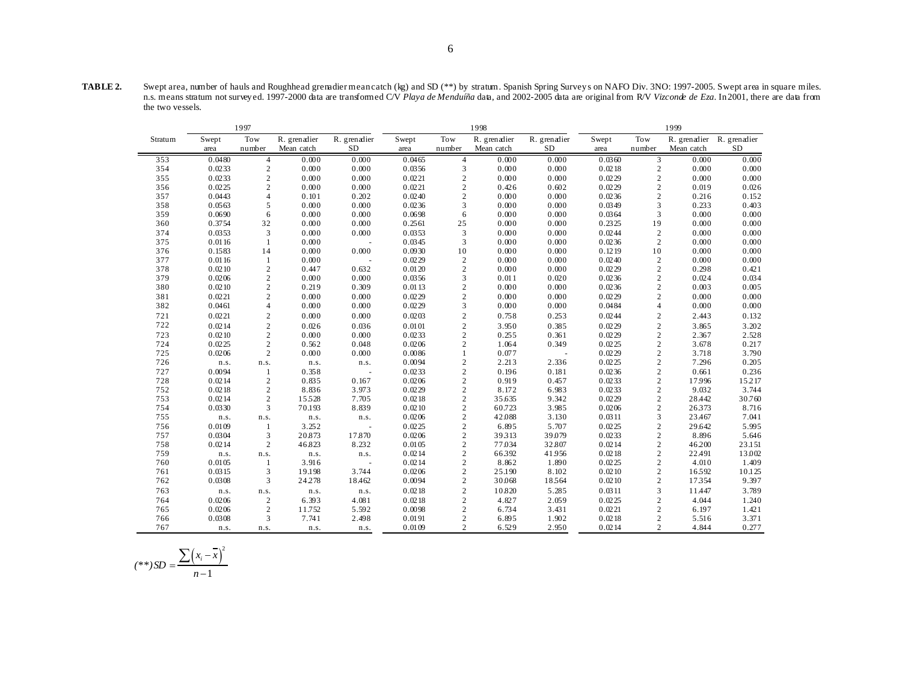**TABLE 2.** Swept area, number of hauls and Roughhead grenadier mean catch (kg) and SD (**) by stratum. Spanish Spring Surveys on NAFO Div. 3NO: 1997-2005. Swept area in square miles. n.s. means stratum not surveyed. 1997-2000 data are transformed C/V *Playa de Menduíña* data, and 2002-2005 data are original from R/V *Vizconde de Eza*. In 2001, there are data from the two vessels.

| | 1997 | | | | 1998 | | | | 1999 | | | |
|---|---|---|---|---|---|---|---|---|---|---|---|---|
| Stratum | Swept area | Tow number | R. grenadier Mean catch | R. grenadier SD | Swept area | Tow number | R. grenadier Mean catch | R. grenadier SD | Swept area | Tow number | R. grenadier Mean catch | R. grenadier SD |
| 353 | 0.0480 | 4 | 0.000 | 0.000 | 0.0465 | 4 | 0.000 | 0.000 | 0.0360 | 3 | 0.000 | 0.000 |
| 354 | 0.0233 | 2 | 0.000 | 0.000 | 0.0356 | 3 | 0.000 | 0.000 | 0.0218 | 2 | 0.000 | 0.000 |
| 355 | 0.0233 | 2 | 0.000 | 0.000 | 0.0221 | 2 | 0.000 | 0.000 | 0.0229 | 2 | 0.000 | 0.000 |
| 356 | 0.0225 | 2 | 0.000 | 0.000 | 0.0221 | 2 | 0.426 | 0.602 | 0.0229 | 2 | 0.019 | 0.026 |
| 357 | 0.0443 | 4 | 0.101 | 0.202 | 0.0240 | 2 | 0.000 | 0.000 | 0.0236 | 2 | 0.216 | 0.152 |
| 358 | 0.0563 | 5 | 0.000 | 0.000 | 0.0236 | 3 | 0.000 | 0.000 | 0.0349 | 3 | 0.233 | 0.403 |
| 359 | 0.0690 | 6 | 0.000 | 0.000 | 0.0698 | 6 | 0.000 | 0.000 | 0.0364 | 3 | 0.000 | 0.000 |
| 360 | 0.3754 | 32 | 0.000 | 0.000 | 0.2561 | 25 | 0.000 | 0.000 | 0.2325 | 19 | 0.000 | 0.000 |
| 374 | 0.0353 | 3 | 0.000 | 0.000 | 0.0353 | 3 | 0.000 | 0.000 | 0.0244 | 2 | 0.000 | 0.000 |
| 375 | 0.0116 | 1 | 0.000 | - | 0.0345 | 3 | 0.000 | 0.000 | 0.0236 | 2 | 0.000 | 0.000 |
| 376 | 0.1583 | 14 | 0.000 | 0.000 | 0.0930 | 10 | 0.000 | 0.000 | 0.1219 | 10 | 0.000 | 0.000 |
| 377 | 0.0116 | 1 | 0.000 | - | 0.0229 | 2 | 0.000 | 0.000 | 0.0240 | 2 | 0.000 | 0.000 |
| 378 | 0.0210 | 2 | 0.447 | 0.632 | 0.0120 | 2 | 0.000 | 0.000 | 0.0229 | 2 | 0.298 | 0.421 |
| 379 | 0.0206 | 2 | 0.000 | 0.000 | 0.0356 | 3 | 0.011 | 0.020 | 0.0236 | 2 | 0.024 | 0.034 |
| 380 | 0.0210 | 2 | 0.219 | 0.309 | 0.0113 | 2 | 0.000 | 0.000 | 0.0236 | 2 | 0.003 | 0.005 |
| 381 | 0.0221 | 2 | 0.000 | 0.000 | 0.0229 | 2 | 0.000 | 0.000 | 0.0229 | 2 | 0.000 | 0.000 |
| 382 | 0.0461 | 4 | 0.000 | 0.000 | 0.0229 | 3 | 0.000 | 0.000 | 0.0484 | 4 | 0.000 | 0.000 |
| 721 | 0.0221 | 2 | 0.000 | 0.000 | 0.0203 | 2 | 0.758 | 0.253 | 0.0244 | 2 | 2.443 | 0.132 |
| 722 | 0.0214 | 2 | 0.026 | 0.036 | 0.0101 | 2 | 3.950 | 0.385 | 0.0229 | 2 | 3.865 | 3.202 |
| 723 | 0.0210 | 2 | 0.000 | 0.000 | 0.0233 | 2 | 0.255 | 0.361 | 0.0229 | 2 | 2.367 | 2.528 |
| 724 | 0.0225 | 2 | 0.562 | 0.048 | 0.0206 | 2 | 1.064 | 0.349 | 0.0225 | 2 | 3.678 | 0.217 |
| 725 | 0.0206 | 2 | 0.000 | 0.000 | 0.0086 | 1 | 0.077 | - | 0.0229 | 2 | 3.718 | 3.790 |
| 726 | n.s. | n.s. | n.s. | n.s. | 0.0094 | 2 | 2.213 | 2.336 | 0.0225 | 2 | 7.296 | 0.205 |
| 727 | 0.0094 | 1 | 0.358 | - | 0.0233 | 2 | 0.196 | 0.181 | 0.0236 | 2 | 0.661 | 0.236 |
| 728 | 0.0214 | 2 | 0.835 | 0.167 | 0.0206 | 2 | 0.919 | 0.457 | 0.0233 | 2 | 17.996 | 15.217 |
| 752 | 0.0218 | 2 | 8.836 | 3.973 | 0.0229 | 2 | 8.172 | 6.983 | 0.0233 | 2 | 9.032 | 3.744 |
| 753 | 0.0214 | 2 | 15.528 | 7.705 | 0.0218 | 2 | 35.635 | 9.342 | 0.0229 | 2 | 28.442 | 30.760 |
| 754 | 0.0330 | 3 | 70.193 | 8.839 | 0.0210 | 2 | 60.723 | 3.985 | 0.0206 | 2 | 26.373 | 8.716 |
| 755 | n.s. | n.s. | n.s. | n.s. | 0.0206 | 2 | 42.088 | 3.130 | 0.0311 | 3 | 23.467 | 7.041 |
| 756 | 0.0109 | 1 | 3.252 | - | 0.0225 | 2 | 6.895 | 5.707 | 0.0225 | 2 | 29.642 | 5.995 |
| 757 | 0.0304 | 3 | 20.873 | 17.870 | 0.0206 | 2 | 39.313 | 39.079 | 0.0233 | 2 | 8.896 | 5.646 |
| 758 | 0.0214 | 2 | 46.823 | 8.232 | 0.0105 | 2 | 77.034 | 32.807 | 0.0214 | 2 | 46.200 | 23.151 |
| 759 | n.s. | n.s. | n.s. | n.s. | 0.0214 | 2 | 66.392 | 41.956 | 0.0218 | 2 | 22.491 | 13.002 |
| 760 | 0.0105 | 1 | 3.916 | - | 0.0214 | 2 | 8.862 | 1.890 | 0.0225 | 2 | 4.010 | 1.409 |
| 761 | 0.0315 | 3 | 19.198 | 3.744 | 0.0206 | 2 | 25.190 | 8.102 | 0.0210 | 2 | 16.592 | 10.125 |
| 762 | 0.0308 | 3 | 24.278 | 18.462 | 0.0094 | 2 | 30.068 | 18.564 | 0.0210 | 2 | 17.354 | 9.397 |
| 763 | n.s. | n.s. | n.s. | n.s. | 0.0218 | 2 | 10.820 | 5.285 | 0.0311 | 3 | 11.447 | 3.789 |
| 764 | 0.0206 | 2 | 6.393 | 4.081 | 0.0218 | 2 | 4.827 | 2.059 | 0.0225 | 2 | 4.044 | 1.240 |
| 765 | 0.0206 | 2 | 11.752 | 5.592 | 0.0098 | 2 | 6.734 | 3.431 | 0.0221 | 2 | 6.197 | 1.421 |
| 766 | 0.0308 | 3 | 7.741 | 2.498 | 0.0191 | 2 | 6.895 | 1.902 | 0.0218 | 2 | 5.516 | 3.371 |
| 767 | n.s. | n.s. | n.s. | n.s. | 0.0109 | 2 | 6.529 | 2.950 | 0.0214 | 2 | 4.844 | 0.277 |

$$(**) SD = \frac{\sum \left(x_i - \overline{x}\right)^2}{n-1}$$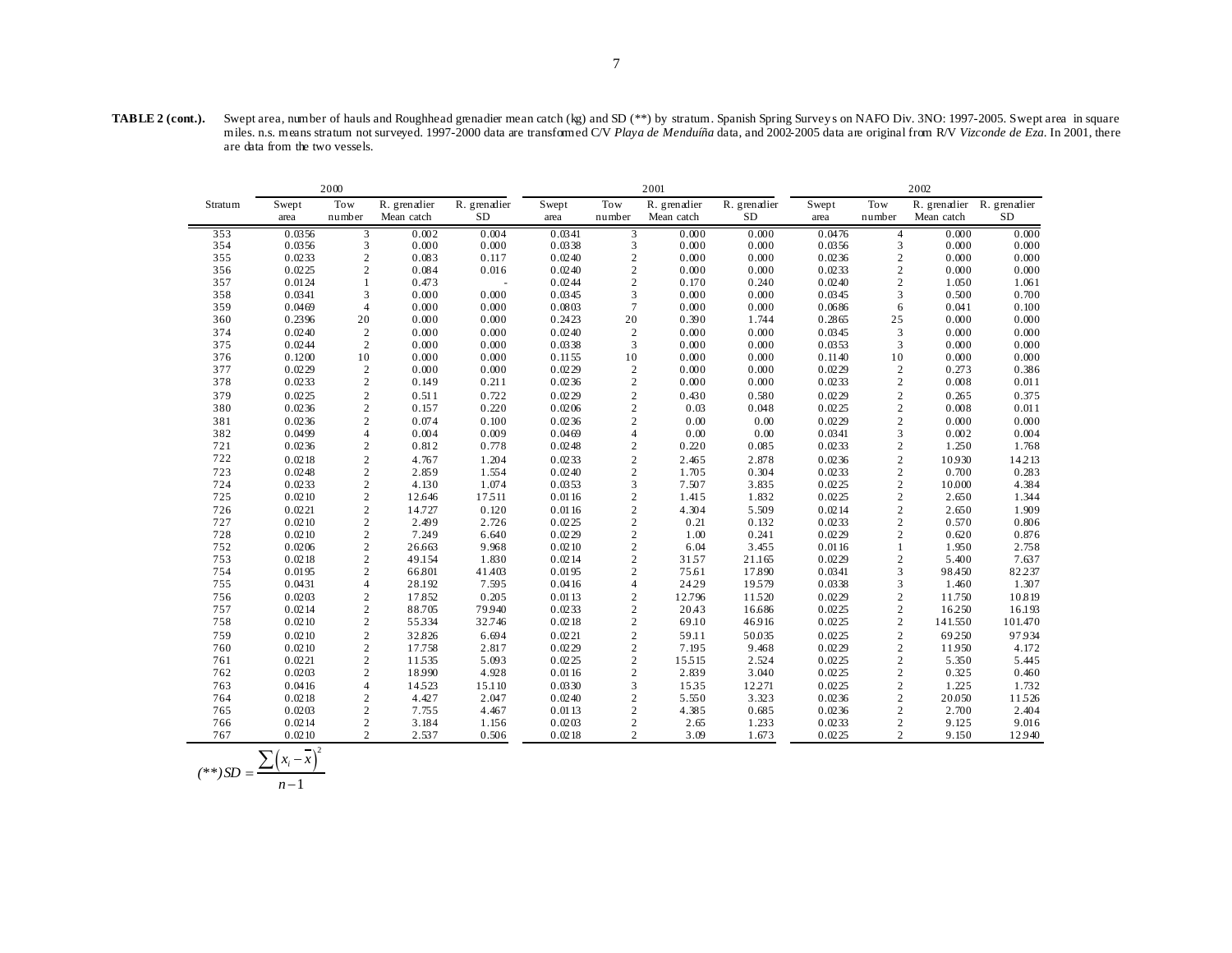**TABLE 2 (cont.).** Swept area, number of hauls and Roughhead grenadier mean catch (kg) and SD (**) by stratum. Spanish Spring Surveys on NAFO Div. 3NO: 1997-2005. Swept area in square miles. n.s. means stratum not surveyed. 1997-2000 data are transformed C/V *Playa de Menduíña* data, and 2002-2005 data are original from R/V *Vizconde de Eza*. In 2001, there are data from the two vessels.

| | 2000 | | | | 2001 | | | | 2002 | | | |
|---|---|---|---|---|---|---|---|---|---|---|---|---|
| Stratum | Swept area | Tow number | R. grenadier Mean catch | R. grenadier SD | Swept area | Tow number | R. grenadier Mean catch | R. grenadier SD | Swept area | Tow number | R. grenadier Mean catch | R. grenadier SD |
| 353 | 0.0356 | 3 | 0.002 | 0.004 | 0.0341 | 3 | 0.000 | 0.000 | 0.0476 | 4 | 0.000 | 0.000 |
| 354 | 0.0356 | 3 | 0.000 | 0.000 | 0.0338 | 3 | 0.000 | 0.000 | 0.0356 | 3 | 0.000 | 0.000 |
| 355 | 0.0233 | 2 | 0.083 | 0.117 | 0.0240 | 2 | 0.000 | 0.000 | 0.0236 | 2 | 0.000 | 0.000 |
| 356 | 0.0225 | 2 | 0.084 | 0.016 | 0.0240 | 2 | 0.000 | 0.000 | 0.0233 | 2 | 0.000 | 0.000 |
| 357 | 0.0124 | 1 | 0.473 | - | 0.0244 | 2 | 0.170 | 0.240 | 0.0240 | 2 | 1.050 | 1.061 |
| 358 | 0.0341 | 3 | 0.000 | 0.000 | 0.0345 | 3 | 0.000 | 0.000 | 0.0345 | 3 | 0.500 | 0.700 |
| 359 | 0.0469 | 4 | 0.000 | 0.000 | 0.0803 | 7 | 0.000 | 0.000 | 0.0686 | 6 | 0.041 | 0.100 |
| 360 | 0.2396 | 20 | 0.000 | 0.000 | 0.2423 | 20 | 0.390 | 1.744 | 0.2865 | 25 | 0.000 | 0.000 |
| 374 | 0.0240 | 2 | 0.000 | 0.000 | 0.0240 | 2 | 0.000 | 0.000 | 0.0345 | 3 | 0.000 | 0.000 |
| 375 | 0.0244 | 2 | 0.000 | 0.000 | 0.0338 | 3 | 0.000 | 0.000 | 0.0353 | 3 | 0.000 | 0.000 |
| 376 | 0.1200 | 10 | 0.000 | 0.000 | 0.1155 | 10 | 0.000 | 0.000 | 0.1140 | 10 | 0.000 | 0.000 |
| 377 | 0.0229 | 2 | 0.000 | 0.000 | 0.0229 | 2 | 0.000 | 0.000 | 0.0229 | 2 | 0.273 | 0.386 |
| 378 | 0.0233 | 2 | 0.149 | 0.211 | 0.0236 | 2 | 0.000 | 0.000 | 0.0233 | 2 | 0.008 | 0.011 |
| 379 | 0.0225 | 2 | 0.511 | 0.722 | 0.0229 | 2 | 0.430 | 0.580 | 0.0229 | 2 | 0.265 | 0.375 |
| 380 | 0.0236 | 2 | 0.157 | 0.220 | 0.0206 | 2 | 0.03 | 0.048 | 0.0225 | 2 | 0.008 | 0.011 |
| 381 | 0.0236 | 2 | 0.074 | 0.100 | 0.0236 | 2 | 0.00 | 0.00 | 0.0229 | 2 | 0.000 | 0.000 |
| 382 | 0.0499 | 4 | 0.004 | 0.009 | 0.0469 | 4 | 0.00 | 0.00 | 0.0341 | 3 | 0.002 | 0.004 |
| 721 | 0.0236 | 2 | 0.812 | 0.778 | 0.0248 | 2 | 0.220 | 0.085 | 0.0233 | 2 | 1.250 | 1.768 |
| 722 | 0.0218 | 2 | 4.767 | 1.204 | 0.0233 | 2 | 2.465 | 2.878 | 0.0236 | 2 | 10.930 | 14.213 |
| 723 | 0.0248 | 2 | 2.859 | 1.554 | 0.0240 | 2 | 1.705 | 0.304 | 0.0233 | 2 | 0.700 | 0.283 |
| 724 | 0.0233 | 2 | 4.130 | 1.074 | 0.0353 | 3 | 7.507 | 3.835 | 0.0225 | 2 | 10.000 | 4.384 |
| 725 | 0.0210 | 2 | 12.646 | 17.511 | 0.0116 | 2 | 1.415 | 1.832 | 0.0225 | 2 | 2.650 | 1.344 |
| 726 | 0.0221 | 2 | 14.727 | 0.120 | 0.0116 | 2 | 4.304 | 5.509 | 0.0214 | 2 | 2.650 | 1.909 |
| 727 | 0.0210 | 2 | 2.499 | 2.726 | 0.0225 | 2 | 0.21 | 0.132 | 0.0233 | 2 | 0.570 | 0.806 |
| 728 | 0.0210 | 2 | 7.249 | 6.640 | 0.0229 | 2 | 1.00 | 0.241 | 0.0229 | 2 | 0.620 | 0.876 |
| 752 | 0.0206 | 2 | 26.663 | 9.968 | 0.0210 | 2 | 6.04 | 3.455 | 0.0116 | 1 | 1.950 | 2.758 |
| 753 | 0.0218 | 2 | 49.154 | 1.830 | 0.0214 | 2 | 31.57 | 21.165 | 0.0229 | 2 | 5.400 | 7.637 |
| 754 | 0.0195 | 2 | 66.801 | 41.403 | 0.0195 | 2 | 75.61 | 17.890 | 0.0341 | 3 | 98.450 | 82.237 |
| 755 | 0.0431 | 4 | 28.192 | 7.595 | 0.0416 | 4 | 24.29 | 19.579 | 0.0338 | 3 | 1.460 | 1.307 |
| 756 | 0.0203 | 2 | 17.852 | 0.205 | 0.0113 | 2 | 12.796 | 11.520 | 0.0229 | 2 | 11.750 | 10.819 |
| 757 | 0.0214 | 2 | 88.705 | 79.940 | 0.0233 | 2 | 20.43 | 16.686 | 0.0225 | 2 | 16.250 | 16.193 |
| 758 | 0.0210 | 2 | 55.334 | 32.746 | 0.0218 | 2 | 69.10 | 46.916 | 0.0225 | 2 | 141.550 | 101.470 |
| 759 | 0.0210 | 2 | 32.826 | 6.694 | 0.0221 | 2 | 59.11 | 50.035 | 0.0225 | 2 | 69.250 | 97.934 |
| 760 | 0.0210 | 2 | 17.758 | 2.817 | 0.0229 | 2 | 7.195 | 9.468 | 0.0229 | 2 | 11.950 | 4.172 |
| 761 | 0.0221 | 2 | 11.535 | 5.093 | 0.0225 | 2 | 15.515 | 2.524 | 0.0225 | 2 | 5.350 | 5.445 |
| 762 | 0.0203 | 2 | 18.990 | 4.928 | 0.0116 | 2 | 2.839 | 3.040 | 0.0225 | 2 | 0.325 | 0.460 |
| 763 | 0.0416 | 4 | 14.523 | 15.110 | 0.0330 | 3 | 15.35 | 12.271 | 0.0225 | 2 | 1.225 | 1.732 |
| 764 | 0.0218 | 2 | 4.427 | 2.047 | 0.0240 | 2 | 5.550 | 3.323 | 0.0236 | 2 | 20.050 | 11.526 |
| 765 | 0.0203 | 2 | 7.755 | 4.467 | 0.0113 | 2 | 4.385 | 0.685 | 0.0236 | 2 | 2.700 | 2.404 |
| 766 | 0.0214 | 2 | 3.184 | 1.156 | 0.0203 | 2 | 2.65 | 1.233 | 0.0233 | 2 | 9.125 | 9.016 |
| 767 | 0.0210 | 2 | 2.537 | 0.506 | 0.0218 | 2 | 3.09 | 1.673 | 0.0225 | 2 | 9.150 | 12.940 |

$$(**) SD = \frac{\sum \left(x_i - \bar{x}\right)^2}{n-1}$$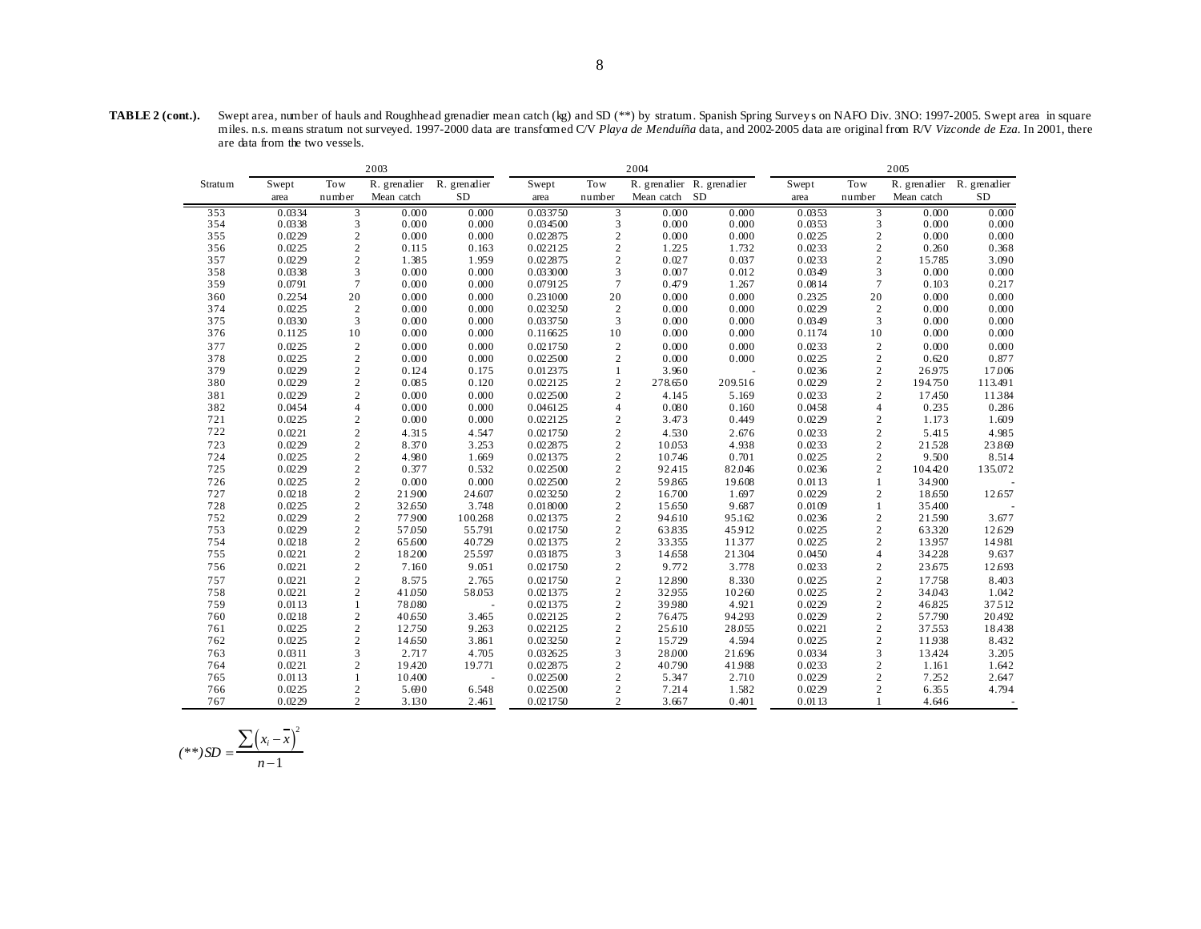**TABLE 2 (cont.).** Swept area, number of hauls and Roughhead grenadier mean catch (kg) and SD (**) by stratum. Spanish Spring Surveys on NAFO Div. 3NO: 1997-2005. Swept area in square miles. n.s. means stratum not surveyed. 1997-2000 data are transformed C/V *Playa de Menduíña* data, and 2002-2005 data are original from R/V *Vizconde de Eza*. In 2001, there are data from the two vessels.

| | 2003 | | | | 2004 | | | | 2005 | | | |
|---|---|---|---|---|---|---|---|---|---|---|---|---|
| Stratum | Swept area | Tow number | R. grenadier Mean catch | R. grenadier SD | Swept area | Tow number | R. grenadier Mean catch | R. grenadier SD | Swept area | Tow number | R. grenadier Mean catch | R. grenadier SD |
| 353 | 0.0334 | 3 | 0.000 | 0.000 | 0.033750 | 3 | 0.000 | 0.000 | 0.0353 | 3 | 0.000 | 0.000 |
| 354 | 0.0338 | 3 | 0.000 | 0.000 | 0.034500 | 3 | 0.000 | 0.000 | 0.0353 | 3 | 0.000 | 0.000 |
| 355 | 0.0229 | 2 | 0.000 | 0.000 | 0.022875 | 2 | 0.000 | 0.000 | 0.0225 | 2 | 0.000 | 0.000 |
| 356 | 0.0225 | 2 | 0.115 | 0.163 | 0.022125 | 2 | 1.225 | 1.732 | 0.0233 | 2 | 0.260 | 0.368 |
| 357 | 0.0229 | 2 | 1.385 | 1.959 | 0.022875 | 2 | 0.027 | 0.037 | 0.0233 | 2 | 15.785 | 3.090 |
| 358 | 0.0338 | 3 | 0.000 | 0.000 | 0.033000 | 3 | 0.007 | 0.012 | 0.0349 | 3 | 0.000 | 0.000 |
| 359 | 0.0791 | 7 | 0.000 | 0.000 | 0.079125 | 7 | 0.479 | 1.267 | 0.0814 | 7 | 0.103 | 0.217 |
| 360 | 0.2254 | 20 | 0.000 | 0.000 | 0.231000 | 20 | 0.000 | 0.000 | 0.2325 | 20 | 0.000 | 0.000 |
| 374 | 0.0225 | 2 | 0.000 | 0.000 | 0.023250 | 2 | 0.000 | 0.000 | 0.0229 | 2 | 0.000 | 0.000 |
| 375 | 0.0330 | 3 | 0.000 | 0.000 | 0.033750 | 3 | 0.000 | 0.000 | 0.0349 | 3 | 0.000 | 0.000 |
| 376 | 0.1125 | 10 | 0.000 | 0.000 | 0.116625 | 10 | 0.000 | 0.000 | 0.1174 | 10 | 0.000 | 0.000 |
| 377 | 0.0225 | 2 | 0.000 | 0.000 | 0.021750 | 2 | 0.000 | 0.000 | 0.0233 | 2 | 0.000 | 0.000 |
| 378 | 0.0225 | 2 | 0.000 | 0.000 | 0.022500 | 2 | 0.000 | 0.000 | 0.0225 | 2 | 0.620 | 0.877 |
| 379 | 0.0229 | 2 | 0.124 | 0.175 | 0.012375 | 1 | 3.960 | - | 0.0236 | 2 | 26.975 | 17.006 |
| 380 | 0.0229 | 2 | 0.085 | 0.120 | 0.022125 | 2 | 278.650 | 209.516 | 0.0229 | 2 | 194.750 | 113.491 |
| 381 | 0.0229 | 2 | 0.000 | 0.000 | 0.022500 | 2 | 4.145 | 5.169 | 0.0233 | 2 | 17.450 | 11.384 |
| 382 | 0.0454 | 4 | 0.000 | 0.000 | 0.046125 | 4 | 0.080 | 0.160 | 0.0458 | 4 | 0.235 | 0.286 |
| 721 | 0.0225 | 2 | 0.000 | 0.000 | 0.022125 | 2 | 3.473 | 0.449 | 0.0229 | 2 | 1.173 | 1.609 |
| 722 | 0.0221 | 2 | 4.315 | 4.547 | 0.021750 | 2 | 4.530 | 2.676 | 0.0233 | 2 | 5.415 | 4.985 |
| 723 | 0.0229 | 2 | 8.370 | 3.253 | 0.022875 | 2 | 10.053 | 4.938 | 0.0233 | 2 | 21.528 | 23.869 |
| 724 | 0.0225 | 2 | 4.980 | 1.669 | 0.021375 | 2 | 10.746 | 0.701 | 0.0225 | 2 | 9.500 | 8.514 |
| 725 | 0.0229 | 2 | 0.377 | 0.532 | 0.022500 | 2 | 92.415 | 82.046 | 0.0236 | 2 | 104.420 | 135.072 |
| 726 | 0.0225 | 2 | 0.000 | 0.000 | 0.022500 | 2 | 59.865 | 19.608 | 0.0113 | 1 | 34.900 | - |
| 727 | 0.0218 | 2 | 21.900 | 24.607 | 0.023250 | 2 | 16.700 | 1.697 | 0.0229 | 2 | 18.650 | 12.657 |
| 728 | 0.0225 | 2 | 32.650 | 3.748 | 0.018000 | 2 | 15.650 | 9.687 | 0.0109 | 1 | 35.400 | - |
| 752 | 0.0229 | 2 | 77.900 | 100.268 | 0.021375 | 2 | 94.610 | 95.162 | 0.0236 | 2 | 21.590 | 3.677 |
| 753 | 0.0229 | 2 | 57.050 | 55.791 | 0.021750 | 2 | 63.835 | 45.912 | 0.0225 | 2 | 63.320 | 12.629 |
| 754 | 0.0218 | 2 | 65.600 | 40.729 | 0.021375 | 2 | 33.355 | 11.377 | 0.0225 | 2 | 13.957 | 14.981 |
| 755 | 0.0221 | 2 | 18.200 | 25.597 | 0.031875 | 3 | 14.658 | 21.304 | 0.0450 | 4 | 34.228 | 9.637 |
| 756 | 0.0221 | 2 | 7.160 | 9.051 | 0.021750 | 2 | 9.772 | 3.778 | 0.0233 | 2 | 23.675 | 12.693 |
| 757 | 0.0221 | 2 | 8.575 | 2.765 | 0.021750 | 2 | 12.890 | 8.330 | 0.0225 | 2 | 17.758 | 8.403 |
| 758 | 0.0221 | 2 | 41.050 | 58.053 | 0.021375 | 2 | 32.955 | 10.260 | 0.0225 | 2 | 34.043 | 1.042 |
| 759 | 0.0113 | 1 | 78.080 | - | 0.021375 | 2 | 39.980 | 4.921 | 0.0229 | 2 | 46.825 | 37.512 |
| 760 | 0.0218 | 2 | 40.650 | 3.465 | 0.022125 | 2 | 76.475 | 94.293 | 0.0229 | 2 | 57.790 | 20.492 |
| 761 | 0.0225 | 2 | 12.750 | 9.263 | 0.022125 | 2 | 25.610 | 28.055 | 0.0221 | 2 | 37.553 | 18.438 |
| 762 | 0.0225 | 2 | 14.650 | 3.861 | 0.023250 | 2 | 15.729 | 4.594 | 0.0225 | 2 | 11.938 | 8.432 |
| 763 | 0.0311 | 3 | 2.717 | 4.705 | 0.032625 | 3 | 28.000 | 21.696 | 0.0334 | 3 | 13.424 | 3.205 |
| 764 | 0.0221 | 2 | 19.420 | 19.771 | 0.022875 | 2 | 40.790 | 41.988 | 0.0233 | 2 | 1.161 | 1.642 |
| 765 | 0.0113 | 1 | 10.400 | - | 0.022500 | 2 | 5.347 | 2.710 | 0.0229 | 2 | 7.252 | 2.647 |
| 766 | 0.0225 | 2 | 5.690 | 6.548 | 0.022500 | 2 | 7.214 | 1.582 | 0.0229 | 2 | 6.355 | 4.794 |
| 767 | 0.0229 | 2 | 3.130 | 2.461 | 0.021750 | 2 | 3.667 | 0.401 | 0.0113 | 1 | 4.646 | - |

$$(**) SD = \frac{\sum \left(x_i - \overline{x}\right)^2}{n-1}$$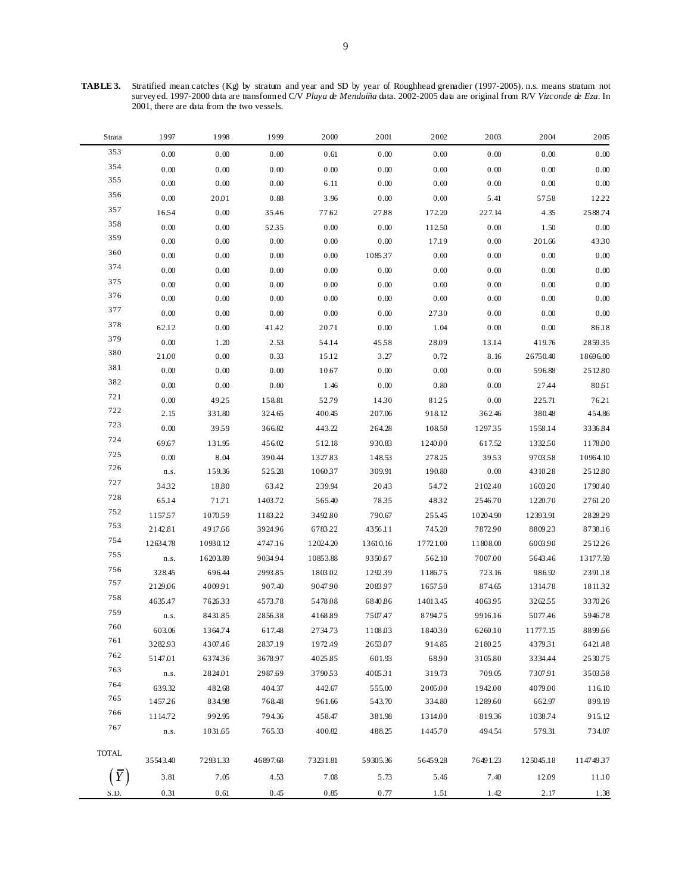**TABLE 3.** Stratified mean catches (Kg) by stratum and year and SD by year of Roughhead grenadier (1997-2005). n.s. means stratum not surveyed. 1997-2000 data are transformed C/V *Playa de Menduíña* data. 2002-2005 data are original from R/V *Vizconde de Eza*. In 2001, there are data from the two vessels.

| Strata | 1997 | 1998 | 1999 | 2000 | 2001 | 2002 | 2003 | 2004 | 2005 |
|---|---|---|---|---|---|---|---|---|---|
| 353 | 0.00 | 0.00 | 0.00 | 0.61 | 0.00 | 0.00 | 0.00 | 0.00 | 0.00 |
| 354 | 0.00 | 0.00 | 0.00 | 0.00 | 0.00 | 0.00 | 0.00 | 0.00 | 0.00 |
| 355 | 0.00 | 0.00 | 0.00 | 6.11 | 0.00 | 0.00 | 0.00 | 0.00 | 0.00 |
| 356 | 0.00 | 20.01 | 0.88 | 3.96 | 0.00 | 0.00 | 5.41 | 57.58 | 12.22 |
| 357 | 16.54 | 0.00 | 35.46 | 77.62 | 27.88 | 172.20 | 227.14 | 4.35 | 2588.74 |
| 358 | 0.00 | 0.00 | 52.35 | 0.00 | 0.00 | 112.50 | 0.00 | 1.50 | 0.00 |
| 359 | 0.00 | 0.00 | 0.00 | 0.00 | 0.00 | 17.19 | 0.00 | 201.66 | 43.30 |
| 360 | 0.00 | 0.00 | 0.00 | 0.00 | 1085.37 | 0.00 | 0.00 | 0.00 | 0.00 |
| 374 | 0.00 | 0.00 | 0.00 | 0.00 | 0.00 | 0.00 | 0.00 | 0.00 | 0.00 |
| 375 | 0.00 | 0.00 | 0.00 | 0.00 | 0.00 | 0.00 | 0.00 | 0.00 | 0.00 |
| 376 | 0.00 | 0.00 | 0.00 | 0.00 | 0.00 | 0.00 | 0.00 | 0.00 | 0.00 |
| 377 | 0.00 | 0.00 | 0.00 | 0.00 | 0.00 | 27.30 | 0.00 | 0.00 | 0.00 |
| 378 | 62.12 | 0.00 | 41.42 | 20.71 | 0.00 | 1.04 | 0.00 | 0.00 | 86.18 |
| 379 | 0.00 | 1.20 | 2.53 | 54.14 | 45.58 | 28.09 | 13.14 | 419.76 | 2859.35 |
| 380 | 21.00 | 0.00 | 0.33 | 15.12 | 3.27 | 0.72 | 8.16 | 26750.40 | 18696.00 |
| 381 | 0.00 | 0.00 | 0.00 | 10.67 | 0.00 | 0.00 | 0.00 | 596.88 | 2512.80 |
| 382 | 0.00 | 0.00 | 0.00 | 1.46 | 0.00 | 0.80 | 0.00 | 27.44 | 80.61 |
| 721 | 0.00 | 49.25 | 158.81 | 52.79 | 14.30 | 81.25 | 0.00 | 225.71 | 76.21 |
| 722 | 2.15 | 331.80 | 324.65 | 400.45 | 207.06 | 918.12 | 362.46 | 380.48 | 454.86 |
| 723 | 0.00 | 39.59 | 366.82 | 443.22 | 264.28 | 108.50 | 1297.35 | 1558.14 | 3336.84 |
| 724 | 69.67 | 131.95 | 456.02 | 512.18 | 930.83 | 1240.00 | 617.52 | 1332.50 | 1178.00 |
| 725 | 0.00 | 8.04 | 390.44 | 1327.83 | 148.53 | 278.25 | 39.53 | 9703.58 | 10964.10 |
| 726 | n.s. | 159.36 | 525.28 | 1060.37 | 309.91 | 190.80 | 0.00 | 4310.28 | 2512.80 |
| 727 | 34.32 | 18.80 | 63.42 | 239.94 | 20.43 | 54.72 | 2102.40 | 1603.20 | 1790.40 |
| 728 | 65.14 | 71.71 | 1403.72 | 565.40 | 78.35 | 48.32 | 2546.70 | 1220.70 | 2761.20 |
| 752 | 1157.57 | 1070.59 | 1183.22 | 3492.80 | 790.67 | 255.45 | 10204.90 | 12393.91 | 2828.29 |
| 753 | 2142.81 | 4917.66 | 3924.96 | 6783.22 | 4356.11 | 745.20 | 7872.90 | 8809.23 | 8738.16 |
| 754 | 12634.78 | 10930.12 | 4747.16 | 12024.20 | 13610.16 | 17721.00 | 11808.00 | 6003.90 | 2512.26 |
| 755 | n.s. | 16203.89 | 9034.94 | 10853.88 | 9350.67 | 562.10 | 7007.00 | 5643.46 | 13177.59 |
| 756 | 328.45 | 696.44 | 2993.85 | 1803.02 | 1292.39 | 1186.75 | 723.16 | 986.92 | 2391.18 |
| 757 | 2129.06 | 4009.91 | 907.40 | 9047.90 | 2083.97 | 1657.50 | 874.65 | 1314.78 | 1811.32 |
| 758 | 4635.47 | 7626.33 | 4573.78 | 5478.08 | 6840.86 | 14013.45 | 4063.95 | 3262.55 | 3370.26 |
| 759 | n.s. | 8431.85 | 2856.38 | 4168.89 | 7507.47 | 8794.75 | 9916.16 | 5077.46 | 5946.78 |
| 760 | 603.06 | 1364.74 | 617.48 | 2734.73 | 1108.03 | 1840.30 | 6260.10 | 11777.15 | 8899.66 |
| 761 | 3282.93 | 4307.46 | 2837.19 | 1972.49 | 2653.07 | 914.85 | 2180.25 | 4379.31 | 6421.48 |
| 762 | 5147.01 | 6374.36 | 3678.97 | 4025.85 | 601.93 | 68.90 | 3105.80 | 3334.44 | 2530.75 |
| 763 | n.s. | 2824.01 | 2987.69 | 3790.53 | 4005.31 | 319.73 | 709.05 | 7307.91 | 3503.58 |
| 764 | 639.32 | 482.68 | 404.37 | 442.67 | 555.00 | 2005.00 | 1942.00 | 4079.00 | 116.10 |
| 765 | 1457.26 | 834.98 | 768.48 | 961.66 | 543.70 | 334.80 | 1289.60 | 662.97 | 899.19 |
| 766 | 1114.72 | 992.95 | 794.36 | 458.47 | 381.98 | 1314.00 | 819.36 | 1038.74 | 915.12 |
| 767 | n.s. | 1031.65 | 765.33 | 400.82 | 488.25 | 1445.70 | 494.54 | 579.31 | 734.07 |
| TOTAL | 35543.40 | 72931.33 | 46897.68 | 73231.81 | 59305.36 | 56459.28 | 76491.23 | 125045.18 | 114749.37 |
| $(\overline{Y})$ | 3.81 | 7.05 | 4.53 | 7.08 | 5.73 | 5.46 | 7.40 | 12.09 | 11.10 |
| S.D. | 0.31 | 0.61 | 0.45 | 0.85 | 0.77 | 1.51 | 1.42 | 2.17 | 1.38 |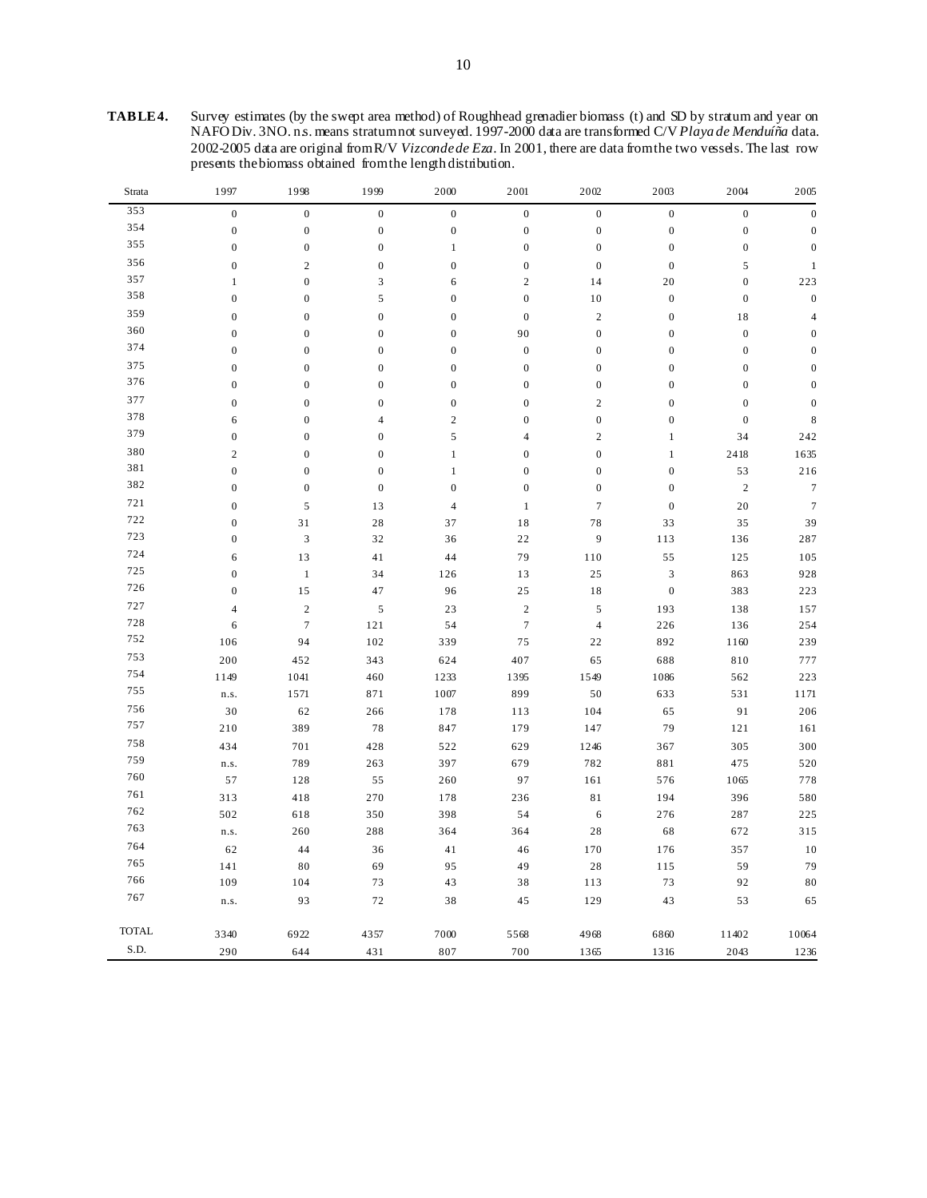**TABLE 4.** Survey estimates (by the swept area method) of Roughhead grenadier biomass (t) and SD by stratum and year on NAFO Div. 3NO. n.s. means stratum not surveyed. 1997-2000 data are transformed C/V *Playa de Menduíña* data. 2002-2005 data are original from R/V *Vizconde de Eza*. In 2001, there are data from the two vessels. The last row presents the biomass obtained from the length distribution.

| Strata | 1997 | 1998 | 1999 | 2000 | 2001 | 2002 | 2003 | 2004 | 2005 |
|---|---|---|---|---|---|---|---|---|---|
| 353 | 0 | 0 | 0 | 0 | 0 | 0 | 0 | 0 | 0 |
| 354 | 0 | 0 | 0 | 0 | 0 | 0 | 0 | 0 | 0 |
| 355 | 0 | 0 | 0 | 1 | 0 | 0 | 0 | 0 | 0 |
| 356 | 0 | 2 | 0 | 0 | 0 | 0 | 0 | 5 | 1 |
| 357 | 1 | 0 | 3 | 6 | 2 | 14 | 20 | 0 | 223 |
| 358 | 0 | 0 | 5 | 0 | 0 | 10 | 0 | 0 | 0 |
| 359 | 0 | 0 | 0 | 0 | 0 | 2 | 0 | 18 | 4 |
| 360 | 0 | 0 | 0 | 0 | 90 | 0 | 0 | 0 | 0 |
| 374 | 0 | 0 | 0 | 0 | 0 | 0 | 0 | 0 | 0 |
| 375 | 0 | 0 | 0 | 0 | 0 | 0 | 0 | 0 | 0 |
| 376 | 0 | 0 | 0 | 0 | 0 | 0 | 0 | 0 | 0 |
| 377 | 0 | 0 | 0 | 0 | 0 | 2 | 0 | 0 | 0 |
| 378 | 6 | 0 | 4 | 2 | 0 | 0 | 0 | 0 | 8 |
| 379 | 0 | 0 | 0 | 5 | 4 | 2 | 1 | 34 | 242 |
| 380 | 2 | 0 | 0 | 1 | 0 | 0 | 1 | 2418 | 1635 |
| 381 | 0 | 0 | 0 | 1 | 0 | 0 | 0 | 53 | 216 |
| 382 | 0 | 0 | 0 | 0 | 0 | 0 | 0 | 2 | 7 |
| 721 | 0 | 5 | 13 | 4 | 1 | 7 | 0 | 20 | 7 |
| 722 | 0 | 31 | 28 | 37 | 18 | 78 | 33 | 35 | 39 |
| 723 | 0 | 3 | 32 | 36 | 22 | 9 | 113 | 136 | 287 |
| 724 | 6 | 13 | 41 | 44 | 79 | 110 | 55 | 125 | 105 |
| 725 | 0 | 1 | 34 | 126 | 13 | 25 | 3 | 863 | 928 |
| 726 | 0 | 15 | 47 | 96 | 25 | 18 | 0 | 383 | 223 |
| 727 | 4 | 2 | 5 | 23 | 2 | 5 | 193 | 138 | 157 |
| 728 | 6 | 7 | 121 | 54 | 7 | 4 | 226 | 136 | 254 |
| 752 | 106 | 94 | 102 | 339 | 75 | 22 | 892 | 1160 | 239 |
| 753 | 200 | 452 | 343 | 624 | 407 | 65 | 688 | 810 | 777 |
| 754 | 1149 | 1041 | 460 | 1233 | 1395 | 1549 | 1086 | 562 | 223 |
| 755 | n.s. | 1571 | 871 | 1007 | 899 | 50 | 633 | 531 | 1171 |
| 756 | 30 | 62 | 266 | 178 | 113 | 104 | 65 | 91 | 206 |
| 757 | 210 | 389 | 78 | 847 | 179 | 147 | 79 | 121 | 161 |
| 758 | 434 | 701 | 428 | 522 | 629 | 1246 | 367 | 305 | 300 |
| 759 | n.s. | 789 | 263 | 397 | 679 | 782 | 881 | 475 | 520 |
| 760 | 57 | 128 | 55 | 260 | 97 | 161 | 576 | 1065 | 778 |
| 761 | 313 | 418 | 270 | 178 | 236 | 81 | 194 | 396 | 580 |
| 762 | 502 | 618 | 350 | 398 | 54 | 6 | 276 | 287 | 225 |
| 763 | n.s. | 260 | 288 | 364 | 364 | 28 | 68 | 672 | 315 |
| 764 | 62 | 44 | 36 | 41 | 46 | 170 | 176 | 357 | 10 |
| 765 | 141 | 80 | 69 | 95 | 49 | 28 | 115 | 59 | 79 |
| 766 | 109 | 104 | 73 | 43 | 38 | 113 | 73 | 92 | 80 |
| 767 | n.s. | 93 | 72 | 38 | 45 | 129 | 43 | 53 | 65 |
| TOTAL | 3340 | 6922 | 4357 | 7000 | 5568 | 4968 | 6860 | 11402 | 10064 |
| S.D. | 290 | 644 | 431 | 807 | 700 | 1365 | 1316 | 2043 | 1236 |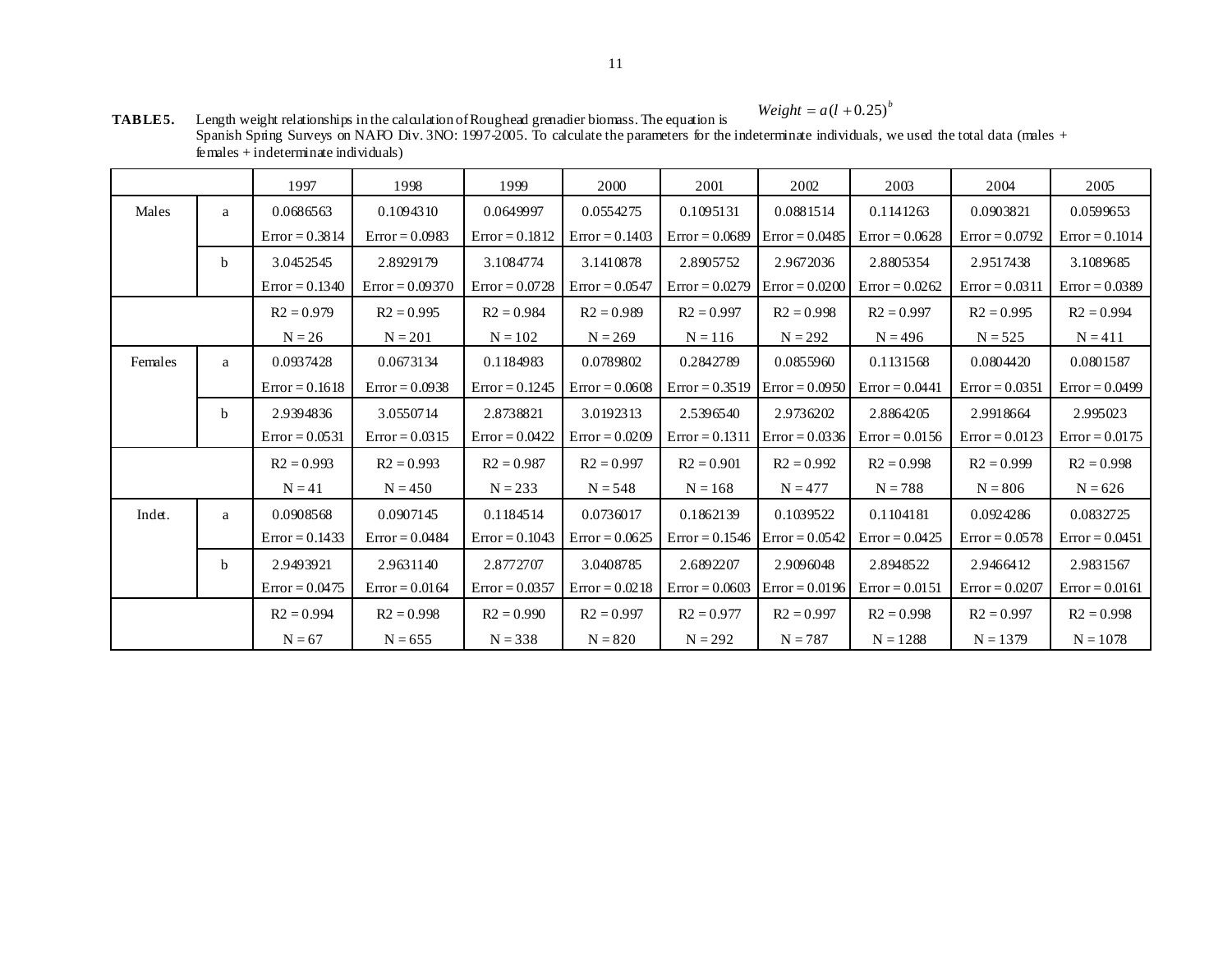**TABLE 5.** Length weight relationships in the calculation of Roughead grenadier biomass. The equation is $Weight = a(l + 0.25)^b$ Spanish Spring Surveys on NAFO Div. 3NO: 1997-2005. To calculate the parameters for the indeterminate individuals, we used the total data (males + females + indeterminate individuals)

| | | 1997 | 1998 | 1999 | 2000 | 2001 | 2002 | 2003 | 2004 | 2005 |
|---|---|---|---|---|---|---|---|---|---|---|
| Males | a | 0.0686563 | 0.1094310 | 0.0649997 | 0.0554275 | 0.1095131 | 0.0881514 | 0.1141263 | 0.0903821 | 0.0599653 |
| | | Error = 0.3814 | Error = 0.0983 | Error = 0.1812 | Error = 0.1403 | Error = 0.0689 | Error = 0.0485 | Error = 0.0628 | Error = 0.0792 | Error = 0.1014 |
| | b | 3.0452545 | 2.8929179 | 3.1084774 | 3.1410878 | 2.8905752 | 2.9672036 | 2.8805354 | 2.9517438 | 3.1089685 |
| | | Error = 0.1340 | Error = 0.09370 | Error = 0.0728 | Error = 0.0547 | Error = 0.0279 | Error = 0.0200 | Error = 0.0262 | Error = 0.0311 | Error = 0.0389 |
| | | R2 = 0.979 | R2 = 0.995 | R2 = 0.984 | R2 = 0.989 | R2 = 0.997 | R2 = 0.998 | R2 = 0.997 | R2 = 0.995 | R2 = 0.994 |
| | | N = 26 | N = 201 | N = 102 | N = 269 | N = 116 | N = 292 | N = 496 | N = 525 | N = 411 |
| Females | a | 0.0937428 | 0.0673134 | 0.1184983 | 0.0789802 | 0.2842789 | 0.0855960 | 0.1131568 | 0.0804420 | 0.0801587 |
| | | Error = 0.1618 | Error = 0.0938 | Error = 0.1245 | Error = 0.0608 | Error = 0.3519 | Error = 0.0950 | Error = 0.0441 | Error = 0.0351 | Error = 0.0499 |
| | b | 2.9394836 | 3.0550714 | 2.8738821 | 3.0192313 | 2.5396540 | 2.9736202 | 2.8864205 | 2.9918664 | 2.995023 |
| | | Error = 0.0531 | Error = 0.0315 | Error = 0.0422 | Error = 0.0209 | Error = 0.1311 | Error = 0.0336 | Error = 0.0156 | Error = 0.0123 | Error = 0.0175 |
| | | R2 = 0.993 | R2 = 0.993 | R2 = 0.987 | R2 = 0.997 | R2 = 0.901 | R2 = 0.992 | R2 = 0.998 | R2 = 0.999 | R2 = 0.998 |
| | | N = 41 | N = 450 | N = 233 | N = 548 | N = 168 | N = 477 | N = 788 | N = 806 | N = 626 |
| Indet. | a | 0.0908568 | 0.0907145 | 0.1184514 | 0.0736017 | 0.1862139 | 0.1039522 | 0.1104181 | 0.0924286 | 0.0832725 |
| | | Error = 0.1433 | Error = 0.0484 | Error = 0.1043 | Error = 0.0625 | Error = 0.1546 | Error = 0.0542 | Error = 0.0425 | Error = 0.0578 | Error = 0.0451 |
| | b | 2.9493921 | 2.9631140 | 2.8772707 | 3.0408785 | 2.6892207 | 2.9096048 | 2.8948522 | 2.9466412 | 2.9831567 |
| | | Error = 0.0475 | Error = 0.0164 | Error = 0.0357 | Error = 0.0218 | Error = 0.0603 | Error = 0.0196 | Error = 0.0151 | Error = 0.0207 | Error = 0.0161 |
| | | R2 = 0.994 | R2 = 0.998 | R2 = 0.990 | R2 = 0.997 | R2 = 0.977 | R2 = 0.997 | R2 = 0.998 | R2 = 0.997 | R2 = 0.998 |
| | | N = 67 | N = 655 | N = 338 | N = 820 | N = 292 | N = 787 | N = 1288 | N = 1379 | N = 1078 |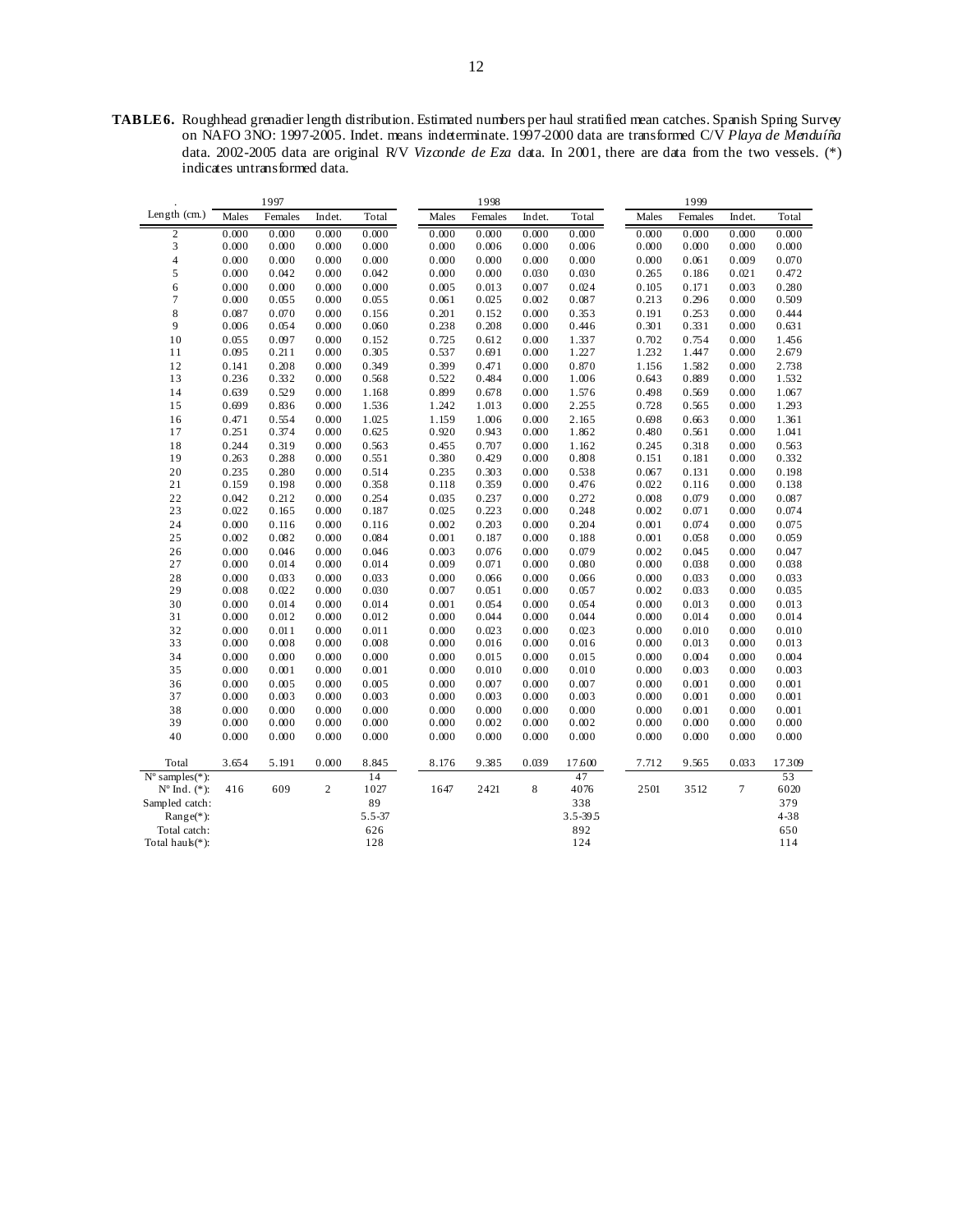**TABLE 6.** Roughhead grenadier length distribution. Estimated numbers per haul stratified mean catches. Spanish Spring Survey on NAFO 3NO: 1997-2005. Indet. means indeterminate. 1997-2000 data are transformed C/V *Playa de Menduíña* data. 2002-2005 data are original R/V *Vizconde de Eza* data. In 2001, there are data from the two vessels. (*) indicates untransformed data.

| . | 1997 | | | | 1998 | | | | 1999 | | | |
|---|---|---|---|---|---|---|---|---|---|---|---|---|
| Length (cm.) | Males | Females | Indet. | Total | Males | Females | Indet. | Total | Males | Females | Indet. | Total |
| 2 | 0.000 | 0.000 | 0.000 | 0.000 | 0.000 | 0.000 | 0.000 | 0.000 | 0.000 | 0.000 | 0.000 | 0.000 |
| 3 | 0.000 | 0.000 | 0.000 | 0.000 | 0.000 | 0.006 | 0.000 | 0.006 | 0.000 | 0.000 | 0.000 | 0.000 |
| 4 | 0.000 | 0.000 | 0.000 | 0.000 | 0.000 | 0.000 | 0.000 | 0.000 | 0.000 | 0.061 | 0.009 | 0.070 |
| 5 | 0.000 | 0.042 | 0.000 | 0.042 | 0.000 | 0.000 | 0.030 | 0.030 | 0.265 | 0.186 | 0.021 | 0.472 |
| 6 | 0.000 | 0.000 | 0.000 | 0.000 | 0.005 | 0.013 | 0.007 | 0.024 | 0.105 | 0.171 | 0.003 | 0.280 |
| 7 | 0.000 | 0.055 | 0.000 | 0.055 | 0.061 | 0.025 | 0.002 | 0.087 | 0.213 | 0.296 | 0.000 | 0.509 |
| 8 | 0.087 | 0.070 | 0.000 | 0.156 | 0.201 | 0.152 | 0.000 | 0.353 | 0.191 | 0.253 | 0.000 | 0.444 |
| 9 | 0.006 | 0.054 | 0.000 | 0.060 | 0.238 | 0.208 | 0.000 | 0.446 | 0.301 | 0.331 | 0.000 | 0.631 |
| 10 | 0.055 | 0.097 | 0.000 | 0.152 | 0.725 | 0.612 | 0.000 | 1.337 | 0.702 | 0.754 | 0.000 | 1.456 |
| 11 | 0.095 | 0.211 | 0.000 | 0.305 | 0.537 | 0.691 | 0.000 | 1.227 | 1.232 | 1.447 | 0.000 | 2.679 |
| 12 | 0.141 | 0.208 | 0.000 | 0.349 | 0.399 | 0.471 | 0.000 | 0.870 | 1.156 | 1.582 | 0.000 | 2.738 |
| 13 | 0.236 | 0.332 | 0.000 | 0.568 | 0.522 | 0.484 | 0.000 | 1.006 | 0.643 | 0.889 | 0.000 | 1.532 |
| 14 | 0.639 | 0.529 | 0.000 | 1.168 | 0.899 | 0.678 | 0.000 | 1.576 | 0.498 | 0.569 | 0.000 | 1.067 |
| 15 | 0.699 | 0.836 | 0.000 | 1.536 | 1.242 | 1.013 | 0.000 | 2.255 | 0.728 | 0.565 | 0.000 | 1.293 |
| 16 | 0.471 | 0.554 | 0.000 | 1.025 | 1.159 | 1.006 | 0.000 | 2.165 | 0.698 | 0.663 | 0.000 | 1.361 |
| 17 | 0.251 | 0.374 | 0.000 | 0.625 | 0.920 | 0.943 | 0.000 | 1.862 | 0.480 | 0.561 | 0.000 | 1.041 |
| 18 | 0.244 | 0.319 | 0.000 | 0.563 | 0.455 | 0.707 | 0.000 | 1.162 | 0.245 | 0.318 | 0.000 | 0.563 |
| 19 | 0.263 | 0.288 | 0.000 | 0.551 | 0.380 | 0.429 | 0.000 | 0.808 | 0.151 | 0.181 | 0.000 | 0.332 |
| 20 | 0.235 | 0.280 | 0.000 | 0.514 | 0.235 | 0.303 | 0.000 | 0.538 | 0.067 | 0.131 | 0.000 | 0.198 |
| 21 | 0.159 | 0.198 | 0.000 | 0.358 | 0.118 | 0.359 | 0.000 | 0.476 | 0.022 | 0.116 | 0.000 | 0.138 |
| 22 | 0.042 | 0.212 | 0.000 | 0.254 | 0.035 | 0.237 | 0.000 | 0.272 | 0.008 | 0.079 | 0.000 | 0.087 |
| 23 | 0.022 | 0.165 | 0.000 | 0.187 | 0.025 | 0.223 | 0.000 | 0.248 | 0.002 | 0.071 | 0.000 | 0.074 |
| 24 | 0.000 | 0.116 | 0.000 | 0.116 | 0.002 | 0.203 | 0.000 | 0.204 | 0.001 | 0.074 | 0.000 | 0.075 |
| 25 | 0.002 | 0.082 | 0.000 | 0.084 | 0.001 | 0.187 | 0.000 | 0.188 | 0.001 | 0.058 | 0.000 | 0.059 |
| 26 | 0.000 | 0.046 | 0.000 | 0.046 | 0.003 | 0.076 | 0.000 | 0.079 | 0.002 | 0.045 | 0.000 | 0.047 |
| 27 | 0.000 | 0.014 | 0.000 | 0.014 | 0.009 | 0.071 | 0.000 | 0.080 | 0.000 | 0.038 | 0.000 | 0.038 |
| 28 | 0.000 | 0.033 | 0.000 | 0.033 | 0.000 | 0.066 | 0.000 | 0.066 | 0.000 | 0.033 | 0.000 | 0.033 |
| 29 | 0.008 | 0.022 | 0.000 | 0.030 | 0.007 | 0.051 | 0.000 | 0.057 | 0.002 | 0.033 | 0.000 | 0.035 |
| 30 | 0.000 | 0.014 | 0.000 | 0.014 | 0.001 | 0.054 | 0.000 | 0.054 | 0.000 | 0.013 | 0.000 | 0.013 |
| 31 | 0.000 | 0.012 | 0.000 | 0.012 | 0.000 | 0.044 | 0.000 | 0.044 | 0.000 | 0.014 | 0.000 | 0.014 |
| 32 | 0.000 | 0.011 | 0.000 | 0.011 | 0.000 | 0.023 | 0.000 | 0.023 | 0.000 | 0.010 | 0.000 | 0.010 |
| 33 | 0.000 | 0.008 | 0.000 | 0.008 | 0.000 | 0.016 | 0.000 | 0.016 | 0.000 | 0.013 | 0.000 | 0.013 |
| 34 | 0.000 | 0.000 | 0.000 | 0.000 | 0.000 | 0.015 | 0.000 | 0.015 | 0.000 | 0.004 | 0.000 | 0.004 |
| 35 | 0.000 | 0.001 | 0.000 | 0.001 | 0.000 | 0.010 | 0.000 | 0.010 | 0.000 | 0.003 | 0.000 | 0.003 |
| 36 | 0.000 | 0.005 | 0.000 | 0.005 | 0.000 | 0.007 | 0.000 | 0.007 | 0.000 | 0.001 | 0.000 | 0.001 |
| 37 | 0.000 | 0.003 | 0.000 | 0.003 | 0.000 | 0.003 | 0.000 | 0.003 | 0.000 | 0.001 | 0.000 | 0.001 |
| 38 | 0.000 | 0.000 | 0.000 | 0.000 | 0.000 | 0.000 | 0.000 | 0.000 | 0.000 | 0.001 | 0.000 | 0.001 |
| 39 | 0.000 | 0.000 | 0.000 | 0.000 | 0.000 | 0.002 | 0.000 | 0.002 | 0.000 | 0.000 | 0.000 | 0.000 |
| 40 | 0.000 | 0.000 | 0.000 | 0.000 | 0.000 | 0.000 | 0.000 | 0.000 | 0.000 | 0.000 | 0.000 | 0.000 |
| Total | 3.654 | 5.191 | 0.000 | 8.845 | 8.176 | 9.385 | 0.039 | 17.600 | 7.712 | 9.565 | 0.033 | 17.309 |
| Nº samples(*): | | | | 14 | | | | 47 | | | | 53 |
| Nº Ind. (*): | 416 | 609 | 2 | 1027 | 1647 | 2421 | 8 | 4076 | 2501 | 3512 | 7 | 6020 |
| Sampled catch: | | | | 89 | | | | 338 | | | | 379 |
| Range(*): | | | | 5.5-37 | | | | 3.5-39.5 | | | | 4-38 |
| Total catch: | | | | 626 | | | | 892 | | | | 650 |
| Total hauls(*): | | | | 128 | | | | 124 | | | | 114 |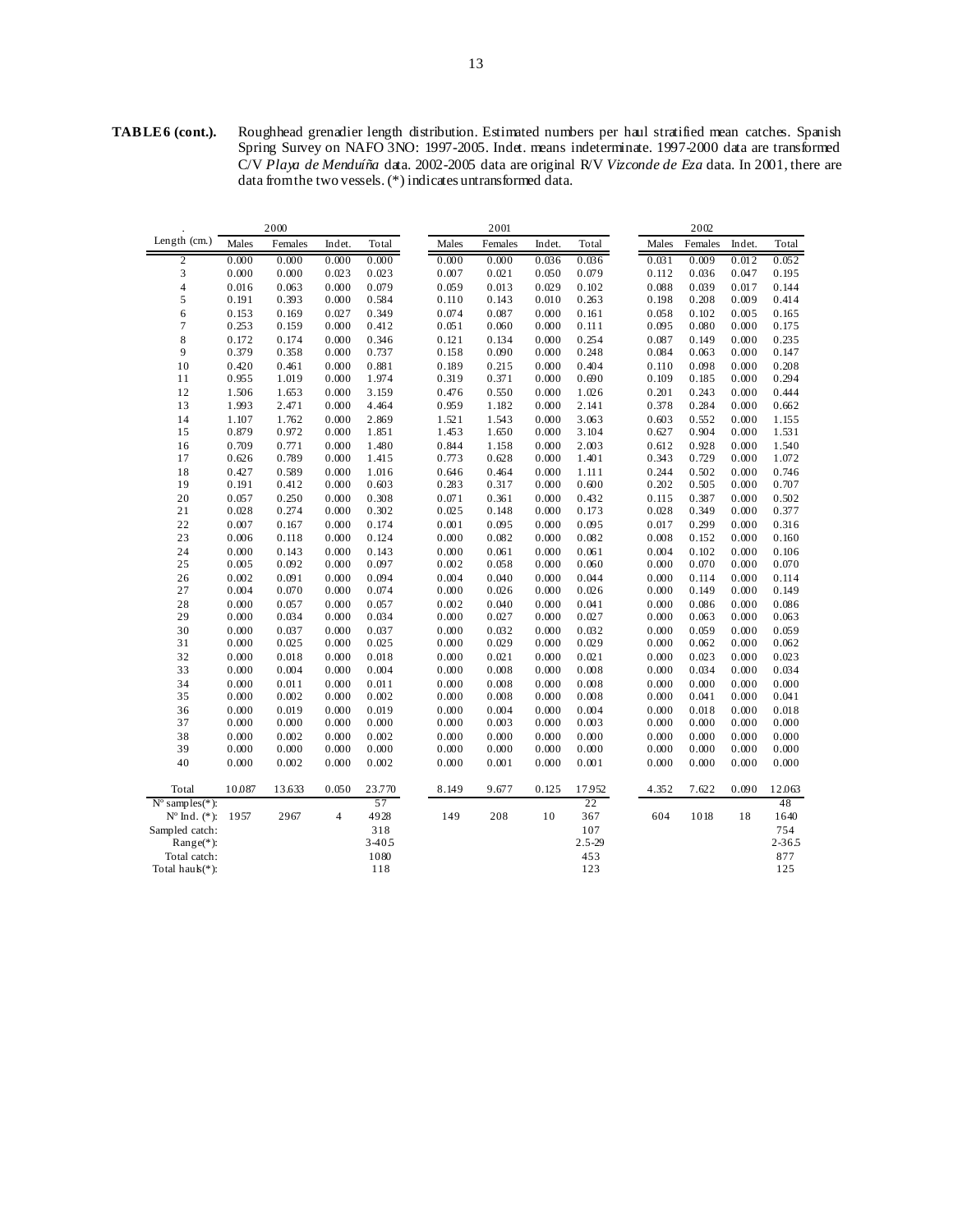**TABLE 6 (cont.).** Roughhead grenadier length distribution. Estimated numbers per haul stratified mean catches. Spanish Spring Survey on NAFO 3NO: 1997-2005. Indet. means indeterminate. 1997-2000 data are transformed C/V *Playa de Menduíña* data. 2002-2005 data are original R/V *Vizconde de Eza* data. In 2001, there are data from the two vessels. (*) indicates untransformed data.

| . | 2000 | | | | 2001 | | | | 2002 | | | |
|---|---|---|---|---|---|---|---|---|---|---|---|---|
| Length (cm.) | Males | Females | Indet. | Total | Males | Females | Indet. | Total | Males | Females | Indet. | Total |
| 2 | 0.000 | 0.000 | 0.000 | 0.000 | 0.000 | 0.000 | 0.036 | 0.036 | 0.031 | 0.009 | 0.012 | 0.052 |
| 3 | 0.000 | 0.000 | 0.023 | 0.023 | 0.007 | 0.021 | 0.050 | 0.079 | 0.112 | 0.036 | 0.047 | 0.195 |
| 4 | 0.016 | 0.063 | 0.000 | 0.079 | 0.059 | 0.013 | 0.029 | 0.102 | 0.088 | 0.039 | 0.017 | 0.144 |
| 5 | 0.191 | 0.393 | 0.000 | 0.584 | 0.110 | 0.143 | 0.010 | 0.263 | 0.198 | 0.208 | 0.009 | 0.414 |
| 6 | 0.153 | 0.169 | 0.027 | 0.349 | 0.074 | 0.087 | 0.000 | 0.161 | 0.058 | 0.102 | 0.005 | 0.165 |
| 7 | 0.253 | 0.159 | 0.000 | 0.412 | 0.051 | 0.060 | 0.000 | 0.111 | 0.095 | 0.080 | 0.000 | 0.175 |
| 8 | 0.172 | 0.174 | 0.000 | 0.346 | 0.121 | 0.134 | 0.000 | 0.254 | 0.087 | 0.149 | 0.000 | 0.235 |
| 9 | 0.379 | 0.358 | 0.000 | 0.737 | 0.158 | 0.090 | 0.000 | 0.248 | 0.084 | 0.063 | 0.000 | 0.147 |
| 10 | 0.420 | 0.461 | 0.000 | 0.881 | 0.189 | 0.215 | 0.000 | 0.404 | 0.110 | 0.098 | 0.000 | 0.208 |
| 11 | 0.955 | 1.019 | 0.000 | 1.974 | 0.319 | 0.371 | 0.000 | 0.690 | 0.109 | 0.185 | 0.000 | 0.294 |
| 12 | 1.506 | 1.653 | 0.000 | 3.159 | 0.476 | 0.550 | 0.000 | 1.026 | 0.201 | 0.243 | 0.000 | 0.444 |
| 13 | 1.993 | 2.471 | 0.000 | 4.464 | 0.959 | 1.182 | 0.000 | 2.141 | 0.378 | 0.284 | 0.000 | 0.662 |
| 14 | 1.107 | 1.762 | 0.000 | 2.869 | 1.521 | 1.543 | 0.000 | 3.063 | 0.603 | 0.552 | 0.000 | 1.155 |
| 15 | 0.879 | 0.972 | 0.000 | 1.851 | 1.453 | 1.650 | 0.000 | 3.104 | 0.627 | 0.904 | 0.000 | 1.531 |
| 16 | 0.709 | 0.771 | 0.000 | 1.480 | 0.844 | 1.158 | 0.000 | 2.003 | 0.612 | 0.928 | 0.000 | 1.540 |
| 17 | 0.626 | 0.789 | 0.000 | 1.415 | 0.773 | 0.628 | 0.000 | 1.401 | 0.343 | 0.729 | 0.000 | 1.072 |
| 18 | 0.427 | 0.589 | 0.000 | 1.016 | 0.646 | 0.464 | 0.000 | 1.111 | 0.244 | 0.502 | 0.000 | 0.746 |
| 19 | 0.191 | 0.412 | 0.000 | 0.603 | 0.283 | 0.317 | 0.000 | 0.600 | 0.202 | 0.505 | 0.000 | 0.707 |
| 20 | 0.057 | 0.250 | 0.000 | 0.308 | 0.071 | 0.361 | 0.000 | 0.432 | 0.115 | 0.387 | 0.000 | 0.502 |
| 21 | 0.028 | 0.274 | 0.000 | 0.302 | 0.025 | 0.148 | 0.000 | 0.173 | 0.028 | 0.349 | 0.000 | 0.377 |
| 22 | 0.007 | 0.167 | 0.000 | 0.174 | 0.001 | 0.095 | 0.000 | 0.095 | 0.017 | 0.299 | 0.000 | 0.316 |
| 23 | 0.006 | 0.118 | 0.000 | 0.124 | 0.000 | 0.082 | 0.000 | 0.082 | 0.008 | 0.152 | 0.000 | 0.160 |
| 24 | 0.000 | 0.143 | 0.000 | 0.143 | 0.000 | 0.061 | 0.000 | 0.061 | 0.004 | 0.102 | 0.000 | 0.106 |
| 25 | 0.005 | 0.092 | 0.000 | 0.097 | 0.002 | 0.058 | 0.000 | 0.060 | 0.000 | 0.070 | 0.000 | 0.070 |
| 26 | 0.002 | 0.091 | 0.000 | 0.094 | 0.004 | 0.040 | 0.000 | 0.044 | 0.000 | 0.114 | 0.000 | 0.114 |
| 27 | 0.004 | 0.070 | 0.000 | 0.074 | 0.000 | 0.026 | 0.000 | 0.026 | 0.000 | 0.149 | 0.000 | 0.149 |
| 28 | 0.000 | 0.057 | 0.000 | 0.057 | 0.002 | 0.040 | 0.000 | 0.041 | 0.000 | 0.086 | 0.000 | 0.086 |
| 29 | 0.000 | 0.034 | 0.000 | 0.034 | 0.000 | 0.027 | 0.000 | 0.027 | 0.000 | 0.063 | 0.000 | 0.063 |
| 30 | 0.000 | 0.037 | 0.000 | 0.037 | 0.000 | 0.032 | 0.000 | 0.032 | 0.000 | 0.059 | 0.000 | 0.059 |
| 31 | 0.000 | 0.025 | 0.000 | 0.025 | 0.000 | 0.029 | 0.000 | 0.029 | 0.000 | 0.062 | 0.000 | 0.062 |
| 32 | 0.000 | 0.018 | 0.000 | 0.018 | 0.000 | 0.021 | 0.000 | 0.021 | 0.000 | 0.023 | 0.000 | 0.023 |
| 33 | 0.000 | 0.004 | 0.000 | 0.004 | 0.000 | 0.008 | 0.000 | 0.008 | 0.000 | 0.034 | 0.000 | 0.034 |
| 34 | 0.000 | 0.011 | 0.000 | 0.011 | 0.000 | 0.008 | 0.000 | 0.008 | 0.000 | 0.000 | 0.000 | 0.000 |
| 35 | 0.000 | 0.002 | 0.000 | 0.002 | 0.000 | 0.008 | 0.000 | 0.008 | 0.000 | 0.041 | 0.000 | 0.041 |
| 36 | 0.000 | 0.019 | 0.000 | 0.019 | 0.000 | 0.004 | 0.000 | 0.004 | 0.000 | 0.018 | 0.000 | 0.018 |
| 37 | 0.000 | 0.000 | 0.000 | 0.000 | 0.000 | 0.003 | 0.000 | 0.003 | 0.000 | 0.000 | 0.000 | 0.000 |
| 38 | 0.000 | 0.002 | 0.000 | 0.002 | 0.000 | 0.000 | 0.000 | 0.000 | 0.000 | 0.000 | 0.000 | 0.000 |
| 39 | 0.000 | 0.000 | 0.000 | 0.000 | 0.000 | 0.000 | 0.000 | 0.000 | 0.000 | 0.000 | 0.000 | 0.000 |
| 40 | 0.000 | 0.002 | 0.000 | 0.002 | 0.000 | 0.001 | 0.000 | 0.001 | 0.000 | 0.000 | 0.000 | 0.000 |
| Total | 10.087 | 13.633 | 0.050 | 23.770 | 8.149 | 9.677 | 0.125 | 17.952 | 4.352 | 7.622 | 0.090 | 12.063 |
| Nº samples(*): | | | | 57 | | | | 22 | | | | 48 |
| Nº Ind. (*): | 1957 | 2967 | 4 | 4928 | 149 | 208 | 10 | 367 | 604 | 1018 | 18 | 1640 |
| Sampled catch: | | | | 318 | | | | 107 | | | | 754 |
| Range(*): | | | | 3-40.5 | | | | 2.5-29 | | | | 2-36.5 |
| Total catch: | | | | 1080 | | | | 453 | | | | 877 |
| Total hauls(*): | | | | 118 | | | | 123 | | | | 125 |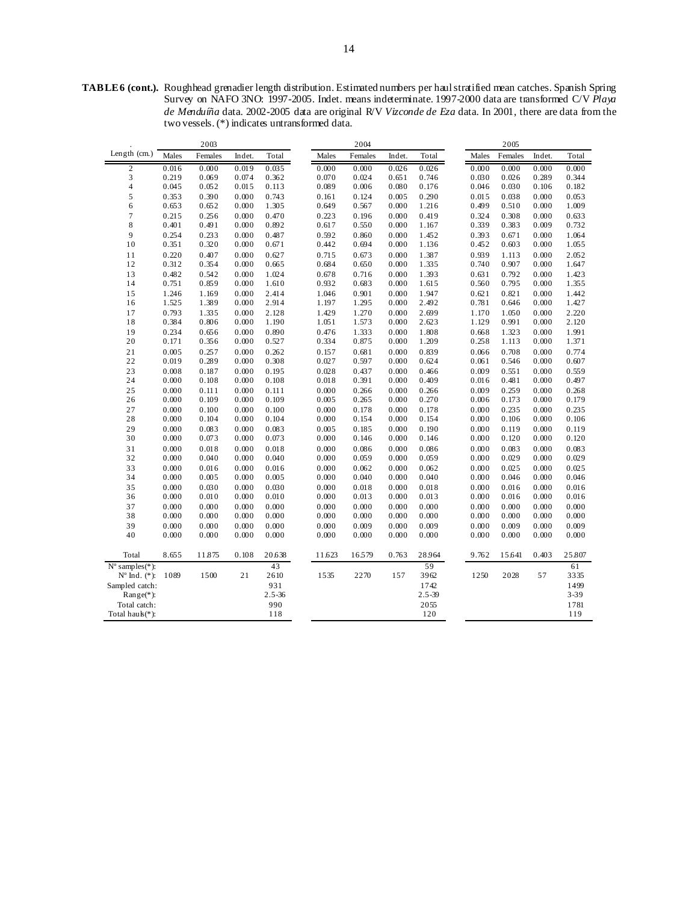**TABLE 6 (cont.).** Roughhead grenadier length distribution. Estimated numbers per haul stratified mean catches. Spanish Spring Survey on NAFO 3NO: 1997-2005. Indet. means indeterminate. 1997-2000 data are transformed C/V *Playa de Menduíña* data. 2002-2005 data are original R/V *Vizconde de Eza* data. In 2001, there are data from the two vessels. (*) indicates untransformed data.

| . | 2003 | | | | 2004 | | | | 2005 | | | |
|---|---|---|---|---|---|---|---|---|---|---|---|---|
| Length (cm.) | Males | Females | Indet. | Total | Males | Females | Indet. | Total | Males | Females | Indet. | Total |
| 2 | 0.016 | 0.000 | 0.019 | 0.035 | 0.000 | 0.000 | 0.026 | 0.026 | 0.000 | 0.000 | 0.000 | 0.000 |
| 3 | 0.219 | 0.069 | 0.074 | 0.362 | 0.070 | 0.024 | 0.651 | 0.746 | 0.030 | 0.026 | 0.289 | 0.344 |
| 4 | 0.045 | 0.052 | 0.015 | 0.113 | 0.089 | 0.006 | 0.080 | 0.176 | 0.046 | 0.030 | 0.106 | 0.182 |
| 5 | 0.353 | 0.390 | 0.000 | 0.743 | 0.161 | 0.124 | 0.005 | 0.290 | 0.015 | 0.038 | 0.000 | 0.053 |
| 6 | 0.653 | 0.652 | 0.000 | 1.305 | 0.649 | 0.567 | 0.000 | 1.216 | 0.499 | 0.510 | 0.000 | 1.009 |
| 7 | 0.215 | 0.256 | 0.000 | 0.470 | 0.223 | 0.196 | 0.000 | 0.419 | 0.324 | 0.308 | 0.000 | 0.633 |
| 8 | 0.401 | 0.491 | 0.000 | 0.892 | 0.617 | 0.550 | 0.000 | 1.167 | 0.339 | 0.383 | 0.009 | 0.732 |
| 9 | 0.254 | 0.233 | 0.000 | 0.487 | 0.592 | 0.860 | 0.000 | 1.452 | 0.393 | 0.671 | 0.000 | 1.064 |
| 10 | 0.351 | 0.320 | 0.000 | 0.671 | 0.442 | 0.694 | 0.000 | 1.136 | 0.452 | 0.603 | 0.000 | 1.055 |
| 11 | 0.220 | 0.407 | 0.000 | 0.627 | 0.715 | 0.673 | 0.000 | 1.387 | 0.939 | 1.113 | 0.000 | 2.052 |
| 12 | 0.312 | 0.354 | 0.000 | 0.665 | 0.684 | 0.650 | 0.000 | 1.335 | 0.740 | 0.907 | 0.000 | 1.647 |
| 13 | 0.482 | 0.542 | 0.000 | 1.024 | 0.678 | 0.716 | 0.000 | 1.393 | 0.631 | 0.792 | 0.000 | 1.423 |
| 14 | 0.751 | 0.859 | 0.000 | 1.610 | 0.932 | 0.683 | 0.000 | 1.615 | 0.560 | 0.795 | 0.000 | 1.355 |
| 15 | 1.246 | 1.169 | 0.000 | 2.414 | 1.046 | 0.901 | 0.000 | 1.947 | 0.621 | 0.821 | 0.000 | 1.442 |
| 16 | 1.525 | 1.389 | 0.000 | 2.914 | 1.197 | 1.295 | 0.000 | 2.492 | 0.781 | 0.646 | 0.000 | 1.427 |
| 17 | 0.793 | 1.335 | 0.000 | 2.128 | 1.429 | 1.270 | 0.000 | 2.699 | 1.170 | 1.050 | 0.000 | 2.220 |
| 18 | 0.384 | 0.806 | 0.000 | 1.190 | 1.051 | 1.573 | 0.000 | 2.623 | 1.129 | 0.991 | 0.000 | 2.120 |
| 19 | 0.234 | 0.656 | 0.000 | 0.890 | 0.476 | 1.333 | 0.000 | 1.808 | 0.668 | 1.323 | 0.000 | 1.991 |
| 20 | 0.171 | 0.356 | 0.000 | 0.527 | 0.334 | 0.875 | 0.000 | 1.209 | 0.258 | 1.113 | 0.000 | 1.371 |
| 21 | 0.005 | 0.257 | 0.000 | 0.262 | 0.157 | 0.681 | 0.000 | 0.839 | 0.066 | 0.708 | 0.000 | 0.774 |
| 22 | 0.019 | 0.289 | 0.000 | 0.308 | 0.027 | 0.597 | 0.000 | 0.624 | 0.061 | 0.546 | 0.000 | 0.607 |
| 23 | 0.008 | 0.187 | 0.000 | 0.195 | 0.028 | 0.437 | 0.000 | 0.466 | 0.009 | 0.551 | 0.000 | 0.559 |
| 24 | 0.000 | 0.108 | 0.000 | 0.108 | 0.018 | 0.391 | 0.000 | 0.409 | 0.016 | 0.481 | 0.000 | 0.497 |
| 25 | 0.000 | 0.111 | 0.000 | 0.111 | 0.000 | 0.266 | 0.000 | 0.266 | 0.009 | 0.259 | 0.000 | 0.268 |
| 26 | 0.000 | 0.109 | 0.000 | 0.109 | 0.005 | 0.265 | 0.000 | 0.270 | 0.006 | 0.173 | 0.000 | 0.179 |
| 27 | 0.000 | 0.100 | 0.000 | 0.100 | 0.000 | 0.178 | 0.000 | 0.178 | 0.000 | 0.235 | 0.000 | 0.235 |
| 28 | 0.000 | 0.104 | 0.000 | 0.104 | 0.000 | 0.154 | 0.000 | 0.154 | 0.000 | 0.106 | 0.000 | 0.106 |
| 29 | 0.000 | 0.083 | 0.000 | 0.083 | 0.005 | 0.185 | 0.000 | 0.190 | 0.000 | 0.119 | 0.000 | 0.119 |
| 30 | 0.000 | 0.073 | 0.000 | 0.073 | 0.000 | 0.146 | 0.000 | 0.146 | 0.000 | 0.120 | 0.000 | 0.120 |
| 31 | 0.000 | 0.018 | 0.000 | 0.018 | 0.000 | 0.086 | 0.000 | 0.086 | 0.000 | 0.083 | 0.000 | 0.083 |
| 32 | 0.000 | 0.040 | 0.000 | 0.040 | 0.000 | 0.059 | 0.000 | 0.059 | 0.000 | 0.029 | 0.000 | 0.029 |
| 33 | 0.000 | 0.016 | 0.000 | 0.016 | 0.000 | 0.062 | 0.000 | 0.062 | 0.000 | 0.025 | 0.000 | 0.025 |
| 34 | 0.000 | 0.005 | 0.000 | 0.005 | 0.000 | 0.040 | 0.000 | 0.040 | 0.000 | 0.046 | 0.000 | 0.046 |
| 35 | 0.000 | 0.030 | 0.000 | 0.030 | 0.000 | 0.018 | 0.000 | 0.018 | 0.000 | 0.016 | 0.000 | 0.016 |
| 36 | 0.000 | 0.010 | 0.000 | 0.010 | 0.000 | 0.013 | 0.000 | 0.013 | 0.000 | 0.016 | 0.000 | 0.016 |
| 37 | 0.000 | 0.000 | 0.000 | 0.000 | 0.000 | 0.000 | 0.000 | 0.000 | 0.000 | 0.000 | 0.000 | 0.000 |
| 38 | 0.000 | 0.000 | 0.000 | 0.000 | 0.000 | 0.000 | 0.000 | 0.000 | 0.000 | 0.000 | 0.000 | 0.000 |
| 39 | 0.000 | 0.000 | 0.000 | 0.000 | 0.000 | 0.009 | 0.000 | 0.009 | 0.000 | 0.009 | 0.000 | 0.009 |
| 40 | 0.000 | 0.000 | 0.000 | 0.000 | 0.000 | 0.000 | 0.000 | 0.000 | 0.000 | 0.000 | 0.000 | 0.000 |
| Total | 8.655 | 11.875 | 0.108 | 20.638 | 11.623 | 16.579 | 0.763 | 28.964 | 9.762 | 15.641 | 0.403 | 25.807 |
| Nº samples(*): | | | | 43 | | | | 59 | | | | 61 |
| Nº Ind. (*): | 1089 | 1500 | 21 | 2610 | 1535 | 2270 | 157 | 3962 | 1250 | 2028 | 57 | 3335 |
| Sampled catch: | | | | 931 | | | | 1742 | | | | 1499 |
| Range(*): | | | | 2.5-36 | | | | 2.5-39 | | | | 3-39 |
| Total catch: | | | | 990 | | | | 2055 | | | | 1781 |
| Total hauls(*): | | | | 118 | | | | 120 | | | | 119 |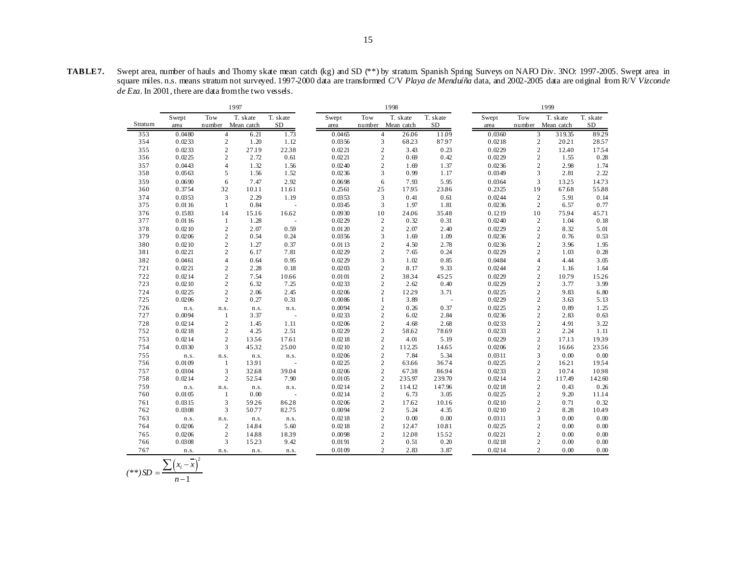**TABLE 7.** Swept area, number of hauls and Thorny skate mean catch (kg) and SD (**) by stratum. Spanish Spring Surveys on NAFO Div. 3NO: 1997-2005. Swept area in square miles. n.s. means stratum not surveyed. 1997-2000 data are transformed C/V *Playa de Menduíña* data, and 2002-2005 data are original from R/V *Vizconde de Eza*. In 2001, there are data from the two vessels.

| | 1997 | | | | 1998 | | | | 1999 | | | |
|---|---|---|---|---|---|---|---|---|---|---|---|---|
| Stratum | Swept area | Tow number | T. skate Mean catch | T. skate SD | Swept area | Tow number | T. skate Mean catch | T. skate SD | Swept area | Tow number | T. skate Mean catch | T. skate SD |
| 353 | 0.0480 | 4 | 6.21 | 1.73 | 0.0465 | 4 | 26.06 | 11.09 | 0.0360 | 3 | 319.35 | 89.29 |
| 354 | 0.0233 | 2 | 1.20 | 1.12 | 0.0356 | 3 | 68.23 | 87.97 | 0.0218 | 2 | 20.21 | 28.57 |
| 355 | 0.0233 | 2 | 27.19 | 22.38 | 0.0221 | 2 | 3.43 | 0.23 | 0.0229 | 2 | 12.40 | 17.54 |
| 356 | 0.0225 | 2 | 2.72 | 0.61 | 0.0221 | 2 | 0.69 | 0.42 | 0.0229 | 2 | 1.55 | 0.28 |
| 357 | 0.0443 | 4 | 1.32 | 1.56 | 0.0240 | 2 | 1.69 | 1.37 | 0.0236 | 2 | 2.98 | 1.74 |
| 358 | 0.0563 | 5 | 1.56 | 1.52 | 0.0236 | 3 | 0.99 | 1.17 | 0.0349 | 3 | 2.81 | 2.22 |
| 359 | 0.0690 | 6 | 7.47 | 2.92 | 0.0698 | 6 | 7.93 | 5.95 | 0.0364 | 3 | 13.25 | 14.73 |
| 360 | 0.3754 | 32 | 10.11 | 11.61 | 0.2561 | 25 | 17.95 | 23.86 | 0.2325 | 19 | 67.68 | 55.88 |
| 374 | 0.0353 | 3 | 2.29 | 1.19 | 0.0353 | 3 | 0.41 | 0.61 | 0.0244 | 2 | 5.91 | 0.14 |
| 375 | 0.0116 | 1 | 0.84 | - | 0.0345 | 3 | 1.97 | 1.81 | 0.0236 | 2 | 6.57 | 0.77 |
| 376 | 0.1583 | 14 | 15.16 | 16.62 | 0.0930 | 10 | 24.06 | 35.48 | 0.1219 | 10 | 75.94 | 45.71 |
| 377 | 0.0116 | 1 | 1.28 | - | 0.0229 | 2 | 0.32 | 0.31 | 0.0240 | 2 | 1.04 | 0.18 |
| 378 | 0.0210 | 2 | 2.07 | 0.59 | 0.0120 | 2 | 2.07 | 2.40 | 0.0229 | 2 | 8.32 | 5.01 |
| 379 | 0.0206 | 2 | 0.54 | 0.24 | 0.0356 | 3 | 1.69 | 1.09 | 0.0236 | 2 | 0.76 | 0.53 |
| 380 | 0.0210 | 2 | 1.27 | 0.37 | 0.0113 | 2 | 4.50 | 2.78 | 0.0236 | 2 | 3.96 | 1.95 |
| 381 | 0.0221 | 2 | 6.17 | 7.81 | 0.0229 | 2 | 7.65 | 0.24 | 0.0229 | 2 | 1.03 | 0.28 |
| 382 | 0.0461 | 4 | 0.64 | 0.95 | 0.0229 | 3 | 1.02 | 0.85 | 0.0484 | 4 | 4.44 | 3.05 |
| 721 | 0.0221 | 2 | 2.28 | 0.18 | 0.0203 | 2 | 8.17 | 9.33 | 0.0244 | 2 | 1.16 | 1.64 |
| 722 | 0.0214 | 2 | 7.54 | 10.66 | 0.0101 | 2 | 38.34 | 45.25 | 0.0229 | 2 | 10.79 | 15.26 |
| 723 | 0.0210 | 2 | 6.32 | 7.25 | 0.0233 | 2 | 2.62 | 0.40 | 0.0229 | 2 | 3.77 | 3.99 |
| 724 | 0.0225 | 2 | 2.06 | 2.45 | 0.0206 | 2 | 12.29 | 3.71 | 0.0225 | 2 | 9.83 | 6.80 |
| 725 | 0.0206 | 2 | 0.27 | 0.31 | 0.0086 | 1 | 3.89 | - | 0.0229 | 2 | 3.63 | 5.13 |
| 726 | n.s. | n.s. | n.s. | n.s. | 0.0094 | 2 | 0.26 | 0.37 | 0.0225 | 2 | 0.89 | 1.25 |
| 727 | 0.0094 | 1 | 3.37 | - | 0.0233 | 2 | 6.02 | 2.84 | 0.0236 | 2 | 2.83 | 0.63 |
| 728 | 0.0214 | 2 | 1.45 | 1.11 | 0.0206 | 2 | 4.68 | 2.68 | 0.0233 | 2 | 4.91 | 3.22 |
| 752 | 0.0218 | 2 | 4.25 | 2.51 | 0.0229 | 2 | 58.62 | 78.69 | 0.0233 | 2 | 2.24 | 1.11 |
| 753 | 0.0214 | 2 | 13.56 | 17.61 | 0.0218 | 2 | 4.01 | 5.19 | 0.0229 | 2 | 17.13 | 19.39 |
| 754 | 0.0330 | 3 | 45.32 | 25.00 | 0.0210 | 2 | 112.25 | 14.65 | 0.0206 | 2 | 16.66 | 23.56 |
| 755 | n.s. | n.s. | n.s. | n.s. | 0.0206 | 2 | 7.84 | 5.34 | 0.0311 | 3 | 0.00 | 0.00 |
| 756 | 0.0109 | 1 | 13.91 | - | 0.0225 | 2 | 63.66 | 36.74 | 0.0225 | 2 | 16.21 | 19.54 |
| 757 | 0.0304 | 3 | 32.68 | 39.04 | 0.0206 | 2 | 67.38 | 86.94 | 0.0233 | 2 | 10.74 | 10.98 |
| 758 | 0.0214 | 2 | 52.54 | 7.90 | 0.0105 | 2 | 235.97 | 239.70 | 0.0214 | 2 | 117.49 | 142.60 |
| 759 | n.s. | n.s. | n.s. | n.s. | 0.0214 | 2 | 114.12 | 147.96 | 0.0218 | 2 | 0.43 | 0.26 |
| 760 | 0.0105 | 1 | 0.00 | - | 0.0214 | 2 | 6.73 | 3.05 | 0.0225 | 2 | 9.20 | 11.14 |
| 761 | 0.0315 | 3 | 59.26 | 86.28 | 0.0206 | 2 | 17.62 | 10.16 | 0.0210 | 2 | 0.71 | 0.32 |
| 762 | 0.0308 | 3 | 50.77 | 82.75 | 0.0094 | 2 | 5.24 | 4.35 | 0.0210 | 2 | 8.28 | 10.49 |
| 763 | n.s. | n.s. | n.s. | n.s. | 0.0218 | 2 | 0.00 | 0.00 | 0.0311 | 3 | 0.00 | 0.00 |
| 764 | 0.0206 | 2 | 14.84 | 5.60 | 0.0218 | 2 | 12.47 | 10.81 | 0.0225 | 2 | 0.00 | 0.00 |
| 765 | 0.0206 | 2 | 14.88 | 18.39 | 0.0098 | 2 | 12.08 | 15.52 | 0.0221 | 2 | 0.00 | 0.00 |
| 766 | 0.0308 | 3 | 15.23 | 9.42 | 0.0191 | 2 | 0.51 | 0.20 | 0.0218 | 2 | 0.00 | 0.00 |
| 767 | n.s. | n.s. | n.s. | n.s. | 0.0109 | 2 | 2.83 | 3.87 | 0.0214 | 2 | 0.00 | 0.00 |

$$(**) SD = \frac{\sum \left(x_i - \bar{x}\right)^2}{n-1}$$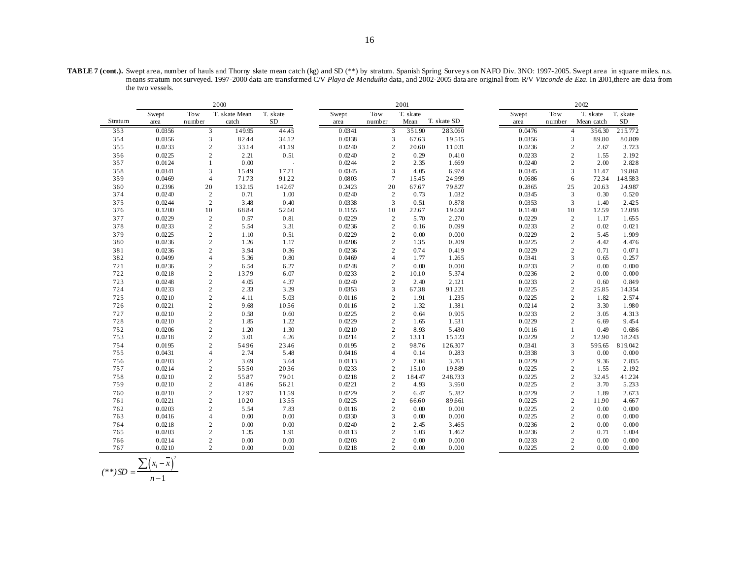**TABLE 7 (cont.).** Swept area, number of hauls and Thorny skate mean catch (kg) and SD (**) by stratum. Spanish Spring Surveys on NAFO Div. 3NO: 1997-2005. Swept area in square miles. n.s. means stratum not surveyed. 1997-2000 data are transformed C/V *Playa de Menduíña* data, and 2002-2005 data are original from R/V *Vizconde de Eza*. In 2001,there are data from the two vessels.

| | 2000 | | | | 2001 | | | | 2002 | | | |
|---|---|---|---|---|---|---|---|---|---|---|---|---|
| Stratum | Swept area | Tow number | T. skate Mean catch | T. skate SD | Swept area | Tow number | T. skate Mean | T. skate SD | Swept area | Tow number | T. skate Mean catch | T. skate SD |
| 353 | 0.0356 | 3 | 149.95 | 44.45 | 0.0341 | 3 | 351.90 | 283.060 | 0.0476 | 4 | 356.30 | 215.772 |
| 354 | 0.0356 | 3 | 82.44 | 34.12 | 0.0338 | 3 | 67.63 | 19.515 | 0.0356 | 3 | 89.80 | 80.809 |
| 355 | 0.0233 | 2 | 33.14 | 41.19 | 0.0240 | 2 | 20.60 | 11.031 | 0.0236 | 2 | 2.67 | 3.723 |
| 356 | 0.0225 | 2 | 2.21 | 0.51 | 0.0240 | 2 | 0.29 | 0.410 | 0.0233 | 2 | 1.55 | 2.192 |
| 357 | 0.0124 | 1 | 0.00 | . | 0.0244 | 2 | 2.35 | 1.669 | 0.0240 | 2 | 2.00 | 2.828 |
| 358 | 0.0341 | 3 | 15.49 | 17.71 | 0.0345 | 3 | 4.05 | 6.974 | 0.0345 | 3 | 11.47 | 19.861 |
| 359 | 0.0469 | 4 | 71.73 | 91.22 | 0.0803 | 7 | 15.45 | 24.999 | 0.0686 | 6 | 72.34 | 148.583 |
| 360 | 0.2396 | 20 | 132.15 | 142.67 | 0.2423 | 20 | 67.67 | 79.827 | 0.2865 | 25 | 20.63 | 24.987 |
| 374 | 0.0240 | 2 | 0.71 | 1.00 | 0.0240 | 2 | 0.73 | 1.032 | 0.0345 | 3 | 0.30 | 0.520 |
| 375 | 0.0244 | 2 | 3.48 | 0.40 | 0.0338 | 3 | 0.51 | 0.878 | 0.0353 | 3 | 1.40 | 2.425 |
| 376 | 0.1200 | 10 | 68.84 | 52.60 | 0.1155 | 10 | 22.67 | 19.650 | 0.1140 | 10 | 12.59 | 12.093 |
| 377 | 0.0229 | 2 | 0.57 | 0.81 | 0.0229 | 2 | 5.70 | 2.270 | 0.0229 | 2 | 1.17 | 1.655 |
| 378 | 0.0233 | 2 | 5.54 | 3.31 | 0.0236 | 2 | 0.16 | 0.099 | 0.0233 | 2 | 0.02 | 0.021 |
| 379 | 0.0225 | 2 | 1.10 | 0.51 | 0.0229 | 2 | 0.00 | 0.000 | 0.0229 | 2 | 5.45 | 1.909 |
| 380 | 0.0236 | 2 | 1.26 | 1.17 | 0.0206 | 2 | 1.35 | 0.209 | 0.0225 | 2 | 4.42 | 4.476 |
| 381 | 0.0236 | 2 | 3.94 | 0.36 | 0.0236 | 2 | 0.74 | 0.419 | 0.0229 | 2 | 0.71 | 0.071 |
| 382 | 0.0499 | 4 | 5.36 | 0.80 | 0.0469 | 4 | 1.77 | 1.265 | 0.0341 | 3 | 0.65 | 0.257 |
| 721 | 0.0236 | 2 | 6.54 | 6.27 | 0.0248 | 2 | 0.00 | 0.000 | 0.0233 | 2 | 0.00 | 0.000 |
| 722 | 0.0218 | 2 | 13.79 | 6.07 | 0.0233 | 2 | 10.10 | 5.374 | 0.0236 | 2 | 0.00 | 0.000 |
| 723 | 0.0248 | 2 | 4.05 | 4.37 | 0.0240 | 2 | 2.40 | 2.121 | 0.0233 | 2 | 0.60 | 0.849 |
| 724 | 0.0233 | 2 | 2.33 | 3.29 | 0.0353 | 3 | 67.38 | 91.221 | 0.0225 | 2 | 25.85 | 14.354 |
| 725 | 0.0210 | 2 | 4.11 | 5.03 | 0.0116 | 2 | 1.91 | 1.235 | 0.0225 | 2 | 1.82 | 2.574 |
| 726 | 0.0221 | 2 | 9.68 | 10.56 | 0.0116 | 2 | 1.32 | 1.381 | 0.0214 | 2 | 3.30 | 1.980 |
| 727 | 0.0210 | 2 | 0.58 | 0.60 | 0.0225 | 2 | 0.64 | 0.905 | 0.0233 | 2 | 3.05 | 4.313 |
| 728 | 0.0210 | 2 | 1.85 | 1.22 | 0.0229 | 2 | 1.65 | 1.531 | 0.0229 | 2 | 6.69 | 9.454 |
| 752 | 0.0206 | 2 | 1.20 | 1.30 | 0.0210 | 2 | 8.93 | 5.430 | 0.0116 | 1 | 0.49 | 0.686 |
| 753 | 0.0218 | 2 | 3.01 | 4.26 | 0.0214 | 2 | 13.11 | 15.123 | 0.0229 | 2 | 12.90 | 18.243 |
| 754 | 0.0195 | 2 | 54.96 | 23.46 | 0.0195 | 2 | 98.76 | 126.307 | 0.0341 | 3 | 595.65 | 819.042 |
| 755 | 0.0431 | 4 | 2.74 | 5.48 | 0.0416 | 4 | 0.14 | 0.283 | 0.0338 | 3 | 0.00 | 0.000 |
| 756 | 0.0203 | 2 | 3.69 | 3.64 | 0.0113 | 2 | 7.04 | 3.761 | 0.0229 | 2 | 9.36 | 7.835 |
| 757 | 0.0214 | 2 | 55.50 | 20.36 | 0.0233 | 2 | 15.10 | 19.889 | 0.0225 | 2 | 1.55 | 2.192 |
| 758 | 0.0210 | 2 | 55.87 | 79.01 | 0.0218 | 2 | 184.47 | 248.733 | 0.0225 | 2 | 32.45 | 41.224 |
| 759 | 0.0210 | 2 | 41.86 | 56.21 | 0.0221 | 2 | 4.93 | 3.950 | 0.0225 | 2 | 3.70 | 5.233 |
| 760 | 0.0210 | 2 | 12.97 | 11.59 | 0.0229 | 2 | 6.47 | 5.282 | 0.0229 | 2 | 1.89 | 2.673 |
| 761 | 0.0221 | 2 | 10.20 | 13.55 | 0.0225 | 2 | 66.60 | 89.661 | 0.0225 | 2 | 11.90 | 4.667 |
| 762 | 0.0203 | 2 | 5.54 | 7.83 | 0.0116 | 2 | 0.00 | 0.000 | 0.0225 | 2 | 0.00 | 0.000 |
| 763 | 0.0416 | 4 | 0.00 | 0.00 | 0.0330 | 3 | 0.00 | 0.000 | 0.0225 | 2 | 0.00 | 0.000 |
| 764 | 0.0218 | 2 | 0.00 | 0.00 | 0.0240 | 2 | 2.45 | 3.465 | 0.0236 | 2 | 0.00 | 0.000 |
| 765 | 0.0203 | 2 | 1.35 | 1.91 | 0.0113 | 2 | 1.03 | 1.462 | 0.0236 | 2 | 0.71 | 1.004 |
| 766 | 0.0214 | 2 | 0.00 | 0.00 | 0.0203 | 2 | 0.00 | 0.000 | 0.0233 | 2 | 0.00 | 0.000 |
| 767 | 0.0210 | 2 | 0.00 | 0.00 | 0.0218 | 2 | 0.00 | 0.000 | 0.0225 | 2 | 0.00 | 0.000 |

$$(**) SD = \frac{\sum \left(x_i - \overline{x}\right)^2}{n-1}$$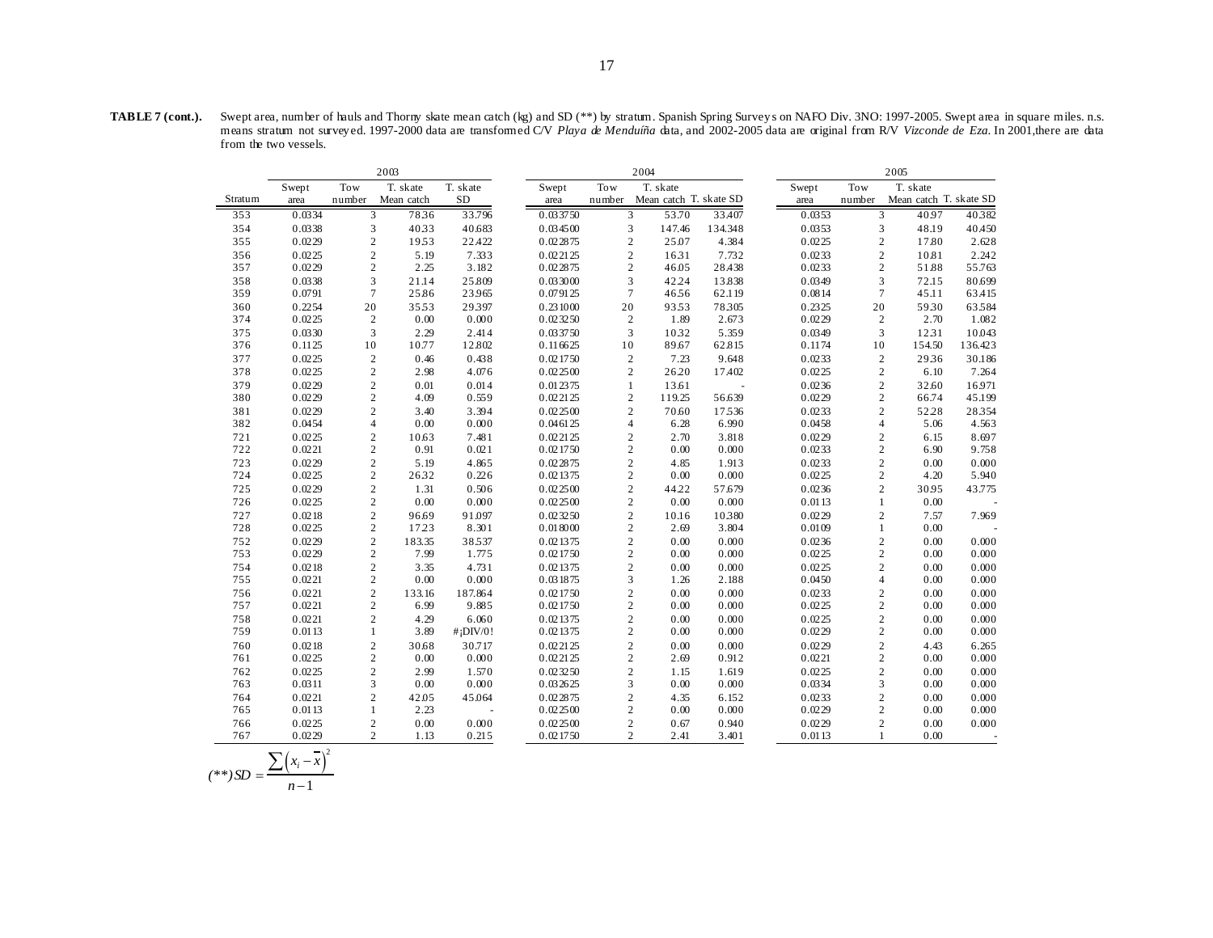**TABLE 7 (cont.).** Swept area, number of hauls and Thorny skate mean catch (kg) and SD (**) by stratum. Spanish Spring Surveys on NAFO Div. 3NO: 1997-2005. Swept area in square miles. n.s. means stratum not surveyed. 1997-2000 data are transformed C/V *Playa de Menduíña* data, and 2002-2005 data are original from R/V *Vizconde de Eza*. In 2001,there are data from the two vessels.

| | 2003 | | | | 2004 | | | | 2005 | | | |
|---|---|---|---|---|---|---|---|---|---|---|---|---|
| Stratum | Swept area | Tow number | T. skate Mean catch | T. skate SD | Swept area | Tow number | T. skate Mean catch | T. skate SD | Swept area | Tow number | T. skate Mean catch | T. skate SD |
| 353 | 0.0334 | 3 | 78.36 | 33.796 | 0.033750 | 3 | 53.70 | 33.407 | 0.0353 | 3 | 40.97 | 40.382 |
| 354 | 0.0338 | 3 | 40.33 | 40.683 | 0.034500 | 3 | 147.46 | 134.348 | 0.0353 | 3 | 48.19 | 40.450 |
| 355 | 0.0229 | 2 | 19.53 | 22.422 | 0.022875 | 2 | 25.07 | 4.384 | 0.0225 | 2 | 17.80 | 2.628 |
| 356 | 0.0225 | 2 | 5.19 | 7.333 | 0.022125 | 2 | 16.31 | 7.732 | 0.0233 | 2 | 10.81 | 2.242 |
| 357 | 0.0229 | 2 | 2.25 | 3.182 | 0.022875 | 2 | 46.05 | 28.438 | 0.0233 | 2 | 51.88 | 55.763 |
| 358 | 0.0338 | 3 | 21.14 | 25.809 | 0.033000 | 3 | 42.24 | 13.838 | 0.0349 | 3 | 72.15 | 80.699 |
| 359 | 0.0791 | 7 | 25.86 | 23.965 | 0.079125 | 7 | 46.56 | 62.119 | 0.0814 | 7 | 45.11 | 63.415 |
| 360 | 0.2254 | 20 | 35.53 | 29.397 | 0.231000 | 20 | 93.53 | 78.305 | 0.2325 | 20 | 59.30 | 63.584 |
| 374 | 0.0225 | 2 | 0.00 | 0.000 | 0.023250 | 2 | 1.89 | 2.673 | 0.0229 | 2 | 2.70 | 1.082 |
| 375 | 0.0330 | 3 | 2.29 | 2.414 | 0.033750 | 3 | 10.32 | 5.359 | 0.0349 | 3 | 12.31 | 10.043 |
| 376 | 0.1125 | 10 | 10.77 | 12.802 | 0.116625 | 10 | 89.67 | 62.815 | 0.1174 | 10 | 154.50 | 136.423 |
| 377 | 0.0225 | 2 | 0.46 | 0.438 | 0.021750 | 2 | 7.23 | 9.648 | 0.0233 | 2 | 29.36 | 30.186 |
| 378 | 0.0225 | 2 | 2.98 | 4.076 | 0.022500 | 2 | 26.20 | 17.402 | 0.0225 | 2 | 6.10 | 7.264 |
| 379 | 0.0229 | 2 | 0.01 | 0.014 | 0.012375 | 1 | 13.61 | - | 0.0236 | 2 | 32.60 | 16.971 |
| 380 | 0.0229 | 2 | 4.09 | 0.559 | 0.022125 | 2 | 119.25 | 56.639 | 0.0229 | 2 | 66.74 | 45.199 |
| 381 | 0.0229 | 2 | 3.40 | 3.394 | 0.022500 | 2 | 70.60 | 17.536 | 0.0233 | 2 | 52.28 | 28.354 |
| 382 | 0.0454 | 4 | 0.00 | 0.000 | 0.046125 | 4 | 6.28 | 6.990 | 0.0458 | 4 | 5.06 | 4.563 |
| 721 | 0.0225 | 2 | 10.63 | 7.481 | 0.022125 | 2 | 2.70 | 3.818 | 0.0229 | 2 | 6.15 | 8.697 |
| 722 | 0.0221 | 2 | 0.91 | 0.021 | 0.021750 | 2 | 0.00 | 0.000 | 0.0233 | 2 | 6.90 | 9.758 |
| 723 | 0.0229 | 2 | 5.19 | 4.865 | 0.022875 | 2 | 4.85 | 1.913 | 0.0233 | 2 | 0.00 | 0.000 |
| 724 | 0.0225 | 2 | 26.32 | 0.226 | 0.021375 | 2 | 0.00 | 0.000 | 0.0225 | 2 | 4.20 | 5.940 |
| 725 | 0.0229 | 2 | 1.31 | 0.506 | 0.022500 | 2 | 44.22 | 57.679 | 0.0236 | 2 | 30.95 | 43.775 |
| 726 | 0.0225 | 2 | 0.00 | 0.000 | 0.022500 | 2 | 0.00 | 0.000 | 0.0113 | 1 | 0.00 | - |
| 727 | 0.0218 | 2 | 96.69 | 91.097 | 0.023250 | 2 | 10.16 | 10.380 | 0.0229 | 2 | 7.57 | 7.969 |
| 728 | 0.0225 | 2 | 17.23 | 8.301 | 0.018000 | 2 | 2.69 | 3.804 | 0.0109 | 1 | 0.00 | - |
| 752 | 0.0229 | 2 | 183.35 | 38.537 | 0.021375 | 2 | 0.00 | 0.000 | 0.0236 | 2 | 0.00 | 0.000 |
| 753 | 0.0229 | 2 | 7.99 | 1.775 | 0.021750 | 2 | 0.00 | 0.000 | 0.0225 | 2 | 0.00 | 0.000 |
| 754 | 0.0218 | 2 | 3.35 | 4.731 | 0.021375 | 2 | 0.00 | 0.000 | 0.0225 | 2 | 0.00 | 0.000 |
| 755 | 0.0221 | 2 | 0.00 | 0.000 | 0.031875 | 3 | 1.26 | 2.188 | 0.0450 | 4 | 0.00 | 0.000 |
| 756 | 0.0221 | 2 | 133.16 | 187.864 | 0.021750 | 2 | 0.00 | 0.000 | 0.0233 | 2 | 0.00 | 0.000 |
| 757 | 0.0221 | 2 | 6.99 | 9.885 | 0.021750 | 2 | 0.00 | 0.000 | 0.0225 | 2 | 0.00 | 0.000 |
| 758 | 0.0221 | 2 | 4.29 | 6.060 | 0.021375 | 2 | 0.00 | 0.000 | 0.0225 | 2 | 0.00 | 0.000 |
| 759 | 0.0113 | 1 | 3.89 | #¡DIV/0! | 0.021375 | 2 | 0.00 | 0.000 | 0.0229 | 2 | 0.00 | 0.000 |
| 760 | 0.0218 | 2 | 30.68 | 30.717 | 0.022125 | 2 | 0.00 | 0.000 | 0.0229 | 2 | 4.43 | 6.265 |
| 761 | 0.0225 | 2 | 0.00 | 0.000 | 0.022125 | 2 | 2.69 | 0.912 | 0.0221 | 2 | 0.00 | 0.000 |
| 762 | 0.0225 | 2 | 2.99 | 1.570 | 0.023250 | 2 | 1.15 | 1.619 | 0.0225 | 2 | 0.00 | 0.000 |
| 763 | 0.0311 | 3 | 0.00 | 0.000 | 0.032625 | 3 | 0.00 | 0.000 | 0.0334 | 3 | 0.00 | 0.000 |
| 764 | 0.0221 | 2 | 42.05 | 45.064 | 0.022875 | 2 | 4.35 | 6.152 | 0.0233 | 2 | 0.00 | 0.000 |
| 765 | 0.0113 | 1 | 2.23 | - | 0.022500 | 2 | 0.00 | 0.000 | 0.0229 | 2 | 0.00 | 0.000 |
| 766 | 0.0225 | 2 | 0.00 | 0.000 | 0.022500 | 2 | 0.67 | 0.940 | 0.0229 | 2 | 0.00 | 0.000 |
| 767 | 0.0229 | 2 | 1.13 | 0.215 | 0.021750 | 2 | 2.41 | 3.401 | 0.0113 | 1 | 0.00 | - |

$$(**)SD = \frac{\sum\left(x_i - \overline{x}\right)^2}{n-1}$$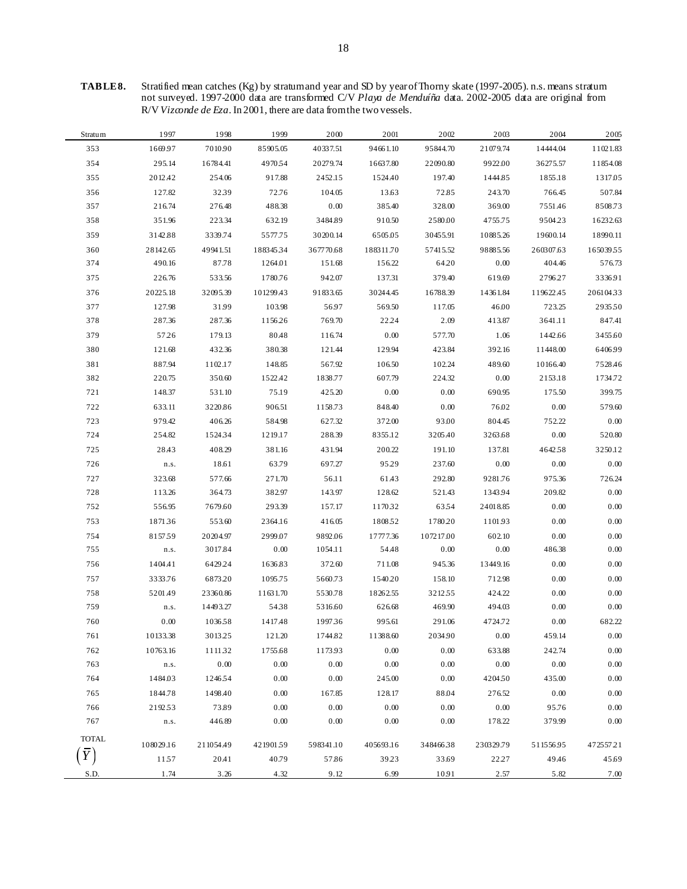**TABLE 8.** Stratified mean catches (Kg) by stratum and year and SD by year of Thorny skate (1997-2005). n.s. means stratum not surveyed. 1997-2000 data are transformed C/V *Playa de Menduíña* data. 2002-2005 data are original from R/V *Vizconde de Eza*. In 2001, there are data from the two vessels.

| Stratum | 1997 | 1998 | 1999 | 2000 | 2001 | 2002 | 2003 | 2004 | 2005 |
|---|---|---|---|---|---|---|---|---|---|
| 353 | 1669.97 | 7010.90 | 85905.05 | 40337.51 | 94661.10 | 95844.70 | 21079.74 | 14444.04 | 11021.83 |
| 354 | 295.14 | 16784.41 | 4970.54 | 20279.74 | 16637.80 | 22090.80 | 9922.00 | 36275.57 | 11854.08 |
| 355 | 2012.42 | 254.06 | 917.88 | 2452.15 | 1524.40 | 197.40 | 1444.85 | 1855.18 | 1317.05 |
| 356 | 127.82 | 32.39 | 72.76 | 104.05 | 13.63 | 72.85 | 243.70 | 766.45 | 507.84 |
| 357 | 216.74 | 276.48 | 488.38 | 0.00 | 385.40 | 328.00 | 369.00 | 7551.46 | 8508.73 |
| 358 | 351.96 | 223.34 | 632.19 | 3484.89 | 910.50 | 2580.00 | 4755.75 | 9504.23 | 16232.63 |
| 359 | 3142.88 | 3339.74 | 5577.75 | 30200.14 | 6505.05 | 30455.91 | 10885.26 | 19600.14 | 18990.11 |
| 360 | 28142.65 | 49941.51 | 188345.34 | 367770.68 | 188311.70 | 57415.52 | 98885.56 | 260307.63 | 165039.55 |
| 374 | 490.16 | 87.78 | 1264.01 | 151.68 | 156.22 | 64.20 | 0.00 | 404.46 | 576.73 |
| 375 | 226.76 | 533.56 | 1780.76 | 942.07 | 137.31 | 379.40 | 619.69 | 2796.27 | 3336.91 |
| 376 | 20225.18 | 32095.39 | 101299.43 | 91833.65 | 30244.45 | 16788.39 | 14361.84 | 119622.45 | 206104.33 |
| 377 | 127.98 | 31.99 | 103.98 | 56.97 | 569.50 | 117.05 | 46.00 | 723.25 | 2935.50 |
| 378 | 287.36 | 287.36 | 1156.26 | 769.70 | 22.24 | 2.09 | 413.87 | 3641.11 | 847.41 |
| 379 | 57.26 | 179.13 | 80.48 | 116.74 | 0.00 | 577.70 | 1.06 | 1442.66 | 3455.60 |
| 380 | 121.68 | 432.36 | 380.38 | 121.44 | 129.94 | 423.84 | 392.16 | 11448.00 | 6406.99 |
| 381 | 887.94 | 1102.17 | 148.85 | 567.92 | 106.50 | 102.24 | 489.60 | 10166.40 | 7528.46 |
| 382 | 220.75 | 350.60 | 1522.42 | 1838.77 | 607.79 | 224.32 | 0.00 | 2153.18 | 1734.72 |
| 721 | 148.37 | 531.10 | 75.19 | 425.20 | 0.00 | 0.00 | 690.95 | 175.50 | 399.75 |
| 722 | 633.11 | 3220.86 | 906.51 | 1158.73 | 848.40 | 0.00 | 76.02 | 0.00 | 579.60 |
| 723 | 979.42 | 406.26 | 584.98 | 627.32 | 372.00 | 93.00 | 804.45 | 752.22 | 0.00 |
| 724 | 254.82 | 1524.34 | 1219.17 | 288.39 | 8355.12 | 3205.40 | 3263.68 | 0.00 | 520.80 |
| 725 | 28.43 | 408.29 | 381.16 | 431.94 | 200.22 | 191.10 | 137.81 | 4642.58 | 3250.12 |
| 726 | n.s. | 18.61 | 63.79 | 697.27 | 95.29 | 237.60 | 0.00 | 0.00 | 0.00 |
| 727 | 323.68 | 577.66 | 271.70 | 56.11 | 61.43 | 292.80 | 9281.76 | 975.36 | 726.24 |
| 728 | 113.26 | 364.73 | 382.97 | 143.97 | 128.62 | 521.43 | 1343.94 | 209.82 | 0.00 |
| 752 | 556.95 | 7679.60 | 293.39 | 157.17 | 1170.32 | 63.54 | 24018.85 | 0.00 | 0.00 |
| 753 | 1871.36 | 553.60 | 2364.16 | 416.05 | 1808.52 | 1780.20 | 1101.93 | 0.00 | 0.00 |
| 754 | 8157.59 | 20204.97 | 2999.07 | 9892.06 | 17777.36 | 107217.00 | 602.10 | 0.00 | 0.00 |
| 755 | n.s. | 3017.84 | 0.00 | 1054.11 | 54.48 | 0.00 | 0.00 | 486.38 | 0.00 |
| 756 | 1404.41 | 6429.24 | 1636.83 | 372.60 | 711.08 | 945.36 | 13449.16 | 0.00 | 0.00 |
| 757 | 3333.76 | 6873.20 | 1095.75 | 5660.73 | 1540.20 | 158.10 | 712.98 | 0.00 | 0.00 |
| 758 | 5201.49 | 23360.86 | 11631.70 | 5530.78 | 18262.55 | 3212.55 | 424.22 | 0.00 | 0.00 |
| 759 | n.s. | 14493.27 | 54.38 | 5316.60 | 626.68 | 469.90 | 494.03 | 0.00 | 0.00 |
| 760 | 0.00 | 1036.58 | 1417.48 | 1997.36 | 995.61 | 291.06 | 4724.72 | 0.00 | 682.22 |
| 761 | 10133.38 | 3013.25 | 121.20 | 1744.82 | 11388.60 | 2034.90 | 0.00 | 459.14 | 0.00 |
| 762 | 10763.16 | 1111.32 | 1755.68 | 1173.93 | 0.00 | 0.00 | 633.88 | 242.74 | 0.00 |
| 763 | n.s. | 0.00 | 0.00 | 0.00 | 0.00 | 0.00 | 0.00 | 0.00 | 0.00 |
| 764 | 1484.03 | 1246.54 | 0.00 | 0.00 | 245.00 | 0.00 | 4204.50 | 435.00 | 0.00 |
| 765 | 1844.78 | 1498.40 | 0.00 | 167.85 | 128.17 | 88.04 | 276.52 | 0.00 | 0.00 |
| 766 | 2192.53 | 73.89 | 0.00 | 0.00 | 0.00 | 0.00 | 0.00 | 95.76 | 0.00 |
| 767 | n.s. | 446.89 | 0.00 | 0.00 | 0.00 | 0.00 | 178.22 | 379.99 | 0.00 |
| TOTAL | 108029.16 | 211054.49 | 421901.59 | 598341.10 | 405693.16 | 348466.38 | 230329.79 | 511556.95 | 472557.21 |
| $\left(\bar{Y}\right)$ | 11.57 | 20.41 | 40.79 | 57.86 | 39.23 | 33.69 | 22.27 | 49.46 | 45.69 |
| S.D. | 1.74 | 3.26 | 4.32 | 9.12 | 6.99 | 10.91 | 2.57 | 5.82 | 7.00 |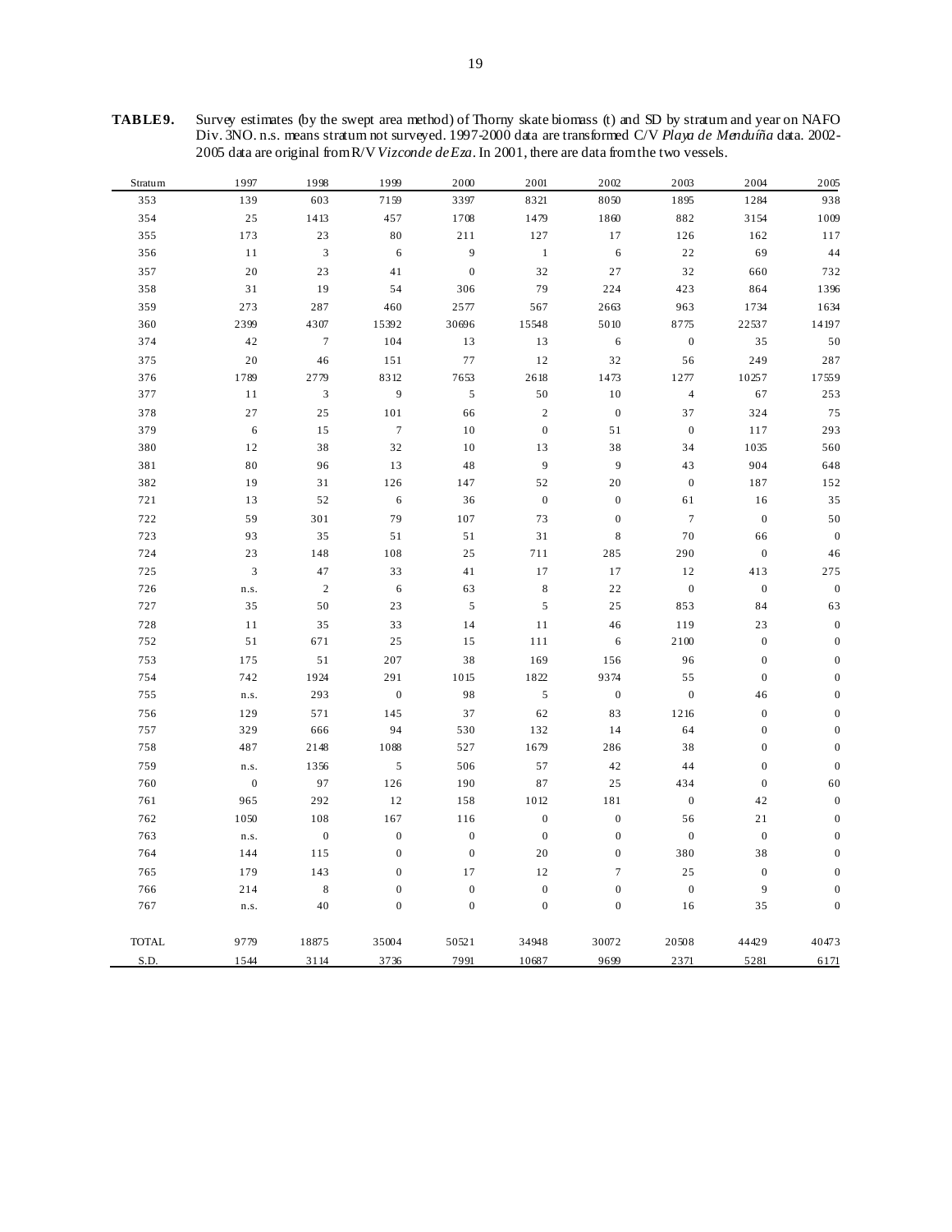**TABLE 9.** Survey estimates (by the swept area method) of Thorny skate biomass (t) and SD by stratum and year on NAFO Div. 3NO. n.s. means stratum not surveyed. 1997-2000 data are transformed C/V *Playa de Menduíña* data. 2002-2005 data are original from R/V *Vizconde de Eza*. In 2001, there are data from the two vessels.

| Stratum | 1997 | 1998 | 1999 | 2000 | 2001 | 2002 | 2003 | 2004 | 2005 |
|---|---|---|---|---|---|---|---|---|---|
| 353 | 139 | 603 | 7159 | 3397 | 8321 | 8050 | 1895 | 1284 | 938 |
| 354 | 25 | 1413 | 457 | 1708 | 1479 | 1860 | 882 | 3154 | 1009 |
| 355 | 173 | 23 | 80 | 211 | 127 | 17 | 126 | 162 | 117 |
| 356 | 11 | 3 | 6 | 9 | 1 | 6 | 22 | 69 | 44 |
| 357 | 20 | 23 | 41 | 0 | 32 | 27 | 32 | 660 | 732 |
| 358 | 31 | 19 | 54 | 306 | 79 | 224 | 423 | 864 | 1396 |
| 359 | 273 | 287 | 460 | 2577 | 567 | 2663 | 963 | 1734 | 1634 |
| 360 | 2399 | 4307 | 15392 | 30696 | 15548 | 5010 | 8775 | 22537 | 14197 |
| 374 | 42 | 7 | 104 | 13 | 13 | 6 | 0 | 35 | 50 |
| 375 | 20 | 46 | 151 | 77 | 12 | 32 | 56 | 249 | 287 |
| 376 | 1789 | 2779 | 8312 | 7653 | 2618 | 1473 | 1277 | 10257 | 17559 |
| 377 | 11 | 3 | 9 | 5 | 50 | 10 | 4 | 67 | 253 |
| 378 | 27 | 25 | 101 | 66 | 2 | 0 | 37 | 324 | 75 |
| 379 | 6 | 15 | 7 | 10 | 0 | 51 | 0 | 117 | 293 |
| 380 | 12 | 38 | 32 | 10 | 13 | 38 | 34 | 1035 | 560 |
| 381 | 80 | 96 | 13 | 48 | 9 | 9 | 43 | 904 | 648 |
| 382 | 19 | 31 | 126 | 147 | 52 | 20 | 0 | 187 | 152 |
| 721 | 13 | 52 | 6 | 36 | 0 | 0 | 61 | 16 | 35 |
| 722 | 59 | 301 | 79 | 107 | 73 | 0 | 7 | 0 | 50 |
| 723 | 93 | 35 | 51 | 51 | 31 | 8 | 70 | 66 | 0 |
| 724 | 23 | 148 | 108 | 25 | 711 | 285 | 290 | 0 | 46 |
| 725 | 3 | 47 | 33 | 41 | 17 | 17 | 12 | 413 | 275 |
| 726 | n.s. | 2 | 6 | 63 | 8 | 22 | 0 | 0 | 0 |
| 727 | 35 | 50 | 23 | 5 | 5 | 25 | 853 | 84 | 63 |
| 728 | 11 | 35 | 33 | 14 | 11 | 46 | 119 | 23 | 0 |
| 752 | 51 | 671 | 25 | 15 | 111 | 6 | 2100 | 0 | 0 |
| 753 | 175 | 51 | 207 | 38 | 169 | 156 | 96 | 0 | 0 |
| 754 | 742 | 1924 | 291 | 1015 | 1822 | 9374 | 55 | 0 | 0 |
| 755 | n.s. | 293 | 0 | 98 | 5 | 0 | 0 | 46 | 0 |
| 756 | 129 | 571 | 145 | 37 | 62 | 83 | 1216 | 0 | 0 |
| 757 | 329 | 666 | 94 | 530 | 132 | 14 | 64 | 0 | 0 |
| 758 | 487 | 2148 | 1088 | 527 | 1679 | 286 | 38 | 0 | 0 |
| 759 | n.s. | 1356 | 5 | 506 | 57 | 42 | 44 | 0 | 0 |
| 760 | 0 | 97 | 126 | 190 | 87 | 25 | 434 | 0 | 60 |
| 761 | 965 | 292 | 12 | 158 | 1012 | 181 | 0 | 42 | 0 |
| 762 | 1050 | 108 | 167 | 116 | 0 | 0 | 56 | 21 | 0 |
| 763 | n.s. | 0 | 0 | 0 | 0 | 0 | 0 | 0 | 0 |
| 764 | 144 | 115 | 0 | 0 | 20 | 0 | 380 | 38 | 0 |
| 765 | 179 | 143 | 0 | 17 | 12 | 7 | 25 | 0 | 0 |
| 766 | 214 | 8 | 0 | 0 | 0 | 0 | 0 | 9 | 0 |
| 767 | n.s. | 40 | 0 | 0 | 0 | 0 | 16 | 35 | 0 |
| TOTAL | 9779 | 18875 | 35004 | 50521 | 34948 | 30072 | 20508 | 44429 | 40473 |
| S.D. | 1544 | 3114 | 3736 | 7991 | 10687 | 9699 | 2371 | 5281 | 6171 |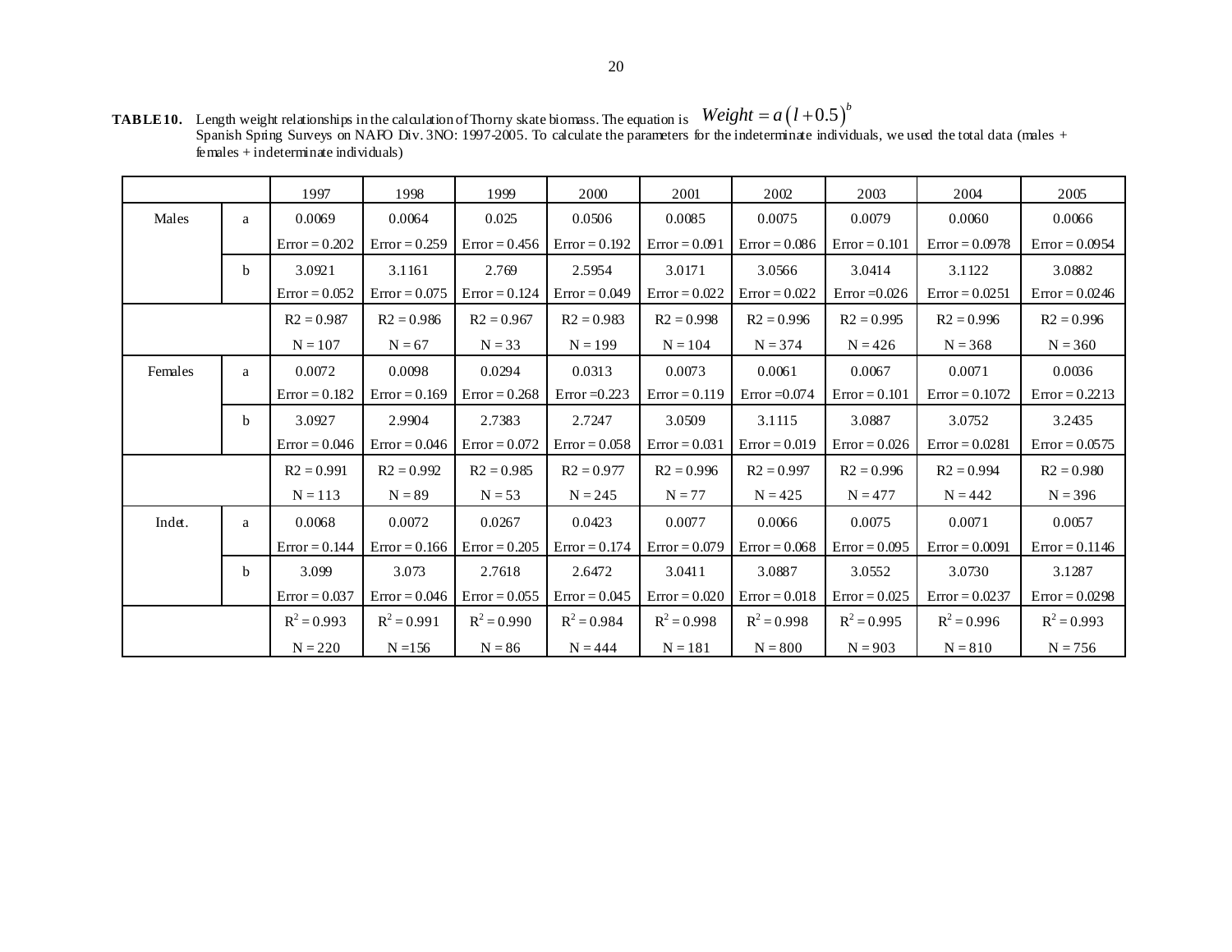**TABLE 10.** Length weight relationships in the calculation of Thorny skate biomass. The equation is $Weight = a\left(l + 0.5\right)^{b}$
Spanish Spring Surveys on NAFO Div. 3NO: 1997-2005. To calculate the parameters for the indeterminate individuals, we used the total data (males + females + indeterminate individuals)

| | | 1997 | 1998 | 1999 | 2000 | 2001 | 2002 | 2003 | 2004 | 2005 |
|---|---|---|---|---|---|---|---|---|---|---|
| Males | a | 0.0069 | 0.0064 | 0.025 | 0.0506 | 0.0085 | 0.0075 | 0.0079 | 0.0060 | 0.0066 |
| | | Error = 0.202 | Error = 0.259 | Error = 0.456 | Error = 0.192 | Error = 0.091 | Error = 0.086 | Error = 0.101 | Error = 0.0978 | Error = 0.0954 |
| | b | 3.0921 | 3.1161 | 2.769 | 2.5954 | 3.0171 | 3.0566 | 3.0414 | 3.1122 | 3.0882 |
| | | Error = 0.052 | Error = 0.075 | Error = 0.124 | Error = 0.049 | Error = 0.022 | Error = 0.022 | Error =0.026 | Error = 0.0251 | Error = 0.0246 |
| | | R2 = 0.987 | R2 = 0.986 | R2 = 0.967 | R2 = 0.983 | R2 = 0.998 | R2 = 0.996 | R2 = 0.995 | R2 = 0.996 | R2 = 0.996 |
| | | N = 107 | N = 67 | N = 33 | N = 199 | N = 104 | N = 374 | N = 426 | N = 368 | N = 360 |
| Females | a | 0.0072 | 0.0098 | 0.0294 | 0.0313 | 0.0073 | 0.0061 | 0.0067 | 0.0071 | 0.0036 |
| | | Error = 0.182 | Error = 0.169 | Error = 0.268 | Error =0.223 | Error = 0.119 | Error =0.074 | Error = 0.101 | Error = 0.1072 | Error = 0.2213 |
| | b | 3.0927 | 2.9904 | 2.7383 | 2.7247 | 3.0509 | 3.1115 | 3.0887 | 3.0752 | 3.2435 |
| | | Error = 0.046 | Error = 0.046 | Error = 0.072 | Error = 0.058 | Error = 0.031 | Error = 0.019 | Error = 0.026 | Error = 0.0281 | Error = 0.0575 |
| | | R2 = 0.991 | R2 = 0.992 | R2 = 0.985 | R2 = 0.977 | R2 = 0.996 | R2 = 0.997 | R2 = 0.996 | R2 = 0.994 | R2 = 0.980 |
| | | N = 113 | N = 89 | N = 53 | N = 245 | N = 77 | N = 425 | N = 477 | N = 442 | N = 396 |
| Indet. | a | 0.0068 | 0.0072 | 0.0267 | 0.0423 | 0.0077 | 0.0066 | 0.0075 | 0.0071 | 0.0057 |
| | | Error = 0.144 | Error = 0.166 | Error = 0.205 | Error = 0.174 | Error = 0.079 | Error = 0.068 | Error = 0.095 | Error = 0.0091 | Error = 0.1146 |
| | b | 3.099 | 3.073 | 2.7618 | 2.6472 | 3.0411 | 3.0887 | 3.0552 | 3.0730 | 3.1287 |
| | | Error = 0.037 | Error = 0.046 | Error = 0.055 | Error = 0.045 | Error = 0.020 | Error = 0.018 | Error = 0.025 | Error = 0.0237 | Error = 0.0298 |
| | | $R^2 = 0.993$ | $R^2 = 0.991$ | $R^2 = 0.990$ | $R^2 = 0.984$ | $R^2 = 0.998$ | $R^2 = 0.998$ | $R^2 = 0.995$ | $R^2 = 0.996$ | $R^2 = 0.993$ |
| | | N = 220 | N =156 | N = 86 | N = 444 | N = 181 | N = 800 | N = 903 | N = 810 | N = 756 |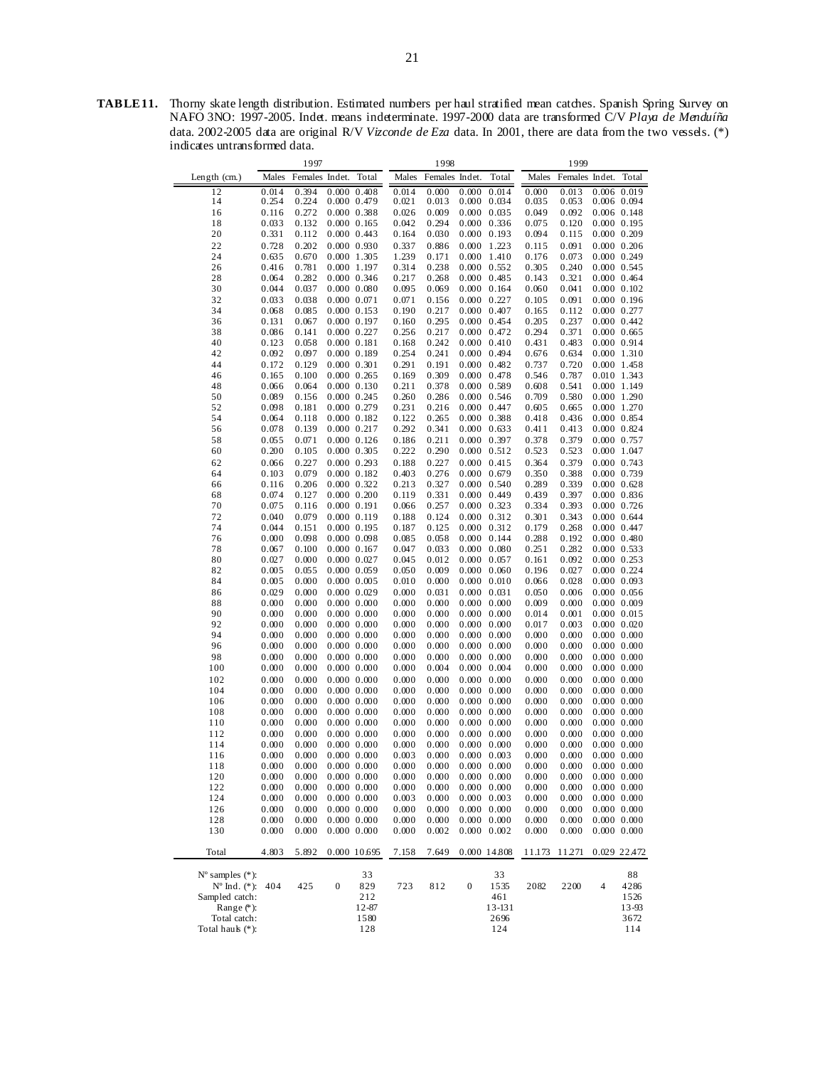**TABLE 11.** Thorny skate length distribution. Estimated numbers per haul stratified mean catches. Spanish Spring Survey on NAFO 3NO: 1997-2005. Indet. means indeterminate. 1997-2000 data are transformed C/V *Playa de Menduíña* data. 2002-2005 data are original R/V *Vizconde de Eza* data. In 2001, there are data from the two vessels. (*) indicates untransformed data.

| | 1997 | | | | 1998 | | | | 1999 | | | |
|---|---|---|---|---|---|---|---|---|---|---|---|---|
| Length (cm.) | Males | Females | Indet. | Total | Males | Females | Indet. | Total | Males | Females | Indet. | Total |
| 12 | 0.014 | 0.394 | 0.000 | 0.408 | 0.014 | 0.000 | 0.000 | 0.014 | 0.000 | 0.013 | 0.006 | 0.019 |
| 14 | 0.254 | 0.224 | 0.000 | 0.479 | 0.021 | 0.013 | 0.000 | 0.034 | 0.035 | 0.053 | 0.006 | 0.094 |
| 16 | 0.116 | 0.272 | 0.000 | 0.388 | 0.026 | 0.009 | 0.000 | 0.035 | 0.049 | 0.092 | 0.006 | 0.148 |
| 18 | 0.033 | 0.132 | 0.000 | 0.165 | 0.042 | 0.294 | 0.000 | 0.336 | 0.075 | 0.120 | 0.000 | 0.195 |
| 20 | 0.331 | 0.112 | 0.000 | 0.443 | 0.164 | 0.030 | 0.000 | 0.193 | 0.094 | 0.115 | 0.000 | 0.209 |
| 22 | 0.728 | 0.202 | 0.000 | 0.930 | 0.337 | 0.886 | 0.000 | 1.223 | 0.115 | 0.091 | 0.000 | 0.206 |
| 24 | 0.635 | 0.670 | 0.000 | 1.305 | 1.239 | 0.171 | 0.000 | 1.410 | 0.176 | 0.073 | 0.000 | 0.249 |
| 26 | 0.416 | 0.781 | 0.000 | 1.197 | 0.314 | 0.238 | 0.000 | 0.552 | 0.305 | 0.240 | 0.000 | 0.545 |
| 28 | 0.064 | 0.282 | 0.000 | 0.346 | 0.217 | 0.268 | 0.000 | 0.485 | 0.143 | 0.321 | 0.000 | 0.464 |
| 30 | 0.044 | 0.037 | 0.000 | 0.080 | 0.095 | 0.069 | 0.000 | 0.164 | 0.060 | 0.041 | 0.000 | 0.102 |
| 32 | 0.033 | 0.038 | 0.000 | 0.071 | 0.071 | 0.156 | 0.000 | 0.227 | 0.105 | 0.091 | 0.000 | 0.196 |
| 34 | 0.068 | 0.085 | 0.000 | 0.153 | 0.190 | 0.217 | 0.000 | 0.407 | 0.165 | 0.112 | 0.000 | 0.277 |
| 36 | 0.131 | 0.067 | 0.000 | 0.197 | 0.160 | 0.295 | 0.000 | 0.454 | 0.205 | 0.237 | 0.000 | 0.442 |
| 38 | 0.086 | 0.141 | 0.000 | 0.227 | 0.256 | 0.217 | 0.000 | 0.472 | 0.294 | 0.371 | 0.000 | 0.665 |
| 40 | 0.123 | 0.058 | 0.000 | 0.181 | 0.168 | 0.242 | 0.000 | 0.410 | 0.431 | 0.483 | 0.000 | 0.914 |
| 42 | 0.092 | 0.097 | 0.000 | 0.189 | 0.254 | 0.241 | 0.000 | 0.494 | 0.676 | 0.634 | 0.000 | 1.310 |
| 44 | 0.172 | 0.129 | 0.000 | 0.301 | 0.291 | 0.191 | 0.000 | 0.482 | 0.737 | 0.720 | 0.000 | 1.458 |
| 46 | 0.165 | 0.100 | 0.000 | 0.265 | 0.169 | 0.309 | 0.000 | 0.478 | 0.546 | 0.787 | 0.010 | 1.343 |
| 48 | 0.066 | 0.064 | 0.000 | 0.130 | 0.211 | 0.378 | 0.000 | 0.589 | 0.608 | 0.541 | 0.000 | 1.149 |
| 50 | 0.089 | 0.156 | 0.000 | 0.245 | 0.260 | 0.286 | 0.000 | 0.546 | 0.709 | 0.580 | 0.000 | 1.290 |
| 52 | 0.098 | 0.181 | 0.000 | 0.279 | 0.231 | 0.216 | 0.000 | 0.447 | 0.605 | 0.665 | 0.000 | 1.270 |
| 54 | 0.064 | 0.118 | 0.000 | 0.182 | 0.122 | 0.265 | 0.000 | 0.388 | 0.418 | 0.436 | 0.000 | 0.854 |
| 56 | 0.078 | 0.139 | 0.000 | 0.217 | 0.292 | 0.341 | 0.000 | 0.633 | 0.411 | 0.413 | 0.000 | 0.824 |
| 58 | 0.055 | 0.071 | 0.000 | 0.126 | 0.186 | 0.211 | 0.000 | 0.397 | 0.378 | 0.379 | 0.000 | 0.757 |
| 60 | 0.200 | 0.105 | 0.000 | 0.305 | 0.222 | 0.290 | 0.000 | 0.512 | 0.523 | 0.523 | 0.000 | 1.047 |
| 62 | 0.066 | 0.227 | 0.000 | 0.293 | 0.188 | 0.227 | 0.000 | 0.415 | 0.364 | 0.379 | 0.000 | 0.743 |
| 64 | 0.103 | 0.079 | 0.000 | 0.182 | 0.403 | 0.276 | 0.000 | 0.679 | 0.350 | 0.388 | 0.000 | 0.739 |
| 66 | 0.116 | 0.206 | 0.000 | 0.322 | 0.213 | 0.327 | 0.000 | 0.540 | 0.289 | 0.339 | 0.000 | 0.628 |
| 68 | 0.074 | 0.127 | 0.000 | 0.200 | 0.119 | 0.331 | 0.000 | 0.449 | 0.439 | 0.397 | 0.000 | 0.836 |
| 70 | 0.075 | 0.116 | 0.000 | 0.191 | 0.066 | 0.257 | 0.000 | 0.323 | 0.334 | 0.393 | 0.000 | 0.726 |
| 72 | 0.040 | 0.079 | 0.000 | 0.119 | 0.188 | 0.124 | 0.000 | 0.312 | 0.301 | 0.343 | 0.000 | 0.644 |
| 74 | 0.044 | 0.151 | 0.000 | 0.195 | 0.187 | 0.125 | 0.000 | 0.312 | 0.179 | 0.268 | 0.000 | 0.447 |
| 76 | 0.000 | 0.098 | 0.000 | 0.098 | 0.085 | 0.058 | 0.000 | 0.144 | 0.288 | 0.192 | 0.000 | 0.480 |
| 78 | 0.067 | 0.100 | 0.000 | 0.167 | 0.047 | 0.033 | 0.000 | 0.080 | 0.251 | 0.282 | 0.000 | 0.533 |
| 80 | 0.027 | 0.000 | 0.000 | 0.027 | 0.045 | 0.012 | 0.000 | 0.057 | 0.161 | 0.092 | 0.000 | 0.253 |
| 82 | 0.005 | 0.055 | 0.000 | 0.059 | 0.050 | 0.009 | 0.000 | 0.060 | 0.196 | 0.027 | 0.000 | 0.224 |
| 84 | 0.005 | 0.000 | 0.000 | 0.005 | 0.010 | 0.000 | 0.000 | 0.010 | 0.066 | 0.028 | 0.000 | 0.093 |
| 86 | 0.029 | 0.000 | 0.000 | 0.029 | 0.000 | 0.031 | 0.000 | 0.031 | 0.050 | 0.006 | 0.000 | 0.056 |
| 88 | 0.000 | 0.000 | 0.000 | 0.000 | 0.000 | 0.000 | 0.000 | 0.000 | 0.009 | 0.000 | 0.000 | 0.009 |
| 90 | 0.000 | 0.000 | 0.000 | 0.000 | 0.000 | 0.000 | 0.000 | 0.000 | 0.014 | 0.001 | 0.000 | 0.015 |
| 92 | 0.000 | 0.000 | 0.000 | 0.000 | 0.000 | 0.000 | 0.000 | 0.000 | 0.017 | 0.003 | 0.000 | 0.020 |
| 94 | 0.000 | 0.000 | 0.000 | 0.000 | 0.000 | 0.000 | 0.000 | 0.000 | 0.000 | 0.000 | 0.000 | 0.000 |
| 96 | 0.000 | 0.000 | 0.000 | 0.000 | 0.000 | 0.000 | 0.000 | 0.000 | 0.000 | 0.000 | 0.000 | 0.000 |
| 98 | 0.000 | 0.000 | 0.000 | 0.000 | 0.000 | 0.000 | 0.000 | 0.000 | 0.000 | 0.000 | 0.000 | 0.000 |
| 100 | 0.000 | 0.000 | 0.000 | 0.000 | 0.000 | 0.004 | 0.000 | 0.004 | 0.000 | 0.000 | 0.000 | 0.000 |
| 102 | 0.000 | 0.000 | 0.000 | 0.000 | 0.000 | 0.000 | 0.000 | 0.000 | 0.000 | 0.000 | 0.000 | 0.000 |
| 104 | 0.000 | 0.000 | 0.000 | 0.000 | 0.000 | 0.000 | 0.000 | 0.000 | 0.000 | 0.000 | 0.000 | 0.000 |
| 106 | 0.000 | 0.000 | 0.000 | 0.000 | 0.000 | 0.000 | 0.000 | 0.000 | 0.000 | 0.000 | 0.000 | 0.000 |
| 108 | 0.000 | 0.000 | 0.000 | 0.000 | 0.000 | 0.000 | 0.000 | 0.000 | 0.000 | 0.000 | 0.000 | 0.000 |
| 110 | 0.000 | 0.000 | 0.000 | 0.000 | 0.000 | 0.000 | 0.000 | 0.000 | 0.000 | 0.000 | 0.000 | 0.000 |
| 112 | 0.000 | 0.000 | 0.000 | 0.000 | 0.000 | 0.000 | 0.000 | 0.000 | 0.000 | 0.000 | 0.000 | 0.000 |
| 114 | 0.000 | 0.000 | 0.000 | 0.000 | 0.000 | 0.000 | 0.000 | 0.000 | 0.000 | 0.000 | 0.000 | 0.000 |
| 116 | 0.000 | 0.000 | 0.000 | 0.000 | 0.003 | 0.000 | 0.000 | 0.003 | 0.000 | 0.000 | 0.000 | 0.000 |
| 118 | 0.000 | 0.000 | 0.000 | 0.000 | 0.000 | 0.000 | 0.000 | 0.000 | 0.000 | 0.000 | 0.000 | 0.000 |
| 120 | 0.000 | 0.000 | 0.000 | 0.000 | 0.000 | 0.000 | 0.000 | 0.000 | 0.000 | 0.000 | 0.000 | 0.000 |
| 122 | 0.000 | 0.000 | 0.000 | 0.000 | 0.000 | 0.000 | 0.000 | 0.000 | 0.000 | 0.000 | 0.000 | 0.000 |
| 124 | 0.000 | 0.000 | 0.000 | 0.000 | 0.003 | 0.000 | 0.000 | 0.003 | 0.000 | 0.000 | 0.000 | 0.000 |
| 126 | 0.000 | 0.000 | 0.000 | 0.000 | 0.000 | 0.000 | 0.000 | 0.000 | 0.000 | 0.000 | 0.000 | 0.000 |
| 128 | 0.000 | 0.000 | 0.000 | 0.000 | 0.000 | 0.000 | 0.000 | 0.000 | 0.000 | 0.000 | 0.000 | 0.000 |
| 130 | 0.000 | 0.000 | 0.000 | 0.000 | 0.000 | 0.002 | 0.000 | 0.002 | 0.000 | 0.000 | 0.000 | 0.000 |
| Total | 4.803 | 5.892 | 0.000 | 10.695 | 7.158 | 7.649 | 0.000 | 14.808 | 11.173 | 11.271 | 0.029 | 22.472 |
| Nº samples (*): | | | | 33 | | | | 33 | | | | 88 |
| Nº Ind. (*): | 404 | 425 | 0 | 829 | 723 | 812 | 0 | 1535 | 2082 | 2200 | 4 | 4286 |
| Sampled catch: | | | | 212 | | | | 461 | | | | 1526 |
| Range (*): | | | | 12-87 | | | | 13-131 | | | | 13-93 |
| Total catch: | | | | 1580 | | | | 2696 | | | | 3672 |
| Total hauls (*): | | | | 128 | | | | 124 | | | | 114 |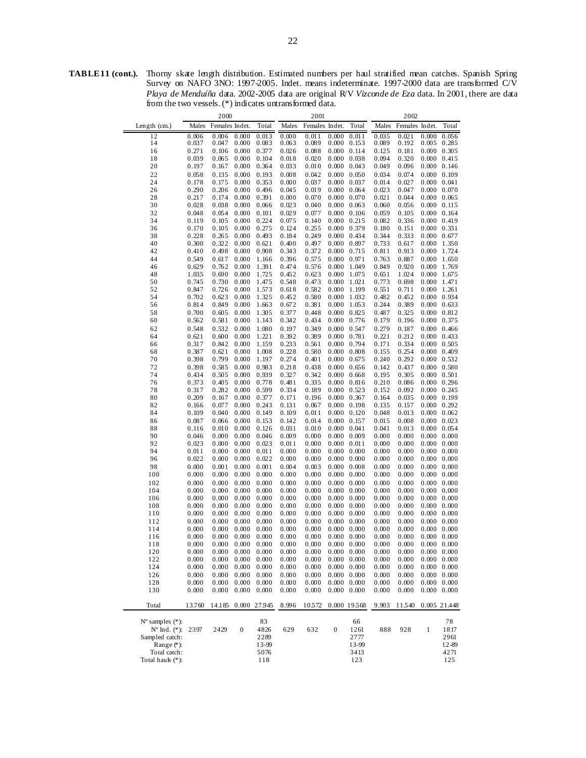**TABLE 11 (cont.).** Thorny skate length distribution. Estimated numbers per haul stratified mean catches. Spanish Spring Survey on NAFO 3NO: 1997-2005. Indet. means indeterminate. 1997-2000 data are transformed C/V *Playa de Menduíña* data. 2002-2005 data are original R/V *Vizconde de Eza* data. In 2001, there are data from the two vessels. (*) indicates untransformed data.

| | 2000 | | | | 2001 | | | | 2002 | | | |
|---|---|---|---|---|---|---|---|---|---|---|---|---|
| Length (cm.) | Males | Females | Indet. | Total | Males | Females | Indet. | Total | Males | Females | Indet. | Total |
| 12 | 0.006 | 0.006 | 0.000 | 0.013 | 0.000 | 0.011 | 0.000 | 0.011 | 0.035 | 0.021 | 0.000 | 0.056 |
| 14 | 0.037 | 0.047 | 0.000 | 0.083 | 0.063 | 0.089 | 0.000 | 0.153 | 0.089 | 0.192 | 0.005 | 0.285 |
| 16 | 0.271 | 0.106 | 0.000 | 0.377 | 0.026 | 0.088 | 0.000 | 0.114 | 0.125 | 0.181 | 0.000 | 0.305 |
| 18 | 0.039 | 0.065 | 0.000 | 0.104 | 0.018 | 0.020 | 0.000 | 0.038 | 0.094 | 0.320 | 0.000 | 0.415 |
| 20 | 0.197 | 0.167 | 0.000 | 0.364 | 0.033 | 0.010 | 0.000 | 0.043 | 0.049 | 0.096 | 0.000 | 0.146 |
| 22 | 0.058 | 0.135 | 0.000 | 0.193 | 0.008 | 0.042 | 0.000 | 0.050 | 0.034 | 0.074 | 0.000 | 0.109 |
| 24 | 0.178 | 0.175 | 0.000 | 0.353 | 0.000 | 0.037 | 0.000 | 0.037 | 0.014 | 0.027 | 0.000 | 0.041 |
| 26 | 0.290 | 0.206 | 0.000 | 0.496 | 0.045 | 0.019 | 0.000 | 0.064 | 0.023 | 0.047 | 0.000 | 0.070 |
| 28 | 0.217 | 0.174 | 0.000 | 0.391 | 0.000 | 0.070 | 0.000 | 0.070 | 0.021 | 0.044 | 0.000 | 0.065 |
| 30 | 0.028 | 0.038 | 0.000 | 0.066 | 0.023 | 0.040 | 0.000 | 0.063 | 0.060 | 0.056 | 0.000 | 0.115 |
| 32 | 0.048 | 0.054 | 0.000 | 0.101 | 0.029 | 0.077 | 0.000 | 0.106 | 0.059 | 0.105 | 0.000 | 0.164 |
| 34 | 0.119 | 0.105 | 0.000 | 0.224 | 0.075 | 0.140 | 0.000 | 0.215 | 0.082 | 0.336 | 0.000 | 0.419 |
| 36 | 0.170 | 0.105 | 0.000 | 0.275 | 0.124 | 0.255 | 0.000 | 0.379 | 0.180 | 0.151 | 0.000 | 0.331 |
| 38 | 0.228 | 0.265 | 0.000 | 0.493 | 0.184 | 0.249 | 0.000 | 0.434 | 0.344 | 0.333 | 0.000 | 0.677 |
| 40 | 0.300 | 0.322 | 0.000 | 0.621 | 0.400 | 0.497 | 0.000 | 0.897 | 0.733 | 0.617 | 0.000 | 1.350 |
| 42 | 0.410 | 0.498 | 0.000 | 0.908 | 0.343 | 0.372 | 0.000 | 0.715 | 0.811 | 0.913 | 0.000 | 1.724 |
| 44 | 0.549 | 0.617 | 0.000 | 1.166 | 0.396 | 0.575 | 0.000 | 0.971 | 0.763 | 0.887 | 0.000 | 1.650 |
| 46 | 0.629 | 0.762 | 0.000 | 1.391 | 0.474 | 0.576 | 0.000 | 1.049 | 0.849 | 0.920 | 0.000 | 1.769 |
| 48 | 1.035 | 0.690 | 0.000 | 1.725 | 0.452 | 0.623 | 0.000 | 1.075 | 0.651 | 1.024 | 0.000 | 1.675 |
| 50 | 0.745 | 0.730 | 0.000 | 1.475 | 0.548 | 0.473 | 0.000 | 1.021 | 0.773 | 0.698 | 0.000 | 1.471 |
| 52 | 0.847 | 0.726 | 0.000 | 1.573 | 0.618 | 0.582 | 0.000 | 1.199 | 0.551 | 0.711 | 0.000 | 1.261 |
| 54 | 0.702 | 0.623 | 0.000 | 1.325 | 0.452 | 0.580 | 0.000 | 1.032 | 0.482 | 0.452 | 0.000 | 0.934 |
| 56 | 0.814 | 0.849 | 0.000 | 1.663 | 0.672 | 0.381 | 0.000 | 1.053 | 0.244 | 0.389 | 0.000 | 0.633 |
| 58 | 0.700 | 0.605 | 0.000 | 1.305 | 0.377 | 0.448 | 0.000 | 0.825 | 0.487 | 0.325 | 0.000 | 0.812 |
| 60 | 0.562 | 0.581 | 0.000 | 1.143 | 0.342 | 0.434 | 0.000 | 0.776 | 0.179 | 0.196 | 0.000 | 0.375 |
| 62 | 0.548 | 0.532 | 0.000 | 1.080 | 0.197 | 0.349 | 0.000 | 0.547 | 0.279 | 0.187 | 0.000 | 0.466 |
| 64 | 0.621 | 0.600 | 0.000 | 1.221 | 0.392 | 0.389 | 0.000 | 0.781 | 0.221 | 0.212 | 0.000 | 0.433 |
| 66 | 0.317 | 0.842 | 0.000 | 1.159 | 0.233 | 0.561 | 0.000 | 0.794 | 0.171 | 0.334 | 0.000 | 0.505 |
| 68 | 0.387 | 0.621 | 0.000 | 1.008 | 0.228 | 0.580 | 0.000 | 0.808 | 0.155 | 0.254 | 0.000 | 0.409 |
| 70 | 0.398 | 0.799 | 0.000 | 1.197 | 0.274 | 0.401 | 0.000 | 0.675 | 0.240 | 0.292 | 0.000 | 0.532 |
| 72 | 0.398 | 0.585 | 0.000 | 0.983 | 0.218 | 0.438 | 0.000 | 0.656 | 0.142 | 0.437 | 0.000 | 0.580 |
| 74 | 0.434 | 0.505 | 0.000 | 0.939 | 0.327 | 0.342 | 0.000 | 0.668 | 0.195 | 0.305 | 0.000 | 0.501 |
| 76 | 0.373 | 0.405 | 0.000 | 0.778 | 0.481 | 0.335 | 0.000 | 0.816 | 0.210 | 0.086 | 0.000 | 0.296 |
| 78 | 0.317 | 0.282 | 0.000 | 0.599 | 0.334 | 0.189 | 0.000 | 0.523 | 0.152 | 0.092 | 0.000 | 0.245 |
| 80 | 0.209 | 0.167 | 0.000 | 0.377 | 0.171 | 0.196 | 0.000 | 0.367 | 0.164 | 0.035 | 0.000 | 0.199 |
| 82 | 0.166 | 0.077 | 0.000 | 0.243 | 0.131 | 0.067 | 0.000 | 0.198 | 0.135 | 0.157 | 0.000 | 0.292 |
| 84 | 0.109 | 0.040 | 0.000 | 0.149 | 0.109 | 0.011 | 0.000 | 0.120 | 0.048 | 0.013 | 0.000 | 0.062 |
| 86 | 0.087 | 0.066 | 0.000 | 0.153 | 0.142 | 0.014 | 0.000 | 0.157 | 0.015 | 0.008 | 0.000 | 0.023 |
| 88 | 0.116 | 0.010 | 0.000 | 0.126 | 0.031 | 0.010 | 0.000 | 0.041 | 0.041 | 0.013 | 0.000 | 0.054 |
| 90 | 0.046 | 0.000 | 0.000 | 0.046 | 0.009 | 0.000 | 0.000 | 0.009 | 0.000 | 0.000 | 0.000 | 0.000 |
| 92 | 0.023 | 0.000 | 0.000 | 0.023 | 0.011 | 0.000 | 0.000 | 0.011 | 0.000 | 0.000 | 0.000 | 0.000 |
| 94 | 0.011 | 0.000 | 0.000 | 0.011 | 0.000 | 0.000 | 0.000 | 0.000 | 0.000 | 0.000 | 0.000 | 0.000 |
| 96 | 0.022 | 0.000 | 0.000 | 0.022 | 0.000 | 0.000 | 0.000 | 0.000 | 0.000 | 0.000 | 0.000 | 0.000 |
| 98 | 0.000 | 0.001 | 0.000 | 0.001 | 0.004 | 0.003 | 0.000 | 0.008 | 0.000 | 0.000 | 0.000 | 0.000 |
| 100 | 0.000 | 0.000 | 0.000 | 0.000 | 0.000 | 0.000 | 0.000 | 0.000 | 0.000 | 0.000 | 0.000 | 0.000 |
| 102 | 0.000 | 0.000 | 0.000 | 0.000 | 0.000 | 0.000 | 0.000 | 0.000 | 0.000 | 0.000 | 0.000 | 0.000 |
| 104 | 0.000 | 0.000 | 0.000 | 0.000 | 0.000 | 0.000 | 0.000 | 0.000 | 0.000 | 0.000 | 0.000 | 0.000 |
| 106 | 0.000 | 0.000 | 0.000 | 0.000 | 0.000 | 0.000 | 0.000 | 0.000 | 0.000 | 0.000 | 0.000 | 0.000 |
| 108 | 0.000 | 0.000 | 0.000 | 0.000 | 0.000 | 0.000 | 0.000 | 0.000 | 0.000 | 0.000 | 0.000 | 0.000 |
| 110 | 0.000 | 0.000 | 0.000 | 0.000 | 0.000 | 0.000 | 0.000 | 0.000 | 0.000 | 0.000 | 0.000 | 0.000 |
| 112 | 0.000 | 0.000 | 0.000 | 0.000 | 0.000 | 0.000 | 0.000 | 0.000 | 0.000 | 0.000 | 0.000 | 0.000 |
| 114 | 0.000 | 0.000 | 0.000 | 0.000 | 0.000 | 0.000 | 0.000 | 0.000 | 0.000 | 0.000 | 0.000 | 0.000 |
| 116 | 0.000 | 0.000 | 0.000 | 0.000 | 0.000 | 0.000 | 0.000 | 0.000 | 0.000 | 0.000 | 0.000 | 0.000 |
| 118 | 0.000 | 0.000 | 0.000 | 0.000 | 0.000 | 0.000 | 0.000 | 0.000 | 0.000 | 0.000 | 0.000 | 0.000 |
| 120 | 0.000 | 0.000 | 0.000 | 0.000 | 0.000 | 0.000 | 0.000 | 0.000 | 0.000 | 0.000 | 0.000 | 0.000 |
| 122 | 0.000 | 0.000 | 0.000 | 0.000 | 0.000 | 0.000 | 0.000 | 0.000 | 0.000 | 0.000 | 0.000 | 0.000 |
| 124 | 0.000 | 0.000 | 0.000 | 0.000 | 0.000 | 0.000 | 0.000 | 0.000 | 0.000 | 0.000 | 0.000 | 0.000 |
| 126 | 0.000 | 0.000 | 0.000 | 0.000 | 0.000 | 0.000 | 0.000 | 0.000 | 0.000 | 0.000 | 0.000 | 0.000 |
| 128 | 0.000 | 0.000 | 0.000 | 0.000 | 0.000 | 0.000 | 0.000 | 0.000 | 0.000 | 0.000 | 0.000 | 0.000 |
| 130 | 0.000 | 0.000 | 0.000 | 0.000 | 0.000 | 0.000 | 0.000 | 0.000 | 0.000 | 0.000 | 0.000 | 0.000 |
| Total | 13.760 | 14.185 | 0.000 | 27.945 | 8.996 | 10.572 | 0.000 | 19.568 | 9.903 | 11.540 | 0.005 | 21.448 |
| Nº samples (*): | | | | 83 | | | | 66 | | | | 78 |
| Nº Ind. (*): | 2397 | 2429 | 0 | 4826 | 629 | 632 | 0 | 1261 | 888 | 928 | 1 | 1817 |
| Sampled catch: | | | | 2289 | | | | 2777 | | | | 2961 |
| Range (*): | | | | 13-99 | | | | 13-99 | | | | 12-89 |
| Total catch: | | | | 5076 | | | | 3413 | | | | 4271 |
| Total hauls (*): | | | | 118 | | | | 123 | | | | 125 |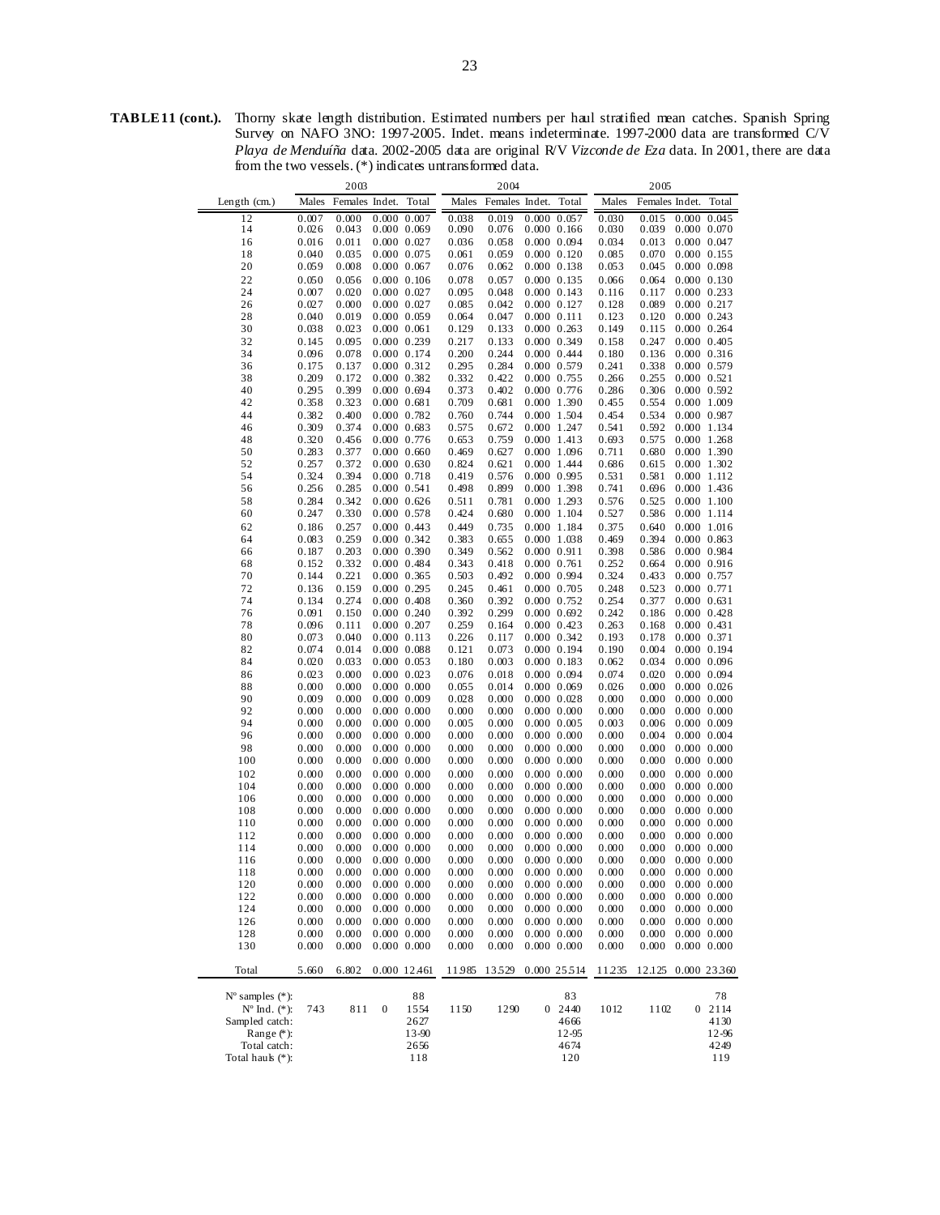**TABLE 11 (cont.).** Thorny skate length distribution. Estimated numbers per haul stratified mean catches. Spanish Spring Survey on NAFO 3NO: 1997-2005. Indet. means indeterminate. 1997-2000 data are transformed C/V *Playa de Menduíña* data. 2002-2005 data are original R/V *Vizconde de Eza* data. In 2001, there are data from the two vessels. (*) indicates untransformed data.

| | 2003 | | | | 2004 | | | | 2005 | | | |
|---|---|---|---|---|---|---|---|---|---|---|---|---|
| Length (cm.) | Males | Females | Indet. | Total | Males | Females | Indet. | Total | Males | Females | Indet. | Total |
| 12 | 0.007 | 0.000 | 0.000 | 0.007 | 0.038 | 0.019 | 0.000 | 0.057 | 0.030 | 0.015 | 0.000 | 0.045 |
| 14 | 0.026 | 0.043 | 0.000 | 0.069 | 0.090 | 0.076 | 0.000 | 0.166 | 0.030 | 0.039 | 0.000 | 0.070 |
| 16 | 0.016 | 0.011 | 0.000 | 0.027 | 0.036 | 0.058 | 0.000 | 0.094 | 0.034 | 0.013 | 0.000 | 0.047 |
| 18 | 0.040 | 0.035 | 0.000 | 0.075 | 0.061 | 0.059 | 0.000 | 0.120 | 0.085 | 0.070 | 0.000 | 0.155 |
| 20 | 0.059 | 0.008 | 0.000 | 0.067 | 0.076 | 0.062 | 0.000 | 0.138 | 0.053 | 0.045 | 0.000 | 0.098 |
| 22 | 0.050 | 0.056 | 0.000 | 0.106 | 0.078 | 0.057 | 0.000 | 0.135 | 0.066 | 0.064 | 0.000 | 0.130 |
| 24 | 0.007 | 0.020 | 0.000 | 0.027 | 0.095 | 0.048 | 0.000 | 0.143 | 0.116 | 0.117 | 0.000 | 0.233 |
| 26 | 0.027 | 0.000 | 0.000 | 0.027 | 0.085 | 0.042 | 0.000 | 0.127 | 0.128 | 0.089 | 0.000 | 0.217 |
| 28 | 0.040 | 0.019 | 0.000 | 0.059 | 0.064 | 0.047 | 0.000 | 0.111 | 0.123 | 0.120 | 0.000 | 0.243 |
| 30 | 0.038 | 0.023 | 0.000 | 0.061 | 0.129 | 0.133 | 0.000 | 0.263 | 0.149 | 0.115 | 0.000 | 0.264 |
| 32 | 0.145 | 0.095 | 0.000 | 0.239 | 0.217 | 0.133 | 0.000 | 0.349 | 0.158 | 0.247 | 0.000 | 0.405 |
| 34 | 0.096 | 0.078 | 0.000 | 0.174 | 0.200 | 0.244 | 0.000 | 0.444 | 0.180 | 0.136 | 0.000 | 0.316 |
| 36 | 0.175 | 0.137 | 0.000 | 0.312 | 0.295 | 0.284 | 0.000 | 0.579 | 0.241 | 0.338 | 0.000 | 0.579 |
| 38 | 0.209 | 0.172 | 0.000 | 0.382 | 0.332 | 0.422 | 0.000 | 0.755 | 0.266 | 0.255 | 0.000 | 0.521 |
| 40 | 0.295 | 0.399 | 0.000 | 0.694 | 0.373 | 0.402 | 0.000 | 0.776 | 0.286 | 0.306 | 0.000 | 0.592 |
| 42 | 0.358 | 0.323 | 0.000 | 0.681 | 0.709 | 0.681 | 0.000 | 1.390 | 0.455 | 0.554 | 0.000 | 1.009 |
| 44 | 0.382 | 0.400 | 0.000 | 0.782 | 0.760 | 0.744 | 0.000 | 1.504 | 0.454 | 0.534 | 0.000 | 0.987 |
| 46 | 0.309 | 0.374 | 0.000 | 0.683 | 0.575 | 0.672 | 0.000 | 1.247 | 0.541 | 0.592 | 0.000 | 1.134 |
| 48 | 0.320 | 0.456 | 0.000 | 0.776 | 0.653 | 0.759 | 0.000 | 1.413 | 0.693 | 0.575 | 0.000 | 1.268 |
| 50 | 0.283 | 0.377 | 0.000 | 0.660 | 0.469 | 0.627 | 0.000 | 1.096 | 0.711 | 0.680 | 0.000 | 1.390 |
| 52 | 0.257 | 0.372 | 0.000 | 0.630 | 0.824 | 0.621 | 0.000 | 1.444 | 0.686 | 0.615 | 0.000 | 1.302 |
| 54 | 0.324 | 0.394 | 0.000 | 0.718 | 0.419 | 0.576 | 0.000 | 0.995 | 0.531 | 0.581 | 0.000 | 1.112 |
| 56 | 0.256 | 0.285 | 0.000 | 0.541 | 0.498 | 0.899 | 0.000 | 1.398 | 0.741 | 0.696 | 0.000 | 1.436 |
| 58 | 0.284 | 0.342 | 0.000 | 0.626 | 0.511 | 0.781 | 0.000 | 1.293 | 0.576 | 0.525 | 0.000 | 1.100 |
| 60 | 0.247 | 0.330 | 0.000 | 0.578 | 0.424 | 0.680 | 0.000 | 1.104 | 0.527 | 0.586 | 0.000 | 1.114 |
| 62 | 0.186 | 0.257 | 0.000 | 0.443 | 0.449 | 0.735 | 0.000 | 1.184 | 0.375 | 0.640 | 0.000 | 1.016 |
| 64 | 0.083 | 0.259 | 0.000 | 0.342 | 0.383 | 0.655 | 0.000 | 1.038 | 0.469 | 0.394 | 0.000 | 0.863 |
| 66 | 0.187 | 0.203 | 0.000 | 0.390 | 0.349 | 0.562 | 0.000 | 0.911 | 0.398 | 0.586 | 0.000 | 0.984 |
| 68 | 0.152 | 0.332 | 0.000 | 0.484 | 0.343 | 0.418 | 0.000 | 0.761 | 0.252 | 0.664 | 0.000 | 0.916 |
| 70 | 0.144 | 0.221 | 0.000 | 0.365 | 0.503 | 0.492 | 0.000 | 0.994 | 0.324 | 0.433 | 0.000 | 0.757 |
| 72 | 0.136 | 0.159 | 0.000 | 0.295 | 0.245 | 0.461 | 0.000 | 0.705 | 0.248 | 0.523 | 0.000 | 0.771 |
| 74 | 0.134 | 0.274 | 0.000 | 0.408 | 0.360 | 0.392 | 0.000 | 0.752 | 0.254 | 0.377 | 0.000 | 0.631 |
| 76 | 0.091 | 0.150 | 0.000 | 0.240 | 0.392 | 0.299 | 0.000 | 0.692 | 0.242 | 0.186 | 0.000 | 0.428 |
| 78 | 0.096 | 0.111 | 0.000 | 0.207 | 0.259 | 0.164 | 0.000 | 0.423 | 0.263 | 0.168 | 0.000 | 0.431 |
| 80 | 0.073 | 0.040 | 0.000 | 0.113 | 0.226 | 0.117 | 0.000 | 0.342 | 0.193 | 0.178 | 0.000 | 0.371 |
| 82 | 0.074 | 0.014 | 0.000 | 0.088 | 0.121 | 0.073 | 0.000 | 0.194 | 0.190 | 0.004 | 0.000 | 0.194 |
| 84 | 0.020 | 0.033 | 0.000 | 0.053 | 0.180 | 0.003 | 0.000 | 0.183 | 0.062 | 0.034 | 0.000 | 0.096 |
| 86 | 0.023 | 0.000 | 0.000 | 0.023 | 0.076 | 0.018 | 0.000 | 0.094 | 0.074 | 0.020 | 0.000 | 0.094 |
| 88 | 0.000 | 0.000 | 0.000 | 0.000 | 0.055 | 0.014 | 0.000 | 0.069 | 0.026 | 0.000 | 0.000 | 0.026 |
| 90 | 0.009 | 0.000 | 0.000 | 0.009 | 0.028 | 0.000 | 0.000 | 0.028 | 0.000 | 0.000 | 0.000 | 0.000 |
| 92 | 0.000 | 0.000 | 0.000 | 0.000 | 0.000 | 0.000 | 0.000 | 0.000 | 0.000 | 0.000 | 0.000 | 0.000 |
| 94 | 0.000 | 0.000 | 0.000 | 0.000 | 0.005 | 0.000 | 0.000 | 0.005 | 0.003 | 0.006 | 0.000 | 0.009 |
| 96 | 0.000 | 0.000 | 0.000 | 0.000 | 0.000 | 0.000 | 0.000 | 0.000 | 0.000 | 0.004 | 0.000 | 0.004 |
| 98 | 0.000 | 0.000 | 0.000 | 0.000 | 0.000 | 0.000 | 0.000 | 0.000 | 0.000 | 0.000 | 0.000 | 0.000 |
| 100 | 0.000 | 0.000 | 0.000 | 0.000 | 0.000 | 0.000 | 0.000 | 0.000 | 0.000 | 0.000 | 0.000 | 0.000 |
| 102 | 0.000 | 0.000 | 0.000 | 0.000 | 0.000 | 0.000 | 0.000 | 0.000 | 0.000 | 0.000 | 0.000 | 0.000 |
| 104 | 0.000 | 0.000 | 0.000 | 0.000 | 0.000 | 0.000 | 0.000 | 0.000 | 0.000 | 0.000 | 0.000 | 0.000 |
| 106 | 0.000 | 0.000 | 0.000 | 0.000 | 0.000 | 0.000 | 0.000 | 0.000 | 0.000 | 0.000 | 0.000 | 0.000 |
| 108 | 0.000 | 0.000 | 0.000 | 0.000 | 0.000 | 0.000 | 0.000 | 0.000 | 0.000 | 0.000 | 0.000 | 0.000 |
| 110 | 0.000 | 0.000 | 0.000 | 0.000 | 0.000 | 0.000 | 0.000 | 0.000 | 0.000 | 0.000 | 0.000 | 0.000 |
| 112 | 0.000 | 0.000 | 0.000 | 0.000 | 0.000 | 0.000 | 0.000 | 0.000 | 0.000 | 0.000 | 0.000 | 0.000 |
| 114 | 0.000 | 0.000 | 0.000 | 0.000 | 0.000 | 0.000 | 0.000 | 0.000 | 0.000 | 0.000 | 0.000 | 0.000 |
| 116 | 0.000 | 0.000 | 0.000 | 0.000 | 0.000 | 0.000 | 0.000 | 0.000 | 0.000 | 0.000 | 0.000 | 0.000 |
| 118 | 0.000 | 0.000 | 0.000 | 0.000 | 0.000 | 0.000 | 0.000 | 0.000 | 0.000 | 0.000 | 0.000 | 0.000 |
| 120 | 0.000 | 0.000 | 0.000 | 0.000 | 0.000 | 0.000 | 0.000 | 0.000 | 0.000 | 0.000 | 0.000 | 0.000 |
| 122 | 0.000 | 0.000 | 0.000 | 0.000 | 0.000 | 0.000 | 0.000 | 0.000 | 0.000 | 0.000 | 0.000 | 0.000 |
| 124 | 0.000 | 0.000 | 0.000 | 0.000 | 0.000 | 0.000 | 0.000 | 0.000 | 0.000 | 0.000 | 0.000 | 0.000 |
| 126 | 0.000 | 0.000 | 0.000 | 0.000 | 0.000 | 0.000 | 0.000 | 0.000 | 0.000 | 0.000 | 0.000 | 0.000 |
| 128 | 0.000 | 0.000 | 0.000 | 0.000 | 0.000 | 0.000 | 0.000 | 0.000 | 0.000 | 0.000 | 0.000 | 0.000 |
| 130 | 0.000 | 0.000 | 0.000 | 0.000 | 0.000 | 0.000 | 0.000 | 0.000 | 0.000 | 0.000 | 0.000 | 0.000 |
| Total | 5.660 | 6.802 | 0.000 | 12.461 | 11.985 | 13.529 | 0.000 | 25.514 | 11.235 | 12.125 | 0.000 | 23.360 |
| Nº samples (*): | | | | 88 | | | | 83 | | | | 78 |
| Nº Ind. (*): | 743 | 811 | 0 | 1554 | 1150 | 1290 | 0 | 2440 | 1012 | 1102 | 0 | 2114 |
| Sampled catch: | | | | 2627 | | | | 4666 | | | | 4130 |
| Range (*): | | | | 13-90 | | | | 12-95 | | | | 12-96 |
| Total catch: | | | | 2656 | | | | 4674 | | | | 4249 |
| Total hauls (*): | | | | 118 | | | | 120 | | | | 119 |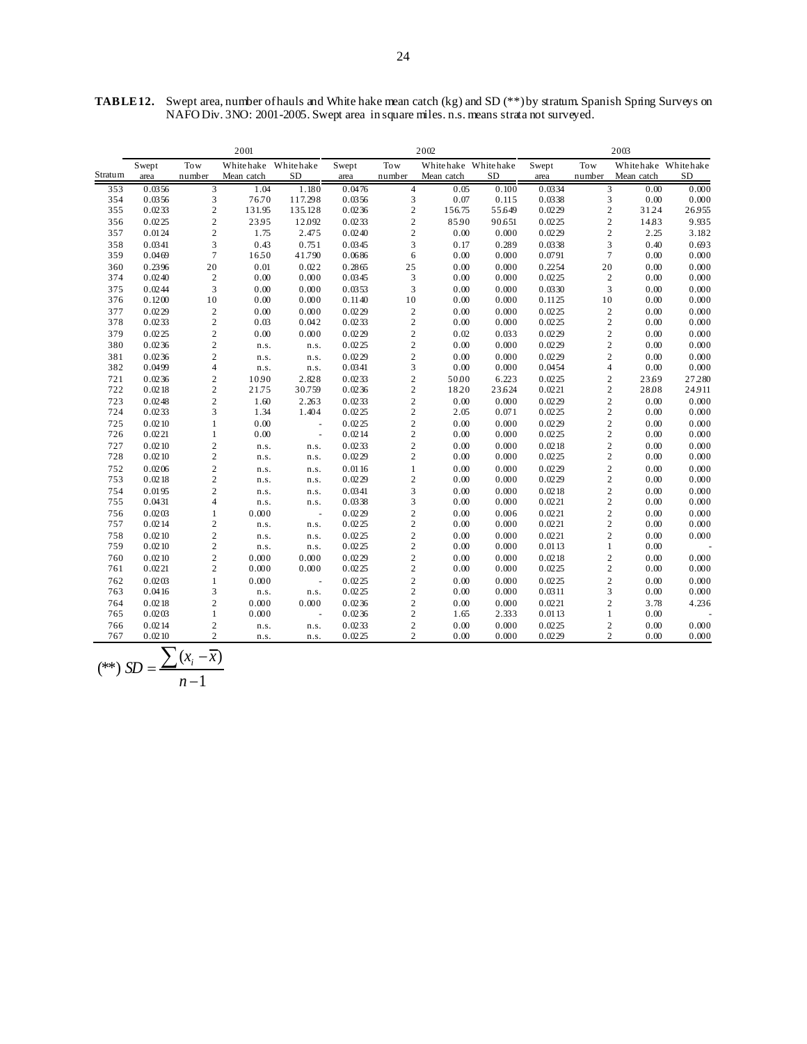**TABLE 12.** Swept area, number of hauls and White hake mean catch (kg) and SD (**) by stratum. Spanish Spring Surveys on NAFO Div. 3NO: 2001-2005. Swept area in square miles. n.s. means strata not surveyed.

| | 2001 | | | | 2002 | | | | 2003 | | | |
|---|---|---|---|---|---|---|---|---|---|---|---|---|
| Stratum | Swept area | Tow number | White hake Mean catch | White hake SD | Swept area | Tow number | White hake Mean catch | White hake SD | Swept area | Tow number | White hake Mean catch | White hake SD |
| 353 | 0.0356 | 3 | 1.04 | 1.180 | 0.0476 | 4 | 0.05 | 0.100 | 0.0334 | 3 | 0.00 | 0.000 |
| 354 | 0.0356 | 3 | 76.70 | 117.298 | 0.0356 | 3 | 0.07 | 0.115 | 0.0338 | 3 | 0.00 | 0.000 |
| 355 | 0.0233 | 2 | 131.95 | 135.128 | 0.0236 | 2 | 156.75 | 55.649 | 0.0229 | 2 | 31.24 | 26.955 |
| 356 | 0.0225 | 2 | 23.95 | 12.092 | 0.0233 | 2 | 85.90 | 90.651 | 0.0225 | 2 | 14.83 | 9.935 |
| 357 | 0.0124 | 2 | 1.75 | 2.475 | 0.0240 | 2 | 0.00 | 0.000 | 0.0229 | 2 | 2.25 | 3.182 |
| 358 | 0.0341 | 3 | 0.43 | 0.751 | 0.0345 | 3 | 0.17 | 0.289 | 0.0338 | 3 | 0.40 | 0.693 |
| 359 | 0.0469 | 7 | 16.50 | 41.790 | 0.0686 | 6 | 0.00 | 0.000 | 0.0791 | 7 | 0.00 | 0.000 |
| 360 | 0.2396 | 20 | 0.01 | 0.022 | 0.2865 | 25 | 0.00 | 0.000 | 0.2254 | 20 | 0.00 | 0.000 |
| 374 | 0.0240 | 2 | 0.00 | 0.000 | 0.0345 | 3 | 0.00 | 0.000 | 0.0225 | 2 | 0.00 | 0.000 |
| 375 | 0.0244 | 3 | 0.00 | 0.000 | 0.0353 | 3 | 0.00 | 0.000 | 0.0330 | 3 | 0.00 | 0.000 |
| 376 | 0.1200 | 10 | 0.00 | 0.000 | 0.1140 | 10 | 0.00 | 0.000 | 0.1125 | 10 | 0.00 | 0.000 |
| 377 | 0.0229 | 2 | 0.00 | 0.000 | 0.0229 | 2 | 0.00 | 0.000 | 0.0225 | 2 | 0.00 | 0.000 |
| 378 | 0.0233 | 2 | 0.03 | 0.042 | 0.0233 | 2 | 0.00 | 0.000 | 0.0225 | 2 | 0.00 | 0.000 |
| 379 | 0.0225 | 2 | 0.00 | 0.000 | 0.0229 | 2 | 0.02 | 0.033 | 0.0229 | 2 | 0.00 | 0.000 |
| 380 | 0.0236 | 2 | n.s. | n.s. | 0.0225 | 2 | 0.00 | 0.000 | 0.0229 | 2 | 0.00 | 0.000 |
| 381 | 0.0236 | 2 | n.s. | n.s. | 0.0229 | 2 | 0.00 | 0.000 | 0.0229 | 2 | 0.00 | 0.000 |
| 382 | 0.0499 | 4 | n.s. | n.s. | 0.0341 | 3 | 0.00 | 0.000 | 0.0454 | 4 | 0.00 | 0.000 |
| 721 | 0.0236 | 2 | 10.90 | 2.828 | 0.0233 | 2 | 50.00 | 6.223 | 0.0225 | 2 | 23.69 | 27.280 |
| 722 | 0.0218 | 2 | 21.75 | 30.759 | 0.0236 | 2 | 18.20 | 23.624 | 0.0221 | 2 | 28.08 | 24.911 |
| 723 | 0.0248 | 2 | 1.60 | 2.263 | 0.0233 | 2 | 0.00 | 0.000 | 0.0229 | 2 | 0.00 | 0.000 |
| 724 | 0.0233 | 3 | 1.34 | 1.404 | 0.0225 | 2 | 2.05 | 0.071 | 0.0225 | 2 | 0.00 | 0.000 |
| 725 | 0.0210 | 1 | 0.00 | - | 0.0225 | 2 | 0.00 | 0.000 | 0.0229 | 2 | 0.00 | 0.000 |
| 726 | 0.0221 | 1 | 0.00 | - | 0.0214 | 2 | 0.00 | 0.000 | 0.0225 | 2 | 0.00 | 0.000 |
| 727 | 0.0210 | 2 | n.s. | n.s. | 0.0233 | 2 | 0.00 | 0.000 | 0.0218 | 2 | 0.00 | 0.000 |
| 728 | 0.0210 | 2 | n.s. | n.s. | 0.0229 | 2 | 0.00 | 0.000 | 0.0225 | 2 | 0.00 | 0.000 |
| 752 | 0.0206 | 2 | n.s. | n.s. | 0.0116 | 1 | 0.00 | 0.000 | 0.0229 | 2 | 0.00 | 0.000 |
| 753 | 0.0218 | 2 | n.s. | n.s. | 0.0229 | 2 | 0.00 | 0.000 | 0.0229 | 2 | 0.00 | 0.000 |
| 754 | 0.0195 | 2 | n.s. | n.s. | 0.0341 | 3 | 0.00 | 0.000 | 0.0218 | 2 | 0.00 | 0.000 |
| 755 | 0.0431 | 4 | n.s. | n.s. | 0.0338 | 3 | 0.00 | 0.000 | 0.0221 | 2 | 0.00 | 0.000 |
| 756 | 0.0203 | 1 | 0.000 | - | 0.0229 | 2 | 0.00 | 0.006 | 0.0221 | 2 | 0.00 | 0.000 |
| 757 | 0.0214 | 2 | n.s. | n.s. | 0.0225 | 2 | 0.00 | 0.000 | 0.0221 | 2 | 0.00 | 0.000 |
| 758 | 0.0210 | 2 | n.s. | n.s. | 0.0225 | 2 | 0.00 | 0.000 | 0.0221 | 2 | 0.00 | 0.000 |
| 759 | 0.0210 | 2 | n.s. | n.s. | 0.0225 | 2 | 0.00 | 0.000 | 0.0113 | 1 | 0.00 | - |
| 760 | 0.0210 | 2 | 0.000 | 0.000 | 0.0229 | 2 | 0.00 | 0.000 | 0.0218 | 2 | 0.00 | 0.000 |
| 761 | 0.0221 | 2 | 0.000 | 0.000 | 0.0225 | 2 | 0.00 | 0.000 | 0.0225 | 2 | 0.00 | 0.000 |
| 762 | 0.0203 | 1 | 0.000 | - | 0.0225 | 2 | 0.00 | 0.000 | 0.0225 | 2 | 0.00 | 0.000 |
| 763 | 0.0416 | 3 | n.s. | n.s. | 0.0225 | 2 | 0.00 | 0.000 | 0.0311 | 3 | 0.00 | 0.000 |
| 764 | 0.0218 | 2 | 0.000 | 0.000 | 0.0236 | 2 | 0.00 | 0.000 | 0.0221 | 2 | 3.78 | 4.236 |
| 765 | 0.0203 | 1 | 0.000 | - | 0.0236 | 2 | 1.65 | 2.333 | 0.0113 | 1 | 0.00 | - |
| 766 | 0.0214 | 2 | n.s. | n.s. | 0.0233 | 2 | 0.00 | 0.000 | 0.0225 | 2 | 0.00 | 0.000 |
| 767 | 0.0210 | 2 | n.s. | n.s. | 0.0225 | 2 | 0.00 | 0.000 | 0.0229 | 2 | 0.00 | 0.000 |

$$(^{**})\ SD = \frac{\sum (x_i - \overline{x})}{n-1}$$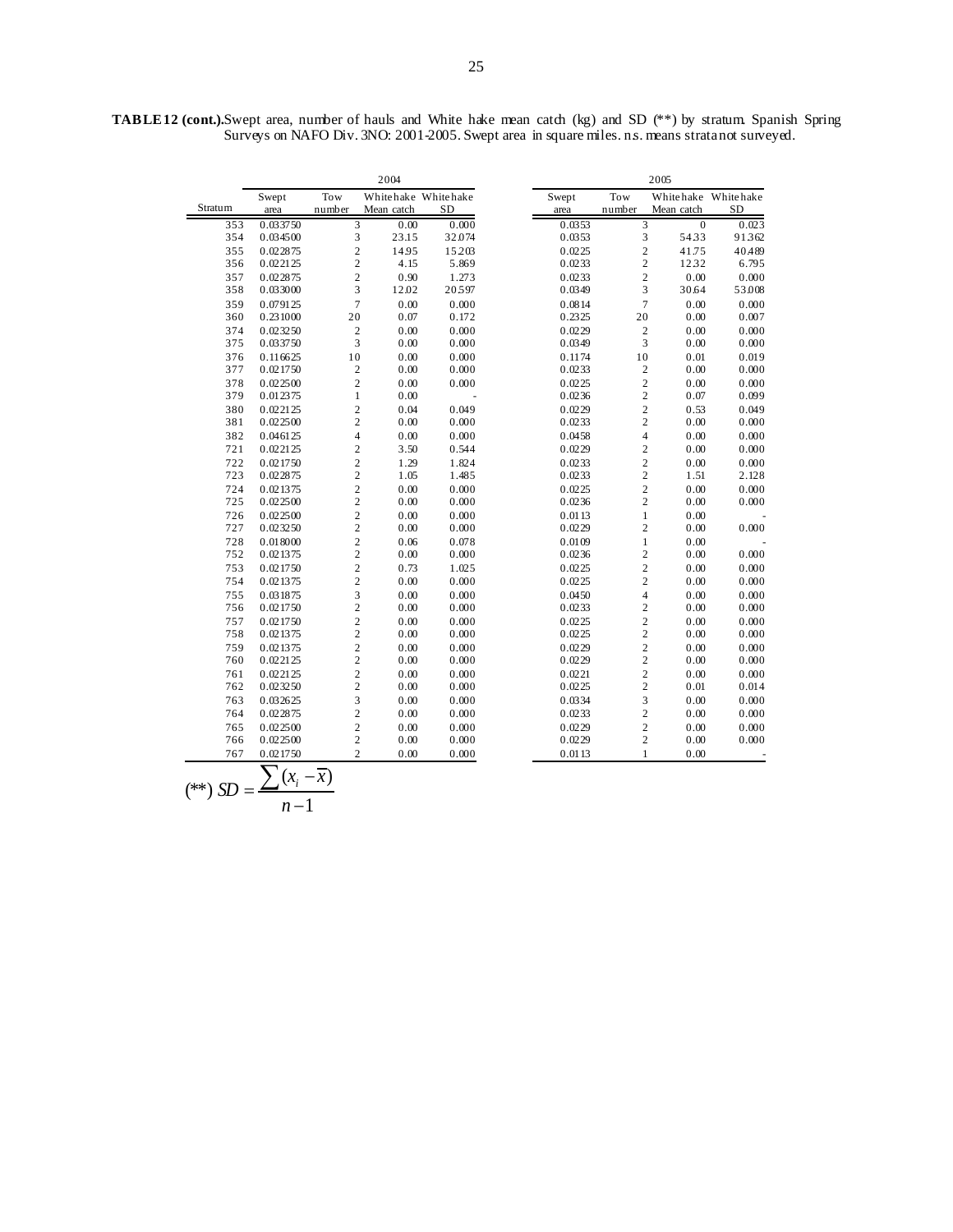**TABLE 12 (cont.).** Swept area, number of hauls and White hake mean catch (kg) and SD (**) by stratum. Spanish Spring Surveys on NAFO Div. 3NO: 2001-2005. Swept area in square miles. n.s. means strata not surveyed.

| | 2004 | | | | 2005 | | | |
|---|---|---|---|---|---|---|---|---|
| Stratum | Swept area | Tow number | White hake Mean catch | White hake SD | Swept area | Tow number | White hake Mean catch | White hake SD |
| 353 | 0.033750 | 3 | 0.00 | 0.000 | 0.0353 | 3 | 0 | 0.023 |
| 354 | 0.034500 | 3 | 23.15 | 32.074 | 0.0353 | 3 | 54.33 | 91.362 |
| 355 | 0.022875 | 2 | 14.95 | 15.203 | 0.0225 | 2 | 41.75 | 40.489 |
| 356 | 0.022125 | 2 | 4.15 | 5.869 | 0.0233 | 2 | 12.32 | 6.795 |
| 357 | 0.022875 | 2 | 0.90 | 1.273 | 0.0233 | 2 | 0.00 | 0.000 |
| 358 | 0.033000 | 3 | 12.02 | 20.597 | 0.0349 | 3 | 30.64 | 53.008 |
| 359 | 0.079125 | 7 | 0.00 | 0.000 | 0.0814 | 7 | 0.00 | 0.000 |
| 360 | 0.231000 | 20 | 0.07 | 0.172 | 0.2325 | 20 | 0.00 | 0.007 |
| 374 | 0.023250 | 2 | 0.00 | 0.000 | 0.0229 | 2 | 0.00 | 0.000 |
| 375 | 0.033750 | 3 | 0.00 | 0.000 | 0.0349 | 3 | 0.00 | 0.000 |
| 376 | 0.116625 | 10 | 0.00 | 0.000 | 0.1174 | 10 | 0.01 | 0.019 |
| 377 | 0.021750 | 2 | 0.00 | 0.000 | 0.0233 | 2 | 0.00 | 0.000 |
| 378 | 0.022500 | 2 | 0.00 | 0.000 | 0.0225 | 2 | 0.00 | 0.000 |
| 379 | 0.012375 | 1 | 0.00 | - | 0.0236 | 2 | 0.07 | 0.099 |
| 380 | 0.022125 | 2 | 0.04 | 0.049 | 0.0229 | 2 | 0.53 | 0.049 |
| 381 | 0.022500 | 2 | 0.00 | 0.000 | 0.0233 | 2 | 0.00 | 0.000 |
| 382 | 0.046125 | 4 | 0.00 | 0.000 | 0.0458 | 4 | 0.00 | 0.000 |
| 721 | 0.022125 | 2 | 3.50 | 0.544 | 0.0229 | 2 | 0.00 | 0.000 |
| 722 | 0.021750 | 2 | 1.29 | 1.824 | 0.0233 | 2 | 0.00 | 0.000 |
| 723 | 0.022875 | 2 | 1.05 | 1.485 | 0.0233 | 2 | 1.51 | 2.128 |
| 724 | 0.021375 | 2 | 0.00 | 0.000 | 0.0225 | 2 | 0.00 | 0.000 |
| 725 | 0.022500 | 2 | 0.00 | 0.000 | 0.0236 | 2 | 0.00 | 0.000 |
| 726 | 0.022500 | 2 | 0.00 | 0.000 | 0.0113 | 1 | 0.00 | - |
| 727 | 0.023250 | 2 | 0.00 | 0.000 | 0.0229 | 2 | 0.00 | 0.000 |
| 728 | 0.018000 | 2 | 0.06 | 0.078 | 0.0109 | 1 | 0.00 | - |
| 752 | 0.021375 | 2 | 0.00 | 0.000 | 0.0236 | 2 | 0.00 | 0.000 |
| 753 | 0.021750 | 2 | 0.73 | 1.025 | 0.0225 | 2 | 0.00 | 0.000 |
| 754 | 0.021375 | 2 | 0.00 | 0.000 | 0.0225 | 2 | 0.00 | 0.000 |
| 755 | 0.031875 | 3 | 0.00 | 0.000 | 0.0450 | 4 | 0.00 | 0.000 |
| 756 | 0.021750 | 2 | 0.00 | 0.000 | 0.0233 | 2 | 0.00 | 0.000 |
| 757 | 0.021750 | 2 | 0.00 | 0.000 | 0.0225 | 2 | 0.00 | 0.000 |
| 758 | 0.021375 | 2 | 0.00 | 0.000 | 0.0225 | 2 | 0.00 | 0.000 |
| 759 | 0.021375 | 2 | 0.00 | 0.000 | 0.0229 | 2 | 0.00 | 0.000 |
| 760 | 0.022125 | 2 | 0.00 | 0.000 | 0.0229 | 2 | 0.00 | 0.000 |
| 761 | 0.022125 | 2 | 0.00 | 0.000 | 0.0221 | 2 | 0.00 | 0.000 |
| 762 | 0.023250 | 2 | 0.00 | 0.000 | 0.0225 | 2 | 0.01 | 0.014 |
| 763 | 0.032625 | 3 | 0.00 | 0.000 | 0.0334 | 3 | 0.00 | 0.000 |
| 764 | 0.022875 | 2 | 0.00 | 0.000 | 0.0233 | 2 | 0.00 | 0.000 |
| 765 | 0.022500 | 2 | 0.00 | 0.000 | 0.0229 | 2 | 0.00 | 0.000 |
| 766 | 0.022500 | 2 | 0.00 | 0.000 | 0.0229 | 2 | 0.00 | 0.000 |
| 767 | 0.021750 | 2 | 0.00 | 0.000 | 0.0113 | 1 | 0.00 | - |

$$(**)\ SD = \frac{\sum (x_i - \bar{x})}{n-1}$$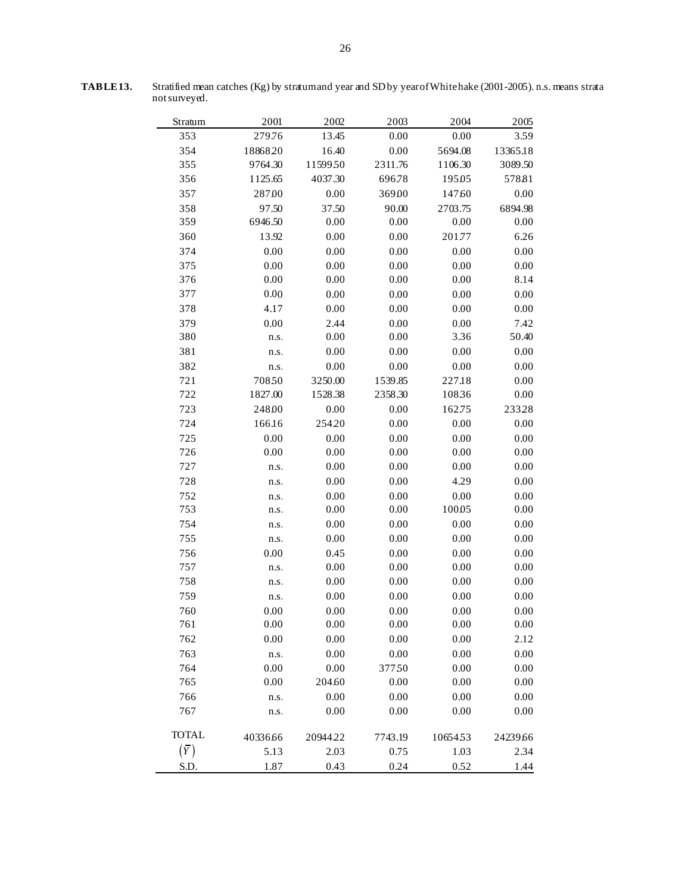**TABLE 13.** Stratified mean catches (Kg) by stratum and year and SD by year of White hake (2001-2005). n.s. means strata not surveyed.

| Stratum | 2001 | 2002 | 2003 | 2004 | 2005 |
|---|---|---|---|---|---|
| 353 | 279.76 | 13.45 | 0.00 | 0.00 | 3.59 |
| 354 | 18868.20 | 16.40 | 0.00 | 5694.08 | 13365.18 |
| 355 | 9764.30 | 11599.50 | 2311.76 | 1106.30 | 3089.50 |
| 356 | 1125.65 | 4037.30 | 696.78 | 195.05 | 578.81 |
| 357 | 287.00 | 0.00 | 369.00 | 147.60 | 0.00 |
| 358 | 97.50 | 37.50 | 90.00 | 2703.75 | 6894.98 |
| 359 | 6946.50 | 0.00 | 0.00 | 0.00 | 0.00 |
| 360 | 13.92 | 0.00 | 0.00 | 201.77 | 6.26 |
| 374 | 0.00 | 0.00 | 0.00 | 0.00 | 0.00 |
| 375 | 0.00 | 0.00 | 0.00 | 0.00 | 0.00 |
| 376 | 0.00 | 0.00 | 0.00 | 0.00 | 8.14 |
| 377 | 0.00 | 0.00 | 0.00 | 0.00 | 0.00 |
| 378 | 4.17 | 0.00 | 0.00 | 0.00 | 0.00 |
| 379 | 0.00 | 2.44 | 0.00 | 0.00 | 7.42 |
| 380 | n.s. | 0.00 | 0.00 | 3.36 | 50.40 |
| 381 | n.s. | 0.00 | 0.00 | 0.00 | 0.00 |
| 382 | n.s. | 0.00 | 0.00 | 0.00 | 0.00 |
| 721 | 708.50 | 3250.00 | 1539.85 | 227.18 | 0.00 |
| 722 | 1827.00 | 1528.38 | 2358.30 | 108.36 | 0.00 |
| 723 | 248.00 | 0.00 | 0.00 | 162.75 | 233.28 |
| 724 | 166.16 | 254.20 | 0.00 | 0.00 | 0.00 |
| 725 | 0.00 | 0.00 | 0.00 | 0.00 | 0.00 |
| 726 | 0.00 | 0.00 | 0.00 | 0.00 | 0.00 |
| 727 | n.s. | 0.00 | 0.00 | 0.00 | 0.00 |
| 728 | n.s. | 0.00 | 0.00 | 4.29 | 0.00 |
| 752 | n.s. | 0.00 | 0.00 | 0.00 | 0.00 |
| 753 | n.s. | 0.00 | 0.00 | 100.05 | 0.00 |
| 754 | n.s. | 0.00 | 0.00 | 0.00 | 0.00 |
| 755 | n.s. | 0.00 | 0.00 | 0.00 | 0.00 |
| 756 | 0.00 | 0.45 | 0.00 | 0.00 | 0.00 |
| 757 | n.s. | 0.00 | 0.00 | 0.00 | 0.00 |
| 758 | n.s. | 0.00 | 0.00 | 0.00 | 0.00 |
| 759 | n.s. | 0.00 | 0.00 | 0.00 | 0.00 |
| 760 | 0.00 | 0.00 | 0.00 | 0.00 | 0.00 |
| 761 | 0.00 | 0.00 | 0.00 | 0.00 | 0.00 |
| 762 | 0.00 | 0.00 | 0.00 | 0.00 | 2.12 |
| 763 | n.s. | 0.00 | 0.00 | 0.00 | 0.00 |
| 764 | 0.00 | 0.00 | 377.50 | 0.00 | 0.00 |
| 765 | 0.00 | 204.60 | 0.00 | 0.00 | 0.00 |
| 766 | n.s. | 0.00 | 0.00 | 0.00 | 0.00 |
| 767 | n.s. | 0.00 | 0.00 | 0.00 | 0.00 |
| TOTAL | 40336.66 | 20944.22 | 7743.19 | 10654.53 | 24239.66 |
| $(\bar{Y})$ | 5.13 | 2.03 | 0.75 | 1.03 | 2.34 |
| S.D. | 1.87 | 0.43 | 0.24 | 0.52 | 1.44 |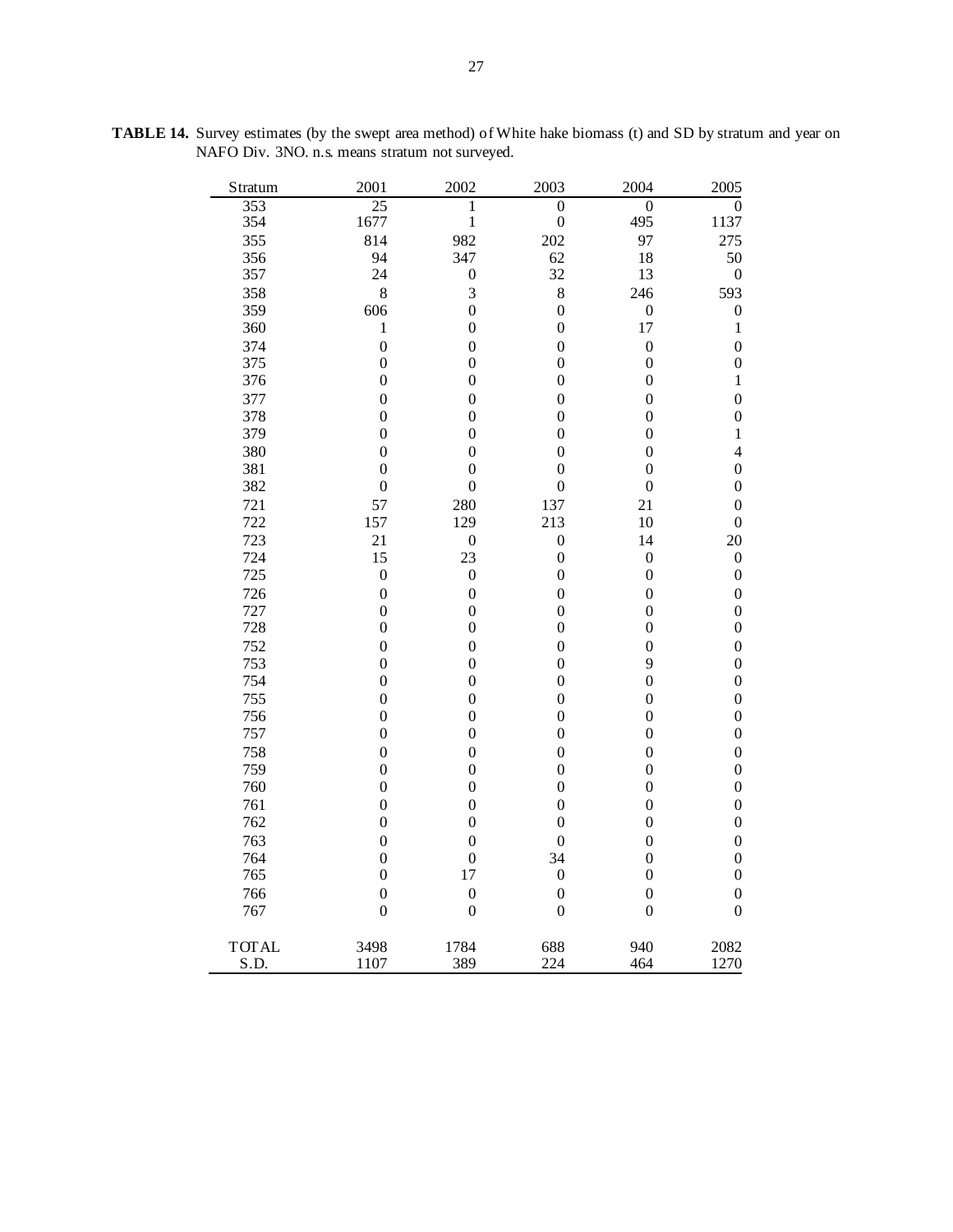**TABLE 14.** Survey estimates (by the swept area method) of White hake biomass (t) and SD by stratum and year on NAFO Div. 3NO. n.s. means stratum not surveyed.

| Stratum | 2001 | 2002 | 2003 | 2004 | 2005 |
|---|---|---|---|---|---|
| 353 | 25 | 1 | 0 | 0 | 0 |
| 354 | 1677 | 1 | 0 | 495 | 1137 |
| 355 | 814 | 982 | 202 | 97 | 275 |
| 356 | 94 | 347 | 62 | 18 | 50 |
| 357 | 24 | 0 | 32 | 13 | 0 |
| 358 | 8 | 3 | 8 | 246 | 593 |
| 359 | 606 | 0 | 0 | 0 | 0 |
| 360 | 1 | 0 | 0 | 17 | 1 |
| 374 | 0 | 0 | 0 | 0 | 0 |
| 375 | 0 | 0 | 0 | 0 | 0 |
| 376 | 0 | 0 | 0 | 0 | 1 |
| 377 | 0 | 0 | 0 | 0 | 0 |
| 378 | 0 | 0 | 0 | 0 | 0 |
| 379 | 0 | 0 | 0 | 0 | 1 |
| 380 | 0 | 0 | 0 | 0 | 4 |
| 381 | 0 | 0 | 0 | 0 | 0 |
| 382 | 0 | 0 | 0 | 0 | 0 |
| 721 | 57 | 280 | 137 | 21 | 0 |
| 722 | 157 | 129 | 213 | 10 | 0 |
| 723 | 21 | 0 | 0 | 14 | 20 |
| 724 | 15 | 23 | 0 | 0 | 0 |
| 725 | 0 | 0 | 0 | 0 | 0 |
| 726 | 0 | 0 | 0 | 0 | 0 |
| 727 | 0 | 0 | 0 | 0 | 0 |
| 728 | 0 | 0 | 0 | 0 | 0 |
| 752 | 0 | 0 | 0 | 0 | 0 |
| 753 | 0 | 0 | 0 | 9 | 0 |
| 754 | 0 | 0 | 0 | 0 | 0 |
| 755 | 0 | 0 | 0 | 0 | 0 |
| 756 | 0 | 0 | 0 | 0 | 0 |
| 757 | 0 | 0 | 0 | 0 | 0 |
| 758 | 0 | 0 | 0 | 0 | 0 |
| 759 | 0 | 0 | 0 | 0 | 0 |
| 760 | 0 | 0 | 0 | 0 | 0 |
| 761 | 0 | 0 | 0 | 0 | 0 |
| 762 | 0 | 0 | 0 | 0 | 0 |
| 763 | 0 | 0 | 0 | 0 | 0 |
| 764 | 0 | 0 | 34 | 0 | 0 |
| 765 | 0 | 17 | 0 | 0 | 0 |
| 766 | 0 | 0 | 0 | 0 | 0 |
| 767 | 0 | 0 | 0 | 0 | 0 |
| TOTAL | 3498 | 1784 | 688 | 940 | 2082 |
| S.D. | 1107 | 389 | 224 | 464 | 1270 |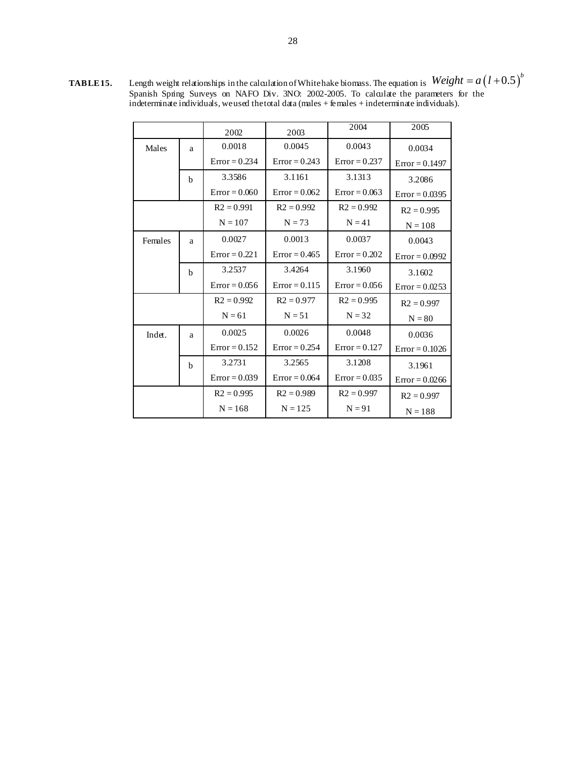**TABLE 15.** Length weight relationships in the calculation of White hake biomass. The equation is $Weight = a\left(l + 0.5\right)^{b}$ Spanish Spring Surveys on NAFO Div. 3NO: 2002-2005. To calculate the parameters for the indeterminate individuals, we used the total data (males + females + indeterminate individuals).

| | | 2002 | 2003 | 2004 | 2005 |
|---|---|---|---|---|---|
| Males | a | 0.0018 | 0.0045 | 0.0043 | 0.0034 |
| | | Error = 0.234 | Error = 0.243 | Error = 0.237 | Error = 0.1497 |
| | b | 3.3586 | 3.1161 | 3.1313 | 3.2086 |
| | | Error = 0.060 | Error = 0.062 | Error = 0.063 | Error = 0.0395 |
| | | R2 = 0.991 | R2 = 0.992 | R2 = 0.992 | R2 = 0.995 |
| | | N = 107 | N = 73 | N = 41 | N = 108 |
| Females | a | 0.0027 | 0.0013 | 0.0037 | 0.0043 |
| | | Error = 0.221 | Error = 0.465 | Error = 0.202 | Error = 0.0992 |
| | b | 3.2537 | 3.4264 | 3.1960 | 3.1602 |
| | | Error = 0.056 | Error = 0.115 | Error = 0.056 | Error = 0.0253 |
| | | R2 = 0.992 | R2 = 0.977 | R2 = 0.995 | R2 = 0.997 |
| | | N = 61 | N = 51 | N = 32 | N = 80 |
| Indet. | a | 0.0025 | 0.0026 | 0.0048 | 0.0036 |
| | | Error = 0.152 | Error = 0.254 | Error = 0.127 | Error = 0.1026 |
| | b | 3.2731 | 3.2565 | 3.1208 | 3.1961 |
| | | Error = 0.039 | Error = 0.064 | Error = 0.035 | Error = 0.0266 |
| | | R2 = 0.995 | R2 = 0.989 | R2 = 0.997 | R2 = 0.997 |
| | | N = 168 | N = 125 | N = 91 | N = 188 |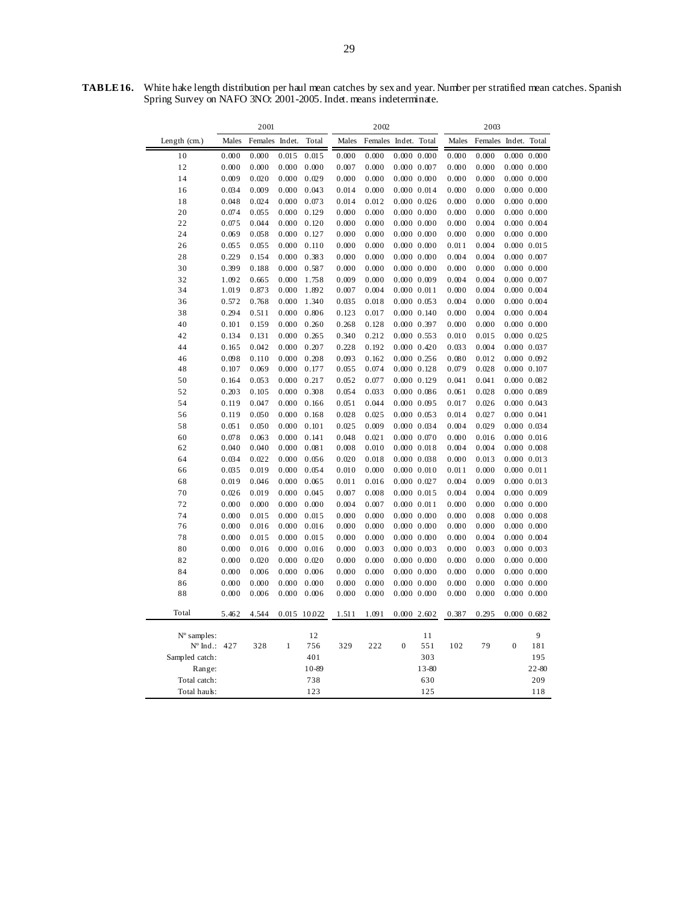**TABLE 16.** White hake length distribution per haul mean catches by sex and year. Number per stratified mean catches. Spanish Spring Survey on NAFO 3NO: 2001-2005. Indet. means indeterminate.

| | 2001 | | | | 2002 | | | | 2003 | | | |
|---|---|---|---|---|---|---|---|---|---|---|---|---|
| Length (cm.) | Males | Females | Indet. | Total | Males | Females | Indet. | Total | Males | Females | Indet. | Total |
| 10 | 0.000 | 0.000 | 0.015 | 0.015 | 0.000 | 0.000 | 0.000 | 0.000 | 0.000 | 0.000 | 0.000 | 0.000 |
| 12 | 0.000 | 0.000 | 0.000 | 0.000 | 0.007 | 0.000 | 0.000 | 0.007 | 0.000 | 0.000 | 0.000 | 0.000 |
| 14 | 0.009 | 0.020 | 0.000 | 0.029 | 0.000 | 0.000 | 0.000 | 0.000 | 0.000 | 0.000 | 0.000 | 0.000 |
| 16 | 0.034 | 0.009 | 0.000 | 0.043 | 0.014 | 0.000 | 0.000 | 0.014 | 0.000 | 0.000 | 0.000 | 0.000 |
| 18 | 0.048 | 0.024 | 0.000 | 0.073 | 0.014 | 0.012 | 0.000 | 0.026 | 0.000 | 0.000 | 0.000 | 0.000 |
| 20 | 0.074 | 0.055 | 0.000 | 0.129 | 0.000 | 0.000 | 0.000 | 0.000 | 0.000 | 0.000 | 0.000 | 0.000 |
| 22 | 0.075 | 0.044 | 0.000 | 0.120 | 0.000 | 0.000 | 0.000 | 0.000 | 0.000 | 0.004 | 0.000 | 0.004 |
| 24 | 0.069 | 0.058 | 0.000 | 0.127 | 0.000 | 0.000 | 0.000 | 0.000 | 0.000 | 0.000 | 0.000 | 0.000 |
| 26 | 0.055 | 0.055 | 0.000 | 0.110 | 0.000 | 0.000 | 0.000 | 0.000 | 0.011 | 0.004 | 0.000 | 0.015 |
| 28 | 0.229 | 0.154 | 0.000 | 0.383 | 0.000 | 0.000 | 0.000 | 0.000 | 0.004 | 0.004 | 0.000 | 0.007 |
| 30 | 0.399 | 0.188 | 0.000 | 0.587 | 0.000 | 0.000 | 0.000 | 0.000 | 0.000 | 0.000 | 0.000 | 0.000 |
| 32 | 1.092 | 0.665 | 0.000 | 1.758 | 0.009 | 0.000 | 0.000 | 0.009 | 0.004 | 0.004 | 0.000 | 0.007 |
| 34 | 1.019 | 0.873 | 0.000 | 1.892 | 0.007 | 0.004 | 0.000 | 0.011 | 0.000 | 0.004 | 0.000 | 0.004 |
| 36 | 0.572 | 0.768 | 0.000 | 1.340 | 0.035 | 0.018 | 0.000 | 0.053 | 0.004 | 0.000 | 0.000 | 0.004 |
| 38 | 0.294 | 0.511 | 0.000 | 0.806 | 0.123 | 0.017 | 0.000 | 0.140 | 0.000 | 0.004 | 0.000 | 0.004 |
| 40 | 0.101 | 0.159 | 0.000 | 0.260 | 0.268 | 0.128 | 0.000 | 0.397 | 0.000 | 0.000 | 0.000 | 0.000 |
| 42 | 0.134 | 0.131 | 0.000 | 0.265 | 0.340 | 0.212 | 0.000 | 0.553 | 0.010 | 0.015 | 0.000 | 0.025 |
| 44 | 0.165 | 0.042 | 0.000 | 0.207 | 0.228 | 0.192 | 0.000 | 0.420 | 0.033 | 0.004 | 0.000 | 0.037 |
| 46 | 0.098 | 0.110 | 0.000 | 0.208 | 0.093 | 0.162 | 0.000 | 0.256 | 0.080 | 0.012 | 0.000 | 0.092 |
| 48 | 0.107 | 0.069 | 0.000 | 0.177 | 0.055 | 0.074 | 0.000 | 0.128 | 0.079 | 0.028 | 0.000 | 0.107 |
| 50 | 0.164 | 0.053 | 0.000 | 0.217 | 0.052 | 0.077 | 0.000 | 0.129 | 0.041 | 0.041 | 0.000 | 0.082 |
| 52 | 0.203 | 0.105 | 0.000 | 0.308 | 0.054 | 0.033 | 0.000 | 0.086 | 0.061 | 0.028 | 0.000 | 0.089 |
| 54 | 0.119 | 0.047 | 0.000 | 0.166 | 0.051 | 0.044 | 0.000 | 0.095 | 0.017 | 0.026 | 0.000 | 0.043 |
| 56 | 0.119 | 0.050 | 0.000 | 0.168 | 0.028 | 0.025 | 0.000 | 0.053 | 0.014 | 0.027 | 0.000 | 0.041 |
| 58 | 0.051 | 0.050 | 0.000 | 0.101 | 0.025 | 0.009 | 0.000 | 0.034 | 0.004 | 0.029 | 0.000 | 0.034 |
| 60 | 0.078 | 0.063 | 0.000 | 0.141 | 0.048 | 0.021 | 0.000 | 0.070 | 0.000 | 0.016 | 0.000 | 0.016 |
| 62 | 0.040 | 0.040 | 0.000 | 0.081 | 0.008 | 0.010 | 0.000 | 0.018 | 0.004 | 0.004 | 0.000 | 0.008 |
| 64 | 0.034 | 0.022 | 0.000 | 0.056 | 0.020 | 0.018 | 0.000 | 0.038 | 0.000 | 0.013 | 0.000 | 0.013 |
| 66 | 0.035 | 0.019 | 0.000 | 0.054 | 0.010 | 0.000 | 0.000 | 0.010 | 0.011 | 0.000 | 0.000 | 0.011 |
| 68 | 0.019 | 0.046 | 0.000 | 0.065 | 0.011 | 0.016 | 0.000 | 0.027 | 0.004 | 0.009 | 0.000 | 0.013 |
| 70 | 0.026 | 0.019 | 0.000 | 0.045 | 0.007 | 0.008 | 0.000 | 0.015 | 0.004 | 0.004 | 0.000 | 0.009 |
| 72 | 0.000 | 0.000 | 0.000 | 0.000 | 0.004 | 0.007 | 0.000 | 0.011 | 0.000 | 0.000 | 0.000 | 0.000 |
| 74 | 0.000 | 0.015 | 0.000 | 0.015 | 0.000 | 0.000 | 0.000 | 0.000 | 0.000 | 0.008 | 0.000 | 0.008 |
| 76 | 0.000 | 0.016 | 0.000 | 0.016 | 0.000 | 0.000 | 0.000 | 0.000 | 0.000 | 0.000 | 0.000 | 0.000 |
| 78 | 0.000 | 0.015 | 0.000 | 0.015 | 0.000 | 0.000 | 0.000 | 0.000 | 0.000 | 0.004 | 0.000 | 0.004 |
| 80 | 0.000 | 0.016 | 0.000 | 0.016 | 0.000 | 0.003 | 0.000 | 0.003 | 0.000 | 0.003 | 0.000 | 0.003 |
| 82 | 0.000 | 0.020 | 0.000 | 0.020 | 0.000 | 0.000 | 0.000 | 0.000 | 0.000 | 0.000 | 0.000 | 0.000 |
| 84 | 0.000 | 0.006 | 0.000 | 0.006 | 0.000 | 0.000 | 0.000 | 0.000 | 0.000 | 0.000 | 0.000 | 0.000 |
| 86 | 0.000 | 0.000 | 0.000 | 0.000 | 0.000 | 0.000 | 0.000 | 0.000 | 0.000 | 0.000 | 0.000 | 0.000 |
| 88 | 0.000 | 0.006 | 0.000 | 0.006 | 0.000 | 0.000 | 0.000 | 0.000 | 0.000 | 0.000 | 0.000 | 0.000 |
| Total | 5.462 | 4.544 | 0.015 | 10.022 | 1.511 | 1.091 | 0.000 | 2.602 | 0.387 | 0.295 | 0.000 | 0.682 |
| Nº samples: | | | | 12 | | | | 11 | | | | 9 |
| Nº Ind.: | 427 | 328 | 1 | 756 | 329 | 222 | 0 | 551 | 102 | 79 | 0 | 181 |
| Sampled catch: | | | | 401 | | | | 303 | | | | 195 |
| Range: | | | | 10-89 | | | | 13-80 | | | | 22-80 |
| Total catch: | | | | 738 | | | | 630 | | | | 209 |
| Total hauls: | | | | 123 | | | | 125 | | | | 118 |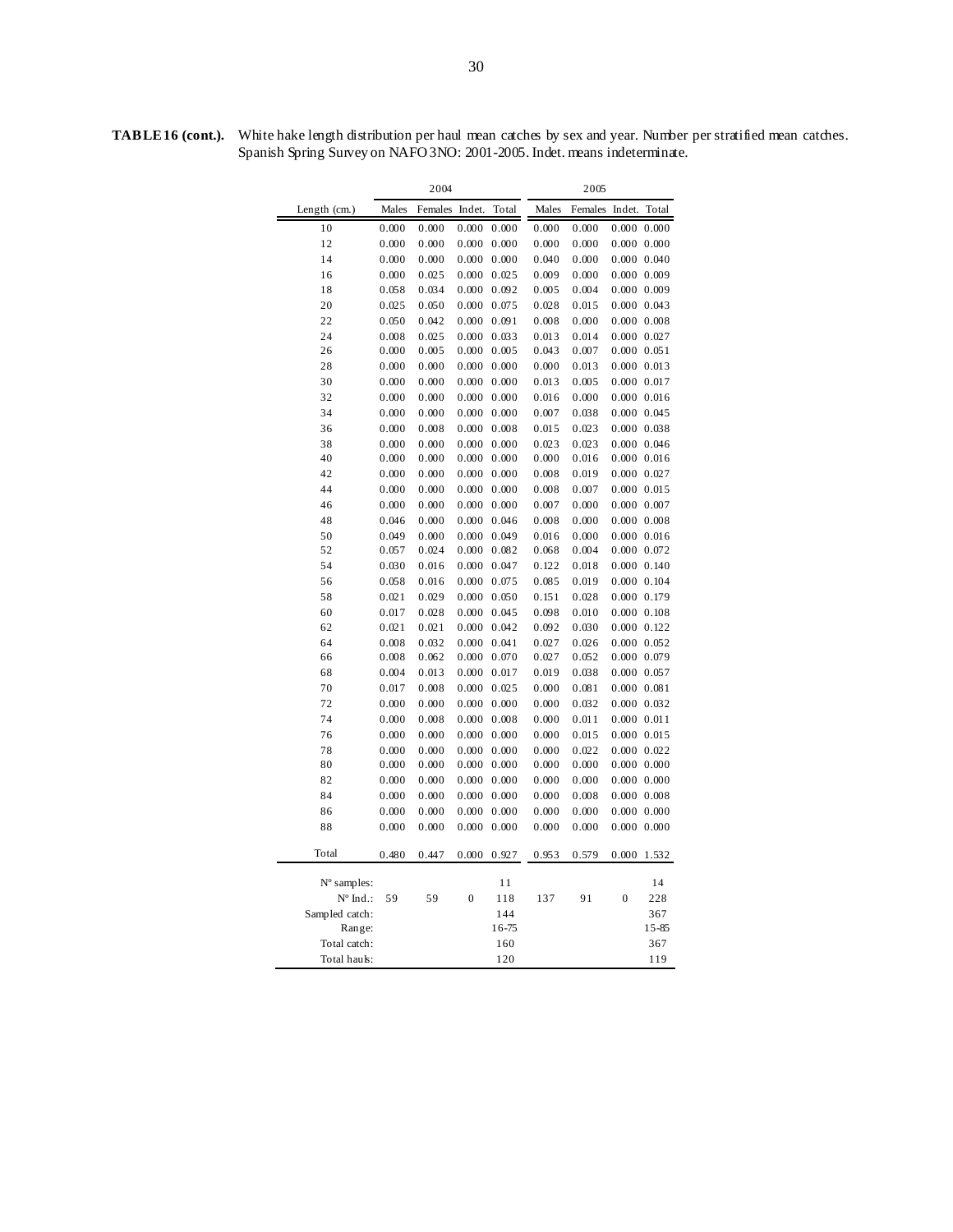**TABLE 16 (cont.).** White hake length distribution per haul mean catches by sex and year. Number per stratified mean catches. Spanish Spring Survey on NAFO 3NO: 2001-2005. Indet. means indeterminate.

| | 2004 | | | | 2005 | | | |
|---|---|---|---|---|---|---|---|---|
| Length (cm.) | Males | Females | Indet. | Total | Males | Females | Indet. | Total |
| 10 | 0.000 | 0.000 | 0.000 | 0.000 | 0.000 | 0.000 | 0.000 | 0.000 |
| 12 | 0.000 | 0.000 | 0.000 | 0.000 | 0.000 | 0.000 | 0.000 | 0.000 |
| 14 | 0.000 | 0.000 | 0.000 | 0.000 | 0.040 | 0.000 | 0.000 | 0.040 |
| 16 | 0.000 | 0.025 | 0.000 | 0.025 | 0.009 | 0.000 | 0.000 | 0.009 |
| 18 | 0.058 | 0.034 | 0.000 | 0.092 | 0.005 | 0.004 | 0.000 | 0.009 |
| 20 | 0.025 | 0.050 | 0.000 | 0.075 | 0.028 | 0.015 | 0.000 | 0.043 |
| 22 | 0.050 | 0.042 | 0.000 | 0.091 | 0.008 | 0.000 | 0.000 | 0.008 |
| 24 | 0.008 | 0.025 | 0.000 | 0.033 | 0.013 | 0.014 | 0.000 | 0.027 |
| 26 | 0.000 | 0.005 | 0.000 | 0.005 | 0.043 | 0.007 | 0.000 | 0.051 |
| 28 | 0.000 | 0.000 | 0.000 | 0.000 | 0.000 | 0.013 | 0.000 | 0.013 |
| 30 | 0.000 | 0.000 | 0.000 | 0.000 | 0.013 | 0.005 | 0.000 | 0.017 |
| 32 | 0.000 | 0.000 | 0.000 | 0.000 | 0.016 | 0.000 | 0.000 | 0.016 |
| 34 | 0.000 | 0.000 | 0.000 | 0.000 | 0.007 | 0.038 | 0.000 | 0.045 |
| 36 | 0.000 | 0.008 | 0.000 | 0.008 | 0.015 | 0.023 | 0.000 | 0.038 |
| 38 | 0.000 | 0.000 | 0.000 | 0.000 | 0.023 | 0.023 | 0.000 | 0.046 |
| 40 | 0.000 | 0.000 | 0.000 | 0.000 | 0.000 | 0.016 | 0.000 | 0.016 |
| 42 | 0.000 | 0.000 | 0.000 | 0.000 | 0.008 | 0.019 | 0.000 | 0.027 |
| 44 | 0.000 | 0.000 | 0.000 | 0.000 | 0.008 | 0.007 | 0.000 | 0.015 |
| 46 | 0.000 | 0.000 | 0.000 | 0.000 | 0.007 | 0.000 | 0.000 | 0.007 |
| 48 | 0.046 | 0.000 | 0.000 | 0.046 | 0.008 | 0.000 | 0.000 | 0.008 |
| 50 | 0.049 | 0.000 | 0.000 | 0.049 | 0.016 | 0.000 | 0.000 | 0.016 |
| 52 | 0.057 | 0.024 | 0.000 | 0.082 | 0.068 | 0.004 | 0.000 | 0.072 |
| 54 | 0.030 | 0.016 | 0.000 | 0.047 | 0.122 | 0.018 | 0.000 | 0.140 |
| 56 | 0.058 | 0.016 | 0.000 | 0.075 | 0.085 | 0.019 | 0.000 | 0.104 |
| 58 | 0.021 | 0.029 | 0.000 | 0.050 | 0.151 | 0.028 | 0.000 | 0.179 |
| 60 | 0.017 | 0.028 | 0.000 | 0.045 | 0.098 | 0.010 | 0.000 | 0.108 |
| 62 | 0.021 | 0.021 | 0.000 | 0.042 | 0.092 | 0.030 | 0.000 | 0.122 |
| 64 | 0.008 | 0.032 | 0.000 | 0.041 | 0.027 | 0.026 | 0.000 | 0.052 |
| 66 | 0.008 | 0.062 | 0.000 | 0.070 | 0.027 | 0.052 | 0.000 | 0.079 |
| 68 | 0.004 | 0.013 | 0.000 | 0.017 | 0.019 | 0.038 | 0.000 | 0.057 |
| 70 | 0.017 | 0.008 | 0.000 | 0.025 | 0.000 | 0.081 | 0.000 | 0.081 |
| 72 | 0.000 | 0.000 | 0.000 | 0.000 | 0.000 | 0.032 | 0.000 | 0.032 |
| 74 | 0.000 | 0.008 | 0.000 | 0.008 | 0.000 | 0.011 | 0.000 | 0.011 |
| 76 | 0.000 | 0.000 | 0.000 | 0.000 | 0.000 | 0.015 | 0.000 | 0.015 |
| 78 | 0.000 | 0.000 | 0.000 | 0.000 | 0.000 | 0.022 | 0.000 | 0.022 |
| 80 | 0.000 | 0.000 | 0.000 | 0.000 | 0.000 | 0.000 | 0.000 | 0.000 |
| 82 | 0.000 | 0.000 | 0.000 | 0.000 | 0.000 | 0.000 | 0.000 | 0.000 |
| 84 | 0.000 | 0.000 | 0.000 | 0.000 | 0.000 | 0.008 | 0.000 | 0.008 |
| 86 | 0.000 | 0.000 | 0.000 | 0.000 | 0.000 | 0.000 | 0.000 | 0.000 |
| 88 | 0.000 | 0.000 | 0.000 | 0.000 | 0.000 | 0.000 | 0.000 | 0.000 |
| Total | 0.480 | 0.447 | 0.000 | 0.927 | 0.953 | 0.579 | 0.000 | 1.532 |
| Nº samples: | | | | 11 | | | | 14 |
| Nº Ind.: | 59 | 59 | 0 | 118 | 137 | 91 | 0 | 228 |
| Sampled catch: | | | | 144 | | | | 367 |
| Range: | | | | 16-75 | | | | 15-85 |
| Total catch: | | | | 160 | | | | 367 |
| Total hauls: | | | | 120 | | | | 119 |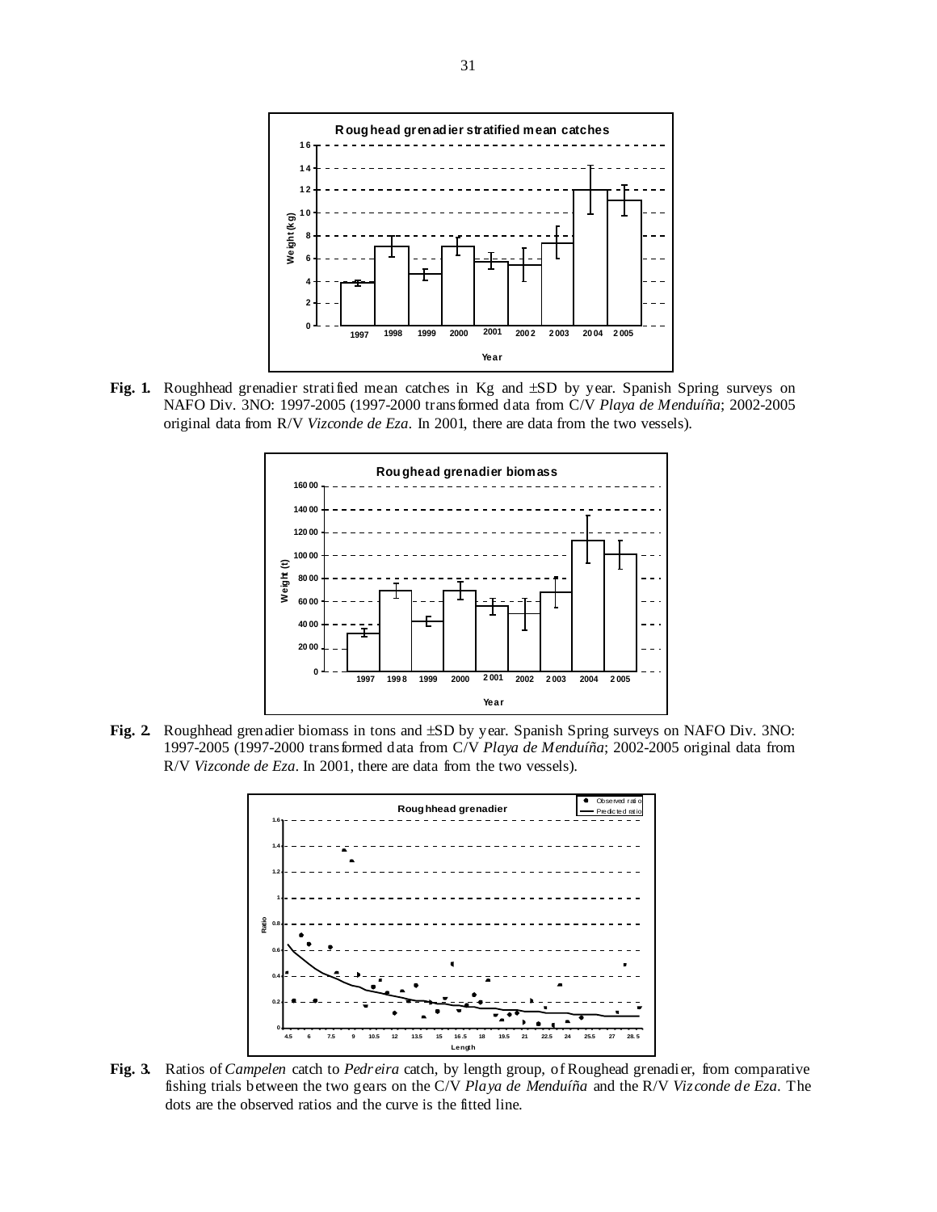**Fig. 1.** Roughhead grenadier stratified mean catches in Kg and ±SD by year. Spanish Spring surveys on NAFO Div. 3NO: 1997-2005 (1997-2000 transformed data from C/V *Playa de Menduíña*; 2002-2005 original data from R/V *Vizconde de Eza*. In 2001, there are data from the two vessels).

**Fig. 2.** Roughhead grenadier biomass in tons and ±SD by year. Spanish Spring surveys on NAFO Div. 3NO: 1997-2005 (1997-2000 transformed data from C/V *Playa de Menduíña*; 2002-2005 original data from R/V *Vizconde de Eza*. In 2001, there are data from the two vessels).

**Fig. 3.** Ratios of *Campelen* catch to *Pedreira* catch, by length group, of Roughead grenadier, from comparative fishing trials between the two gears on the C/V *Playa de Menduíña* and the R/V *Vizconde de Eza*. The dots are the observed ratios and the curve is the fitted line.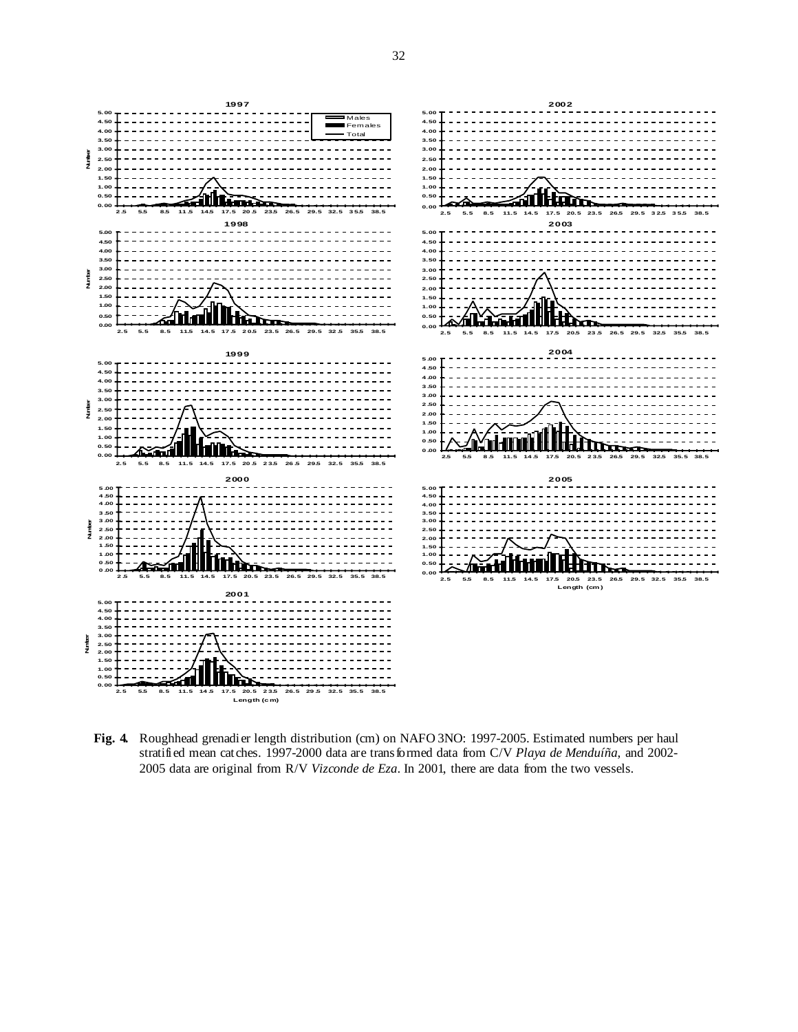**Fig. 4.** Roughhead grenadier length distribution (cm) on NAFO 3NO: 1997-2005. Estimated numbers per haul stratified mean catches. 1997-2000 data are transformed data from C/V *Playa de Menduíña*, and 2002-2005 data are original from R/V *Vizconde de Eza*. In 2001, there are data from the two vessels.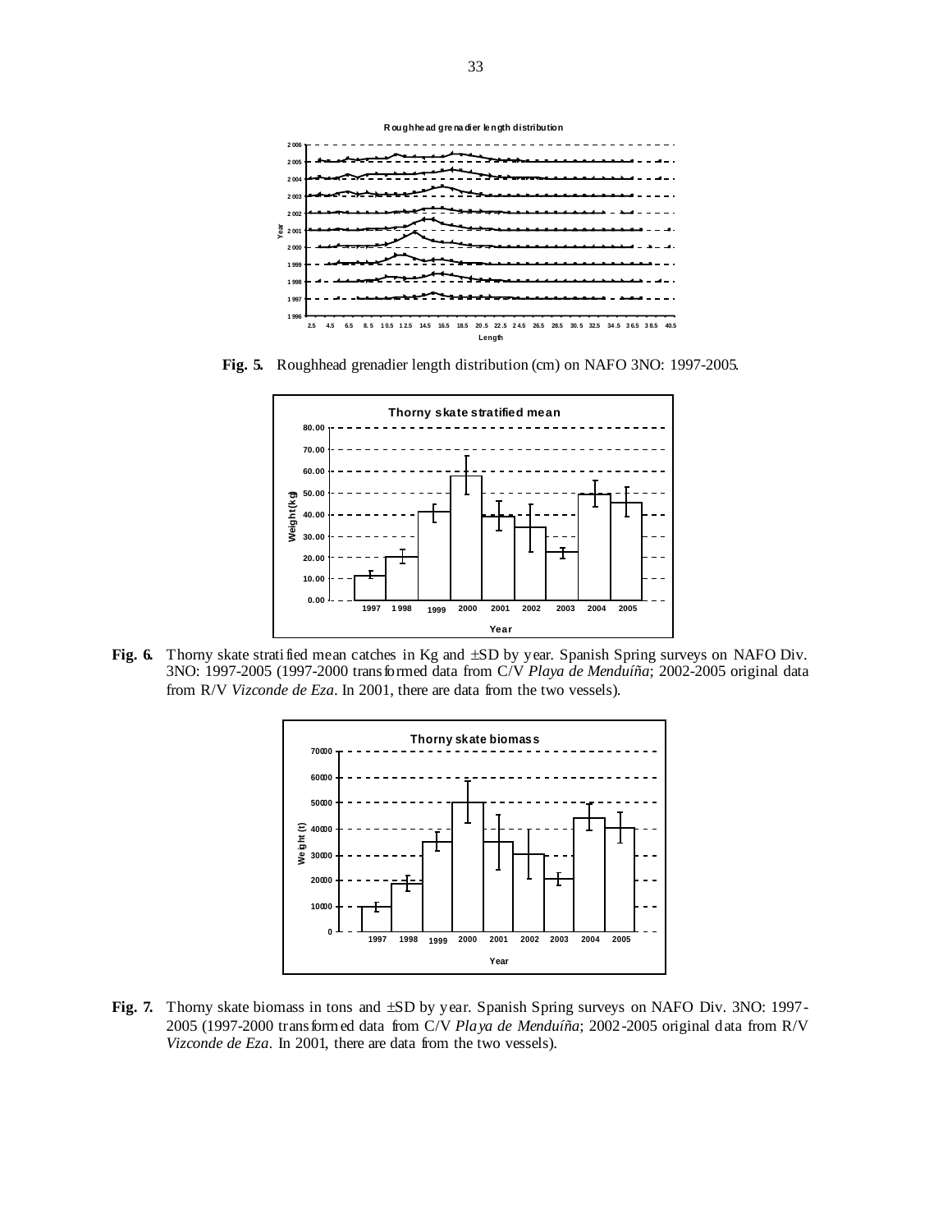**Fig. 5.** Roughhead grenadier length distribution (cm) on NAFO 3NO: 1997-2005.

**Fig. 6.** Thorny skate stratified mean catches in Kg and ±SD by year. Spanish Spring surveys on NAFO Div. 3NO: 1997-2005 (1997-2000 transformed data from C/V *Playa de Menduíña*; 2002-2005 original data from R/V *Vizconde de Eza*. In 2001, there are data from the two vessels).

**Fig. 7.** Thorny skate biomass in tons and ±SD by year. Spanish Spring surveys on NAFO Div. 3NO: 1997-2005 (1997-2000 transformed data from C/V *Playa de Menduíña*; 2002-2005 original data from R/V *Vizconde de Eza*. In 2001, there are data from the two vessels).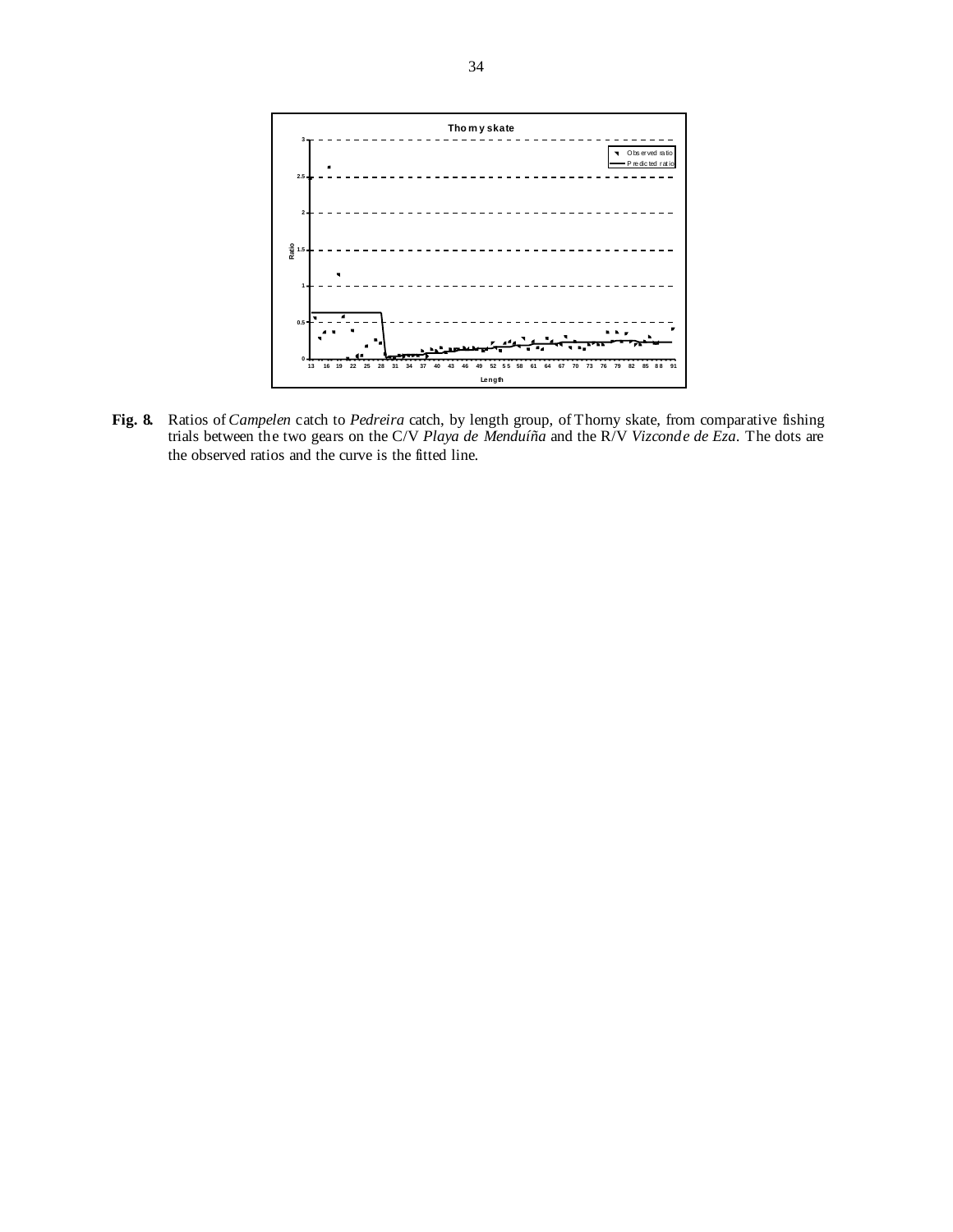**Fig. 8.** Ratios of *Campelen* catch to *Pedreira* catch, by length group, of Thorny skate, from comparative fishing trials between the two gears on the C/V *Playa de Menduíña* and the R/V *Vizconde de Eza*. The dots are the observed ratios and the curve is the fitted line.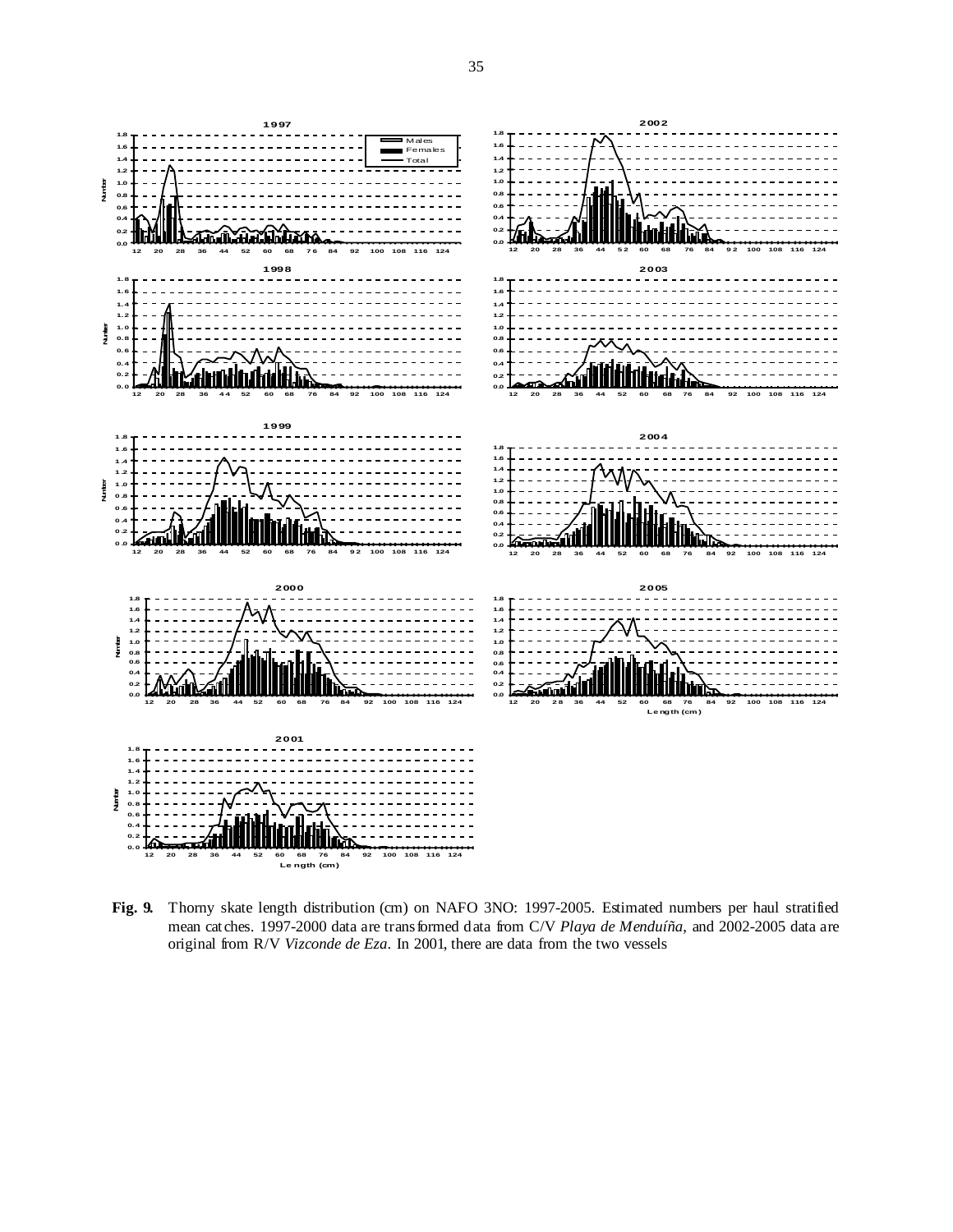**Fig. 9.** Thorny skate length distribution (cm) on NAFO 3NO: 1997-2005. Estimated numbers per haul stratified mean catches. 1997-2000 data are transformed data from C/V *Playa de Menduíña*, and 2002-2005 data are original from R/V *Vizconde de Eza*. In 2001, there are data from the two vessels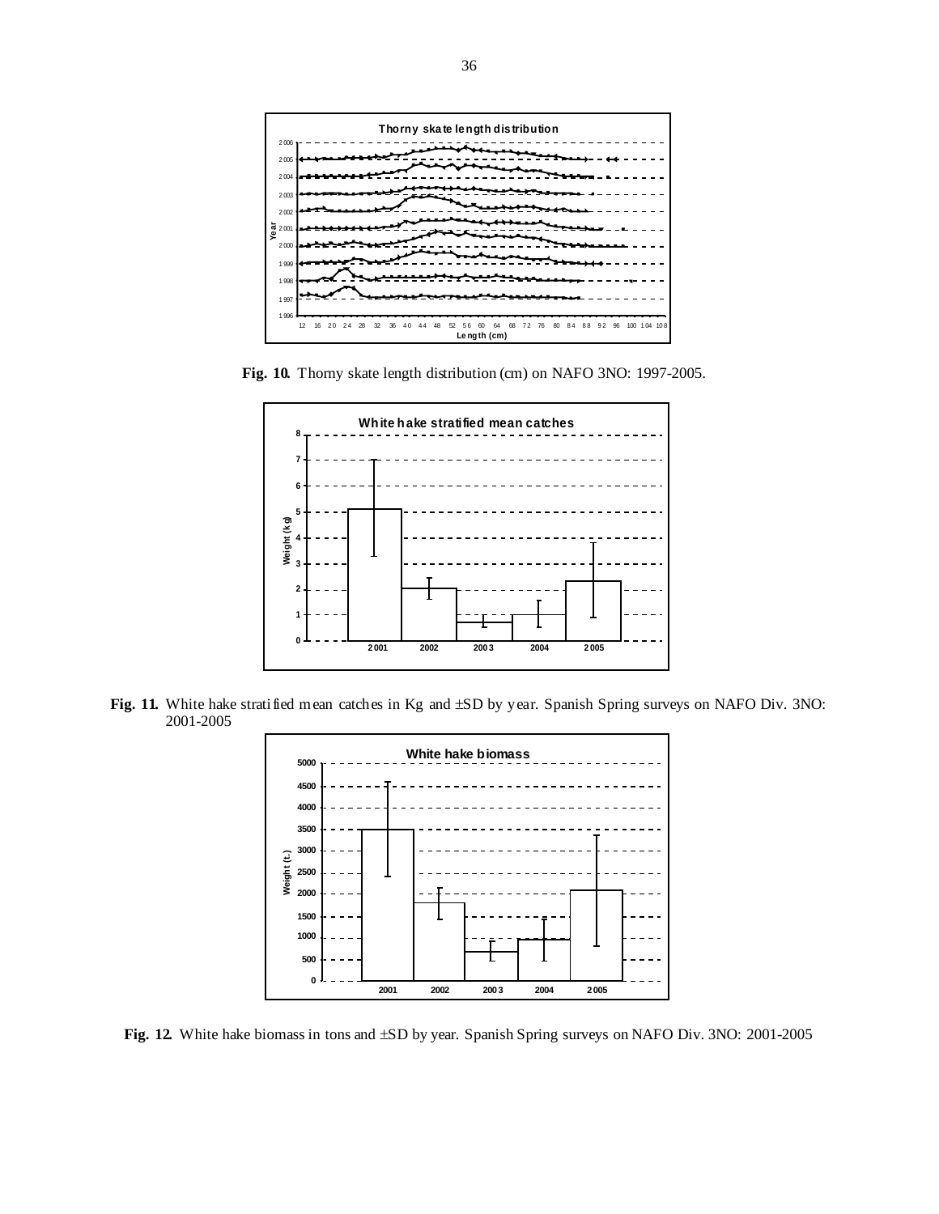**Fig. 10.** Thorny skate length distribution (cm) on NAFO 3NO: 1997-2005.

**Fig. 11.** White hake stratified mean catches in Kg and ±SD by year. Spanish Spring surveys on NAFO Div. 3NO: 2001-2005

**Fig. 12.** White hake biomass in tons and ±SD by year. Spanish Spring surveys on NAFO Div. 3NO: 2001-2005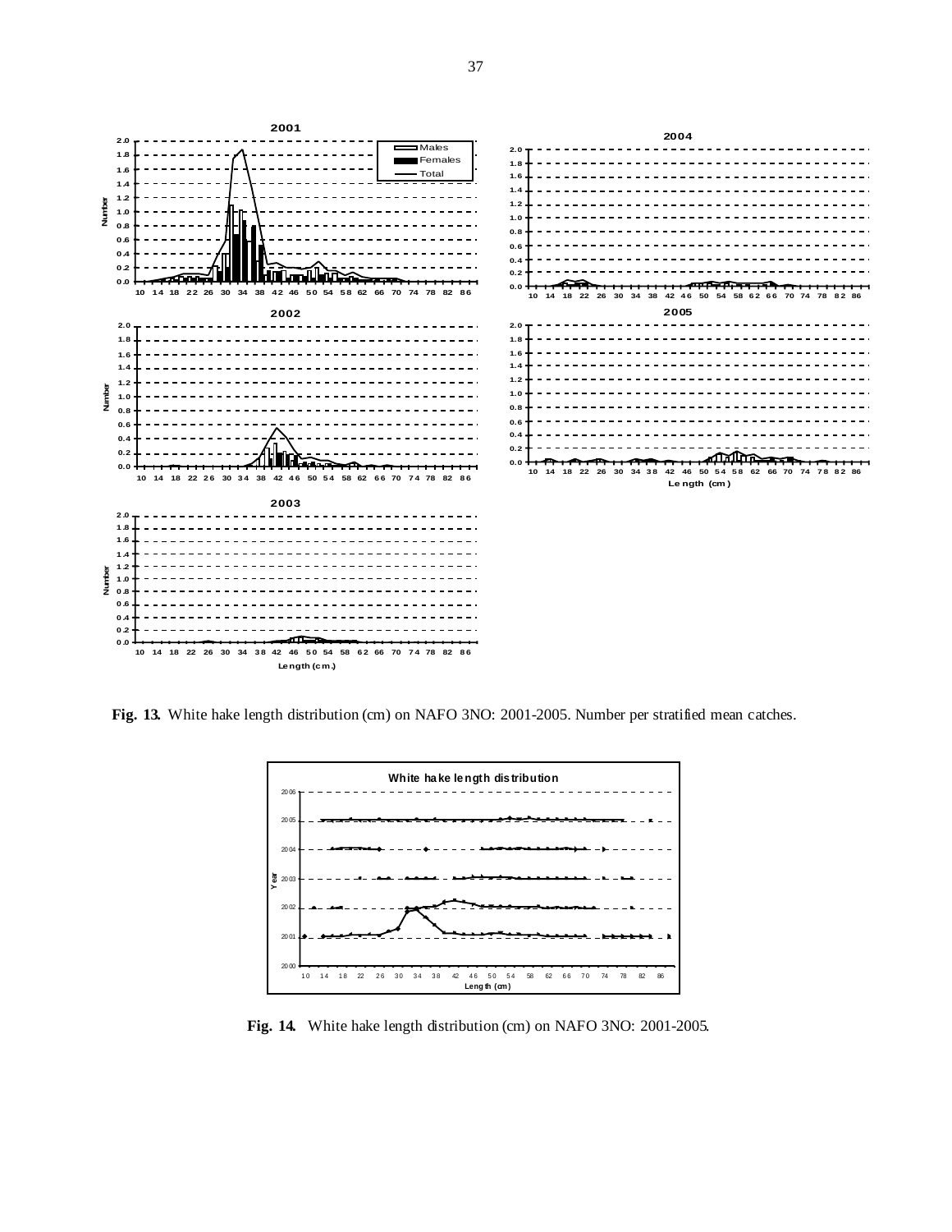2001

2.0
1.8
1.6
1.4
1.2
1.0
0.8
0.6
0.4
0.2
0.0

Number

10 14 18 22 26 30 34 38 42 46 50 54 58 62 66 70 74 78 82 86

Males
Females
Total

2004

2.0
1.8
1.6
1.4
1.2
1.0
0.8
0.6
0.4
0.2
0.0

10 14 18 22 26 30 34 38 42 46 50 54 58 62 66 70 74 78 82 86

2002

2.0
1.8
1.6
1.4
1.2
1.0
0.8
0.6
0.4
0.2
0.0

Number

10 14 18 22 26 30 34 38 42 46 50 54 58 62 66 70 74 78 82 86

2005

2.0
1.8
1.6
1.4
1.2
1.0
0.8
0.6
0.4
0.2
0.0

10 14 18 22 26 30 34 38 42 46 50 54 58 62 66 70 74 78 82 86

Length (cm)

2003

2.0
1.8
1.6
1.4
1.2
1.0
0.8
0.6
0.4
0.2
0.0

Number

10 14 18 22 26 30 34 38 42 46 50 54 58 62 66 70 74 78 82 86

Length (cm.)

**Fig. 13.** White hake length distribution (cm) on NAFO 3NO: 2001-2005. Number per stratified mean catches.

White hake length distribution

2006
2005
2004
2003
2002
2001
2000

Year

10 14 18 22 26 30 34 38 42 46 50 54 58 62 66 70 74 78 82 86

Length (cm)

**Fig. 14.** White hake length distribution (cm) on NAFO 3NO: 2001-2005.